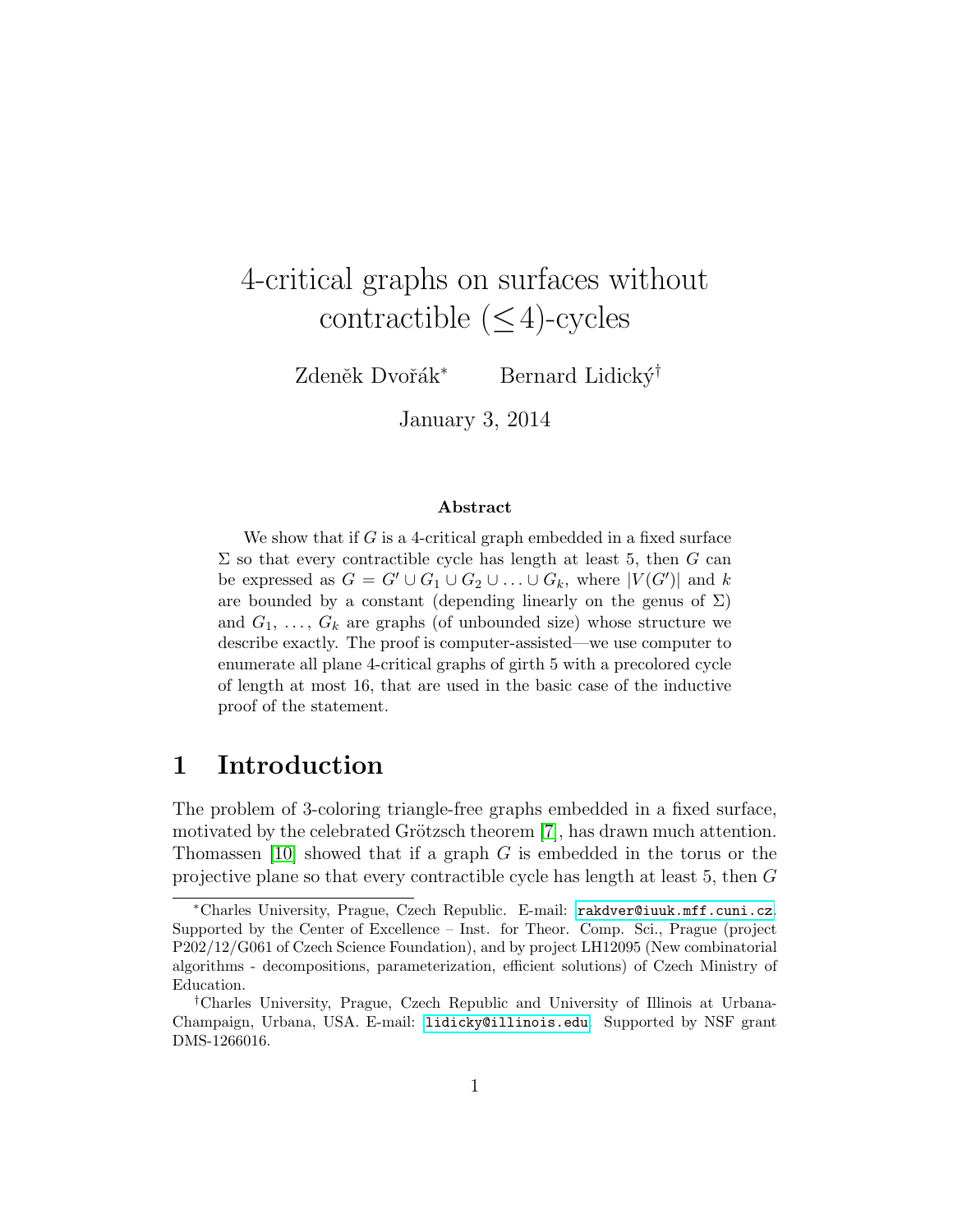# 4-critical graphs on surfaces without contractible ($\leq$4)-cycles

Zdeněk Dvořák* Bernard Lidický†

January 3, 2014

### Abstract

We show that if $G$ is a 4-critical graph embedded in a fixed surface $\Sigma$ so that every contractible cycle has length at least 5, then $G$ can be expressed as $G = G' \cup G_1 \cup G_2 \cup \ldots \cup G_k$, where $|V(G')|$ and $k$ are bounded by a constant (depending linearly on the genus of $\Sigma$) and $G_1, \ldots, G_k$ are graphs (of unbounded size) whose structure we describe exactly. The proof is computer-assisted—we use computer to enumerate all plane 4-critical graphs of girth 5 with a precolored cycle of length at most 16, that are used in the basic case of the inductive proof of the statement.

## 1 Introduction

The problem of 3-coloring triangle-free graphs embedded in a fixed surface, motivated by the celebrated Grötzsch theorem [7], has drawn much attention. Thomassen [10] showed that if a graph $G$ is embedded in the torus or the projective plane so that every contractible cycle has length at least 5, then $G$

---

*Charles University, Prague, Czech Republic. E-mail: rakdver@iuuk.mff.cuni.cz. Supported by the Center of Excellence – Inst. for Theor. Comp. Sci., Prague (project P202/12/G061 of Czech Science Foundation), and by project LH12095 (New combinatorial algorithms - decompositions, parameterization, efficient solutions) of Czech Ministry of Education.

†Charles University, Prague, Czech Republic and University of Illinois at Urbana-Champaign, Urbana, USA. E-mail: lidicky@illinois.edu. Supported by NSF grant DMS-1266016.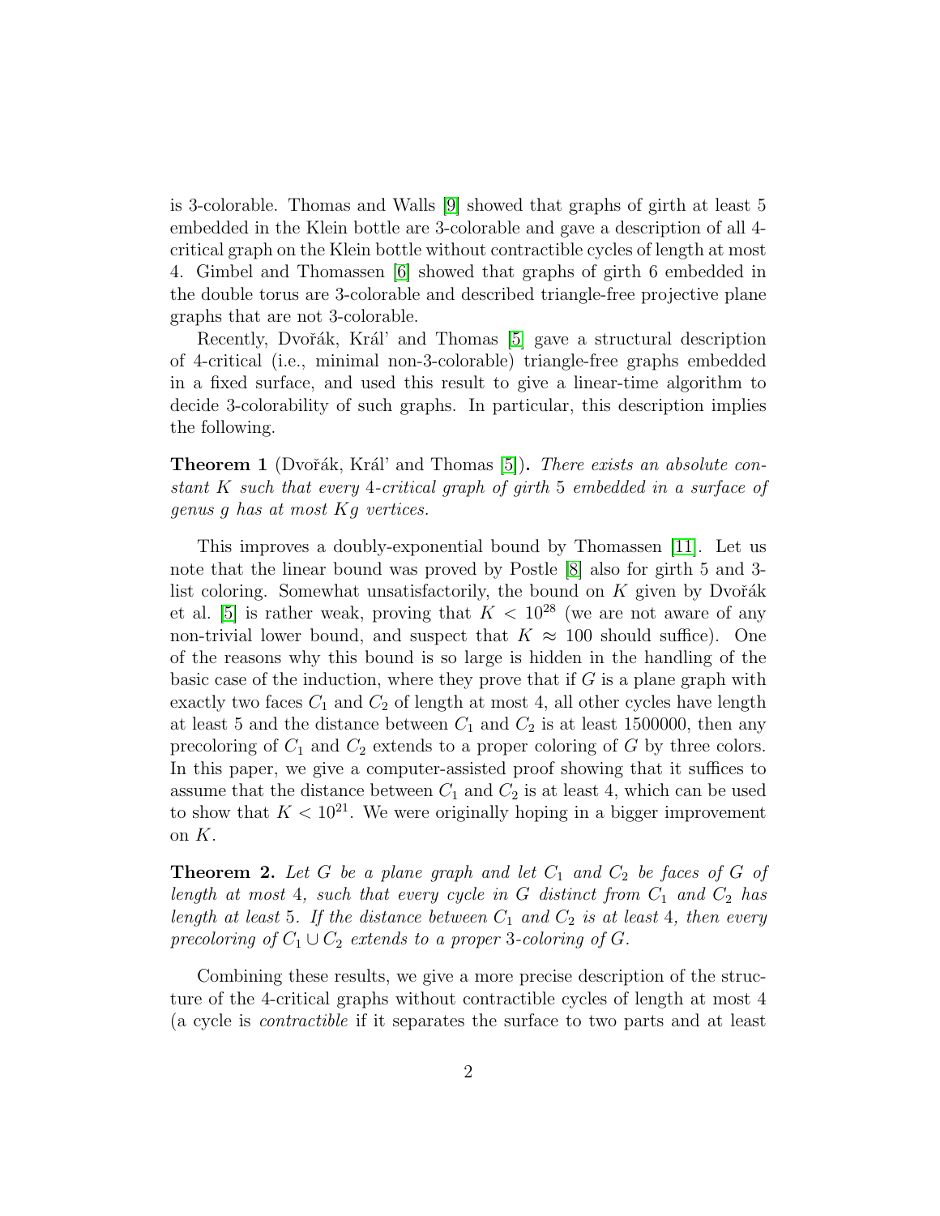is 3-colorable. Thomas and Walls [9] showed that graphs of girth at least 5 embedded in the Klein bottle are 3-colorable and gave a description of all 4-critical graph on the Klein bottle without contractible cycles of length at most 4. Gimbel and Thomassen [6] showed that graphs of girth 6 embedded in the double torus are 3-colorable and described triangle-free projective plane graphs that are not 3-colorable.

Recently, Dvořák, Král' and Thomas [5] gave a structural description of 4-critical (i.e., minimal non-3-colorable) triangle-free graphs embedded in a fixed surface, and used this result to give a linear-time algorithm to decide 3-colorability of such graphs. In particular, this description implies the following.

**Theorem 1** (Dvořák, Král' and Thomas [5])**.** *There exists an absolute constant $K$ such that every 4-critical graph of girth 5 embedded in a surface of genus $g$ has at most $Kg$ vertices.*

This improves a doubly-exponential bound by Thomassen [11]. Let us note that the linear bound was proved by Postle [8] also for girth 5 and 3-list coloring. Somewhat unsatisfactorily, the bound on $K$ given by Dvořák et al. [5] is rather weak, proving that $K < 10^{28}$ (we are not aware of any non-trivial lower bound, and suspect that $K \approx 100$ should suffice). One of the reasons why this bound is so large is hidden in the handling of the basic case of the induction, where they prove that if $G$ is a plane graph with exactly two faces $C_1$ and $C_2$ of length at most 4, all other cycles have length at least 5 and the distance between $C_1$ and $C_2$ is at least 1500000, then any precoloring of $C_1$ and $C_2$ extends to a proper coloring of $G$ by three colors. In this paper, we give a computer-assisted proof showing that it suffices to assume that the distance between $C_1$ and $C_2$ is at least 4, which can be used to show that $K < 10^{21}$. We were originally hoping in a bigger improvement on $K$.

**Theorem 2.** *Let $G$ be a plane graph and let $C_1$ and $C_2$ be faces of $G$ of length at most 4, such that every cycle in $G$ distinct from $C_1$ and $C_2$ has length at least 5. If the distance between $C_1$ and $C_2$ is at least 4, then every precoloring of $C_1 \cup C_2$ extends to a proper 3-coloring of $G$.*

Combining these results, we give a more precise description of the structure of the 4-critical graphs without contractible cycles of length at most 4 (a cycle is *contractible* if it separates the surface to two parts and at least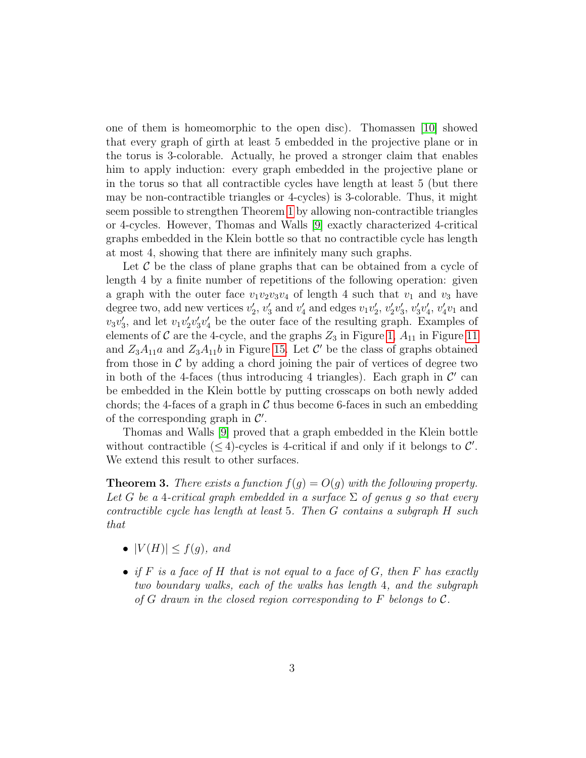one of them is homeomorphic to the open disc). Thomassen [10] showed that every graph of girth at least 5 embedded in the projective plane or in the torus is 3-colorable. Actually, he proved a stronger claim that enables him to apply induction: every graph embedded in the projective plane or in the torus so that all contractible cycles have length at least 5 (but there may be non-contractible triangles or 4-cycles) is 3-colorable. Thus, it might seem possible to strengthen Theorem 1 by allowing non-contractible triangles or 4-cycles. However, Thomas and Walls [9] exactly characterized 4-critical graphs embedded in the Klein bottle so that no contractible cycle has length at most 4, showing that there are infinitely many such graphs.

Let $\mathcal{C}$ be the class of plane graphs that can be obtained from a cycle of length 4 by a finite number of repetitions of the following operation: given a graph with the outer face $v_1v_2v_3v_4$ of length 4 such that $v_1$ and $v_3$ have degree two, add new vertices $v_2'$, $v_3'$ and $v_4'$ and edges $v_1v_2'$, $v_2'v_3'$, $v_3'v_4'$, $v_4'v_1$ and $v_3v_3'$, and let $v_1v_2'v_3'v_4'$ be the outer face of the resulting graph. Examples of elements of $\mathcal{C}$ are the 4-cycle, and the graphs $Z_3$ in Figure 1, $A_{11}$ in Figure 11 and $Z_3A_{11}a$ and $Z_3A_{11}b$ in Figure 15. Let $\mathcal{C}'$ be the class of graphs obtained from those in $\mathcal{C}$ by adding a chord joining the pair of vertices of degree two in both of the 4-faces (thus introducing 4 triangles). Each graph in $\mathcal{C}'$ can be embedded in the Klein bottle by putting crosscaps on both newly added chords; the 4-faces of a graph in $\mathcal{C}$ thus become 6-faces in such an embedding of the corresponding graph in $\mathcal{C}'$.

Thomas and Walls [9] proved that a graph embedded in the Klein bottle without contractible ($\le 4$)-cycles is 4-critical if and only if it belongs to $\mathcal{C}'$. We extend this result to other surfaces.

**Theorem 3.** *There exists a function $f(g) = O(g)$ with the following property. Let $G$ be a 4-critical graph embedded in a surface $\Sigma$ of genus $g$ so that every contractible cycle has length at least 5. Then $G$ contains a subgraph $H$ such that*

- *$|V(H)| \le f(g)$, and*
- *if $F$ is a face of $H$ that is not equal to a face of $G$, then $F$ has exactly two boundary walks, each of the walks has length 4, and the subgraph of $G$ drawn in the closed region corresponding to $F$ belongs to $\mathcal{C}$.*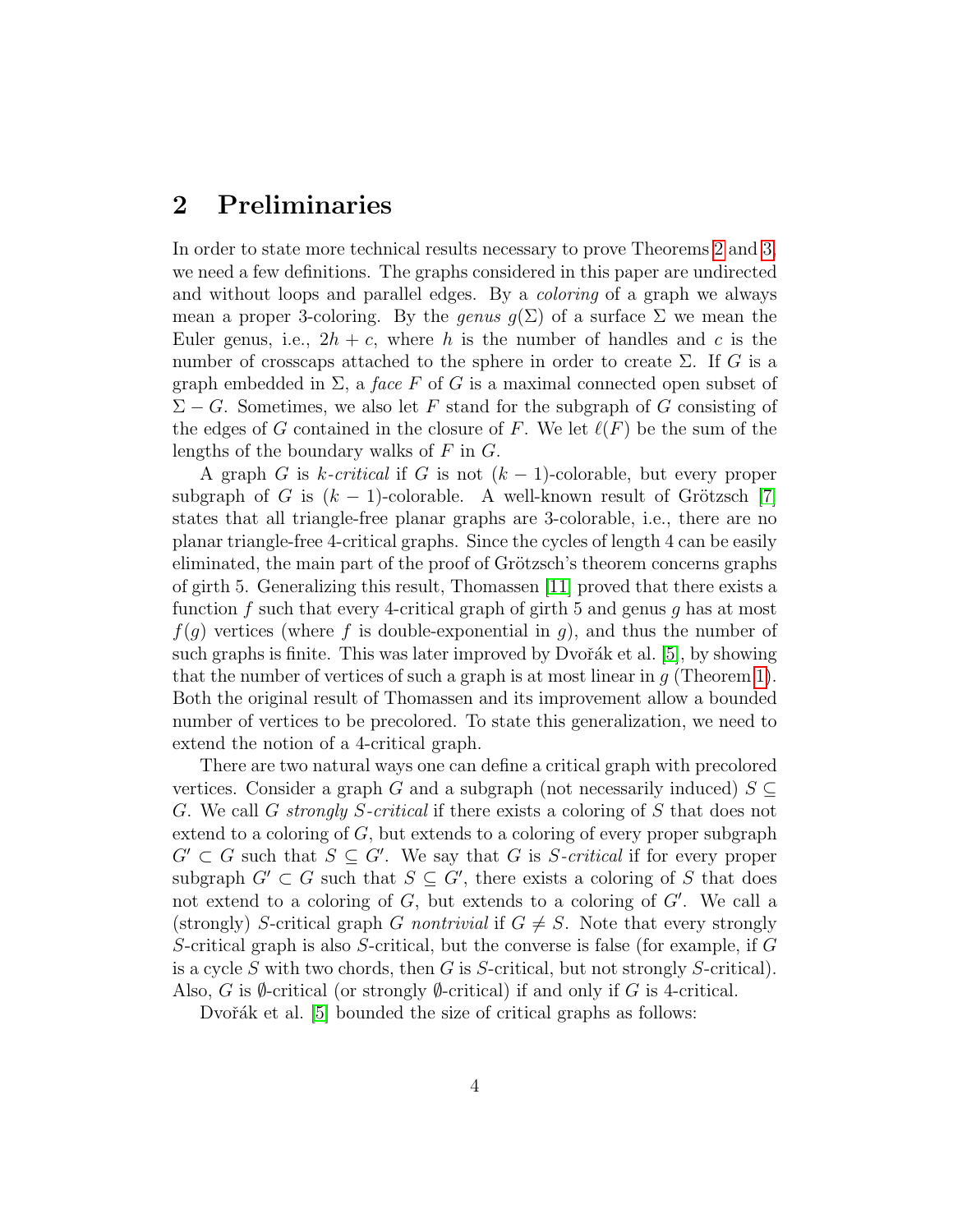## 2 Preliminaries

In order to state more technical results necessary to prove Theorems 2 and 3, we need a few definitions. The graphs considered in this paper are undirected and without loops and parallel edges. By a *coloring* of a graph we always mean a proper 3-coloring. By the *genus* $g(\Sigma)$ of a surface $\Sigma$ we mean the Euler genus, i.e., $2h + c$, where $h$ is the number of handles and $c$ is the number of crosscaps attached to the sphere in order to create $\Sigma$. If $G$ is a graph embedded in $\Sigma$, a *face* $F$ of $G$ is a maximal connected open subset of $\Sigma - G$. Sometimes, we also let $F$ stand for the subgraph of $G$ consisting of the edges of $G$ contained in the closure of $F$. We let $\ell(F)$ be the sum of the lengths of the boundary walks of $F$ in $G$.

A graph $G$ is *k-critical* if $G$ is not $(k-1)$-colorable, but every proper subgraph of $G$ is $(k-1)$-colorable. A well-known result of Grötzsch [7] states that all triangle-free planar graphs are 3-colorable, i.e., there are no planar triangle-free 4-critical graphs. Since the cycles of length 4 can be easily eliminated, the main part of the proof of Grötzsch's theorem concerns graphs of girth 5. Generalizing this result, Thomassen [11] proved that there exists a function $f$ such that every 4-critical graph of girth 5 and genus $g$ has at most $f(g)$ vertices (where $f$ is double-exponential in $g$), and thus the number of such graphs is finite. This was later improved by Dvořák et al. [5], by showing that the number of vertices of such a graph is at most linear in $g$ (Theorem 1). Both the original result of Thomassen and its improvement allow a bounded number of vertices to be precolored. To state this generalization, we need to extend the notion of a 4-critical graph.

There are two natural ways one can define a critical graph with precolored vertices. Consider a graph $G$ and a subgraph (not necessarily induced) $S \subseteq G$. We call $G$ *strongly S-critical* if there exists a coloring of $S$ that does not extend to a coloring of $G$, but extends to a coloring of every proper subgraph $G' \subset G$ such that $S \subseteq G'$. We say that $G$ is *S-critical* if for every proper subgraph $G' \subset G$ such that $S \subseteq G'$, there exists a coloring of $S$ that does not extend to a coloring of $G$, but extends to a coloring of $G'$. We call a (strongly) $S$-critical graph $G$ *nontrivial* if $G \neq S$. Note that every strongly $S$-critical graph is also $S$-critical, but the converse is false (for example, if $G$ is a cycle $S$ with two chords, then $G$ is $S$-critical, but not strongly $S$-critical). Also, $G$ is $\emptyset$-critical (or strongly $\emptyset$-critical) if and only if $G$ is 4-critical.

Dvořák et al. [5] bounded the size of critical graphs as follows: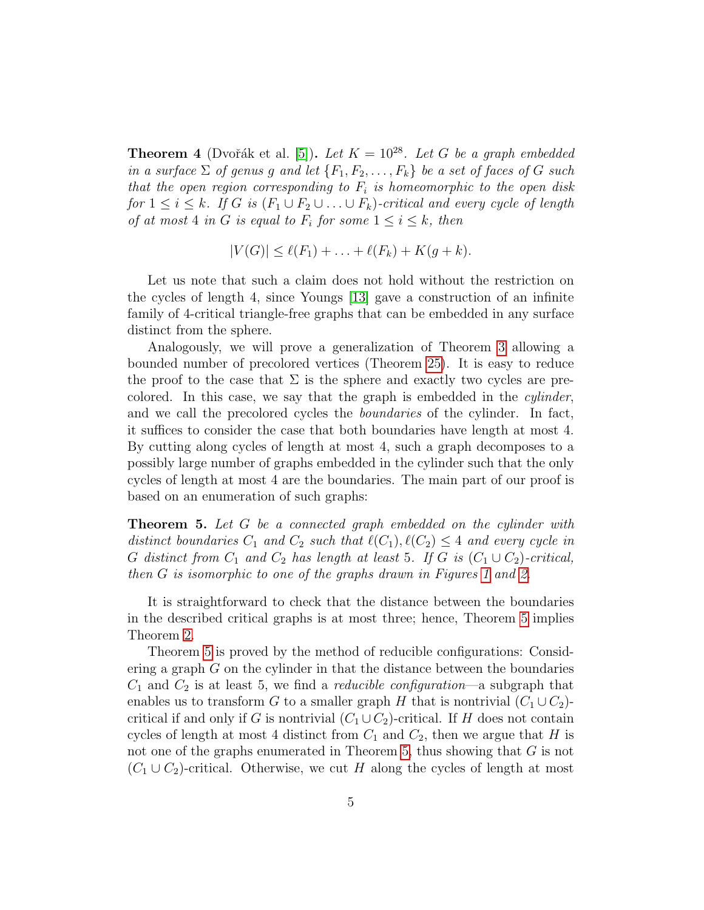**Theorem 4** (Dvořák et al. [5])**.** *Let $K = 10^{28}$. Let $G$ be a graph embedded in a surface $\Sigma$ of genus $g$ and let $\{F_1, F_2, \ldots, F_k\}$ be a set of faces of $G$ such that the open region corresponding to $F_i$ is homeomorphic to the open disk for $1 \le i \le k$. If $G$ is $(F_1 \cup F_2 \cup \ldots \cup F_k)$-critical and every cycle of length of at most 4 in $G$ is equal to $F_i$ for some $1 \le i \le k$, then*

$$|V(G)| \le \ell(F_1) + \ldots + \ell(F_k) + K(g + k).$$

Let us note that such a claim does not hold without the restriction on the cycles of length 4, since Youngs [13] gave a construction of an infinite family of 4-critical triangle-free graphs that can be embedded in any surface distinct from the sphere.

Analogously, we will prove a generalization of Theorem 3 allowing a bounded number of precolored vertices (Theorem 25). It is easy to reduce the proof to the case that $\Sigma$ is the sphere and exactly two cycles are precolored. In this case, we say that the graph is embedded in the *cylinder*, and we call the precolored cycles the *boundaries* of the cylinder. In fact, it suffices to consider the case that both boundaries have length at most 4. By cutting along cycles of length at most 4, such a graph decomposes to a possibly large number of graphs embedded in the cylinder such that the only cycles of length at most 4 are the boundaries. The main part of our proof is based on an enumeration of such graphs:

**Theorem 5.** *Let $G$ be a connected graph embedded on the cylinder with distinct boundaries $C_1$ and $C_2$ such that $\ell(C_1), \ell(C_2) \le 4$ and every cycle in $G$ distinct from $C_1$ and $C_2$ has length at least 5. If $G$ is $(C_1 \cup C_2)$-critical, then $G$ is isomorphic to one of the graphs drawn in Figures 1 and 2.*

It is straightforward to check that the distance between the boundaries in the described critical graphs is at most three; hence, Theorem 5 implies Theorem 2.

Theorem 5 is proved by the method of reducible configurations: Considering a graph $G$ on the cylinder in that the distance between the boundaries $C_1$ and $C_2$ is at least 5, we find a *reducible configuration*—a subgraph that enables us to transform $G$ to a smaller graph $H$ that is nontrivial $(C_1 \cup C_2)$-critical if and only if $G$ is nontrivial $(C_1 \cup C_2)$-critical. If $H$ does not contain cycles of length at most 4 distinct from $C_1$ and $C_2$, then we argue that $H$ is not one of the graphs enumerated in Theorem 5, thus showing that $G$ is not $(C_1 \cup C_2)$-critical. Otherwise, we cut $H$ along the cycles of length at most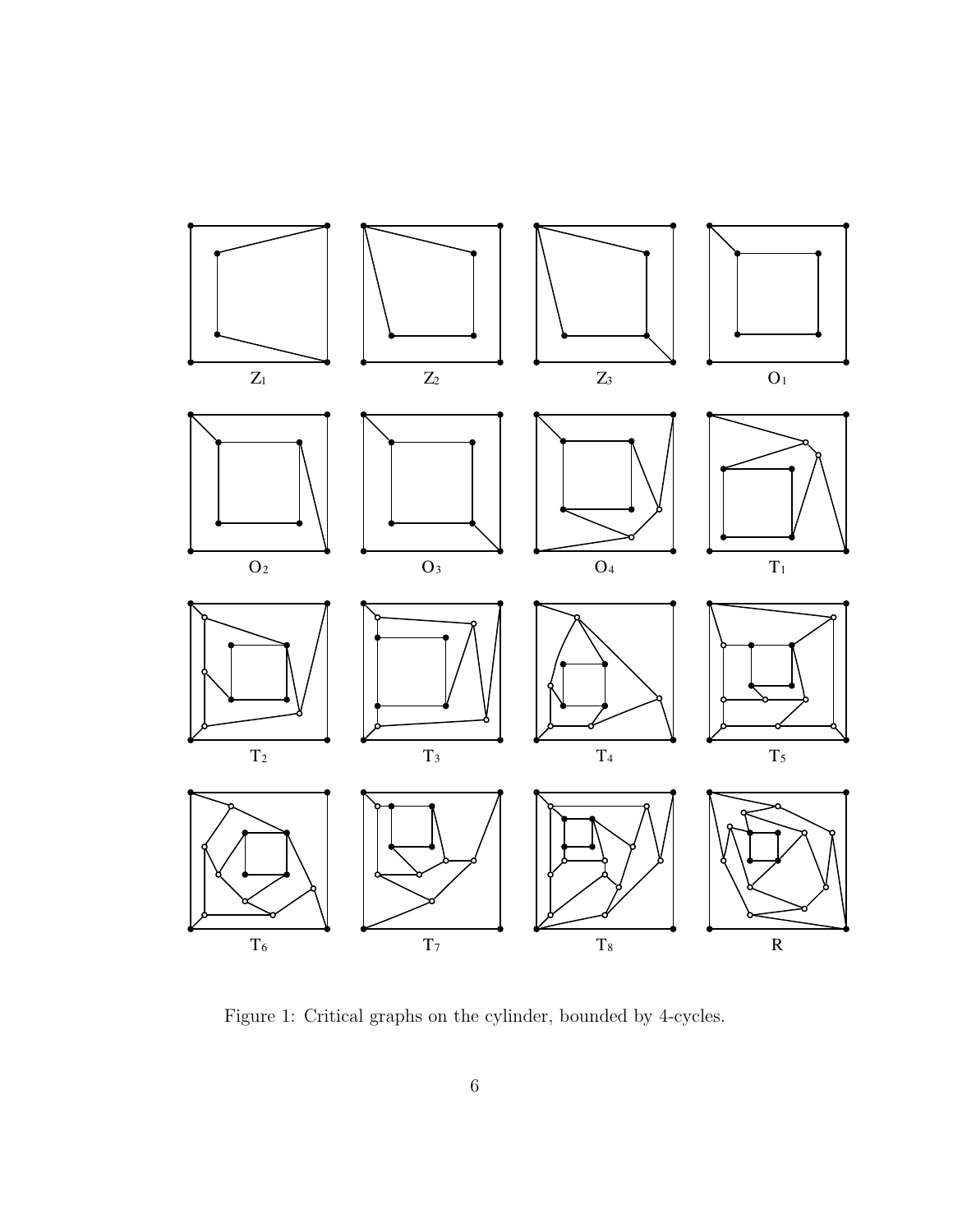$Z_1$ $Z_2$ $Z_3$ $O_1$

$O_2$ $O_3$ $O_4$ $T_1$

$T_2$ $T_3$ $T_4$ $T_5$

$T_6$ $T_7$ $T_8$ R

Figure 1: Critical graphs on the cylinder, bounded by 4-cycles.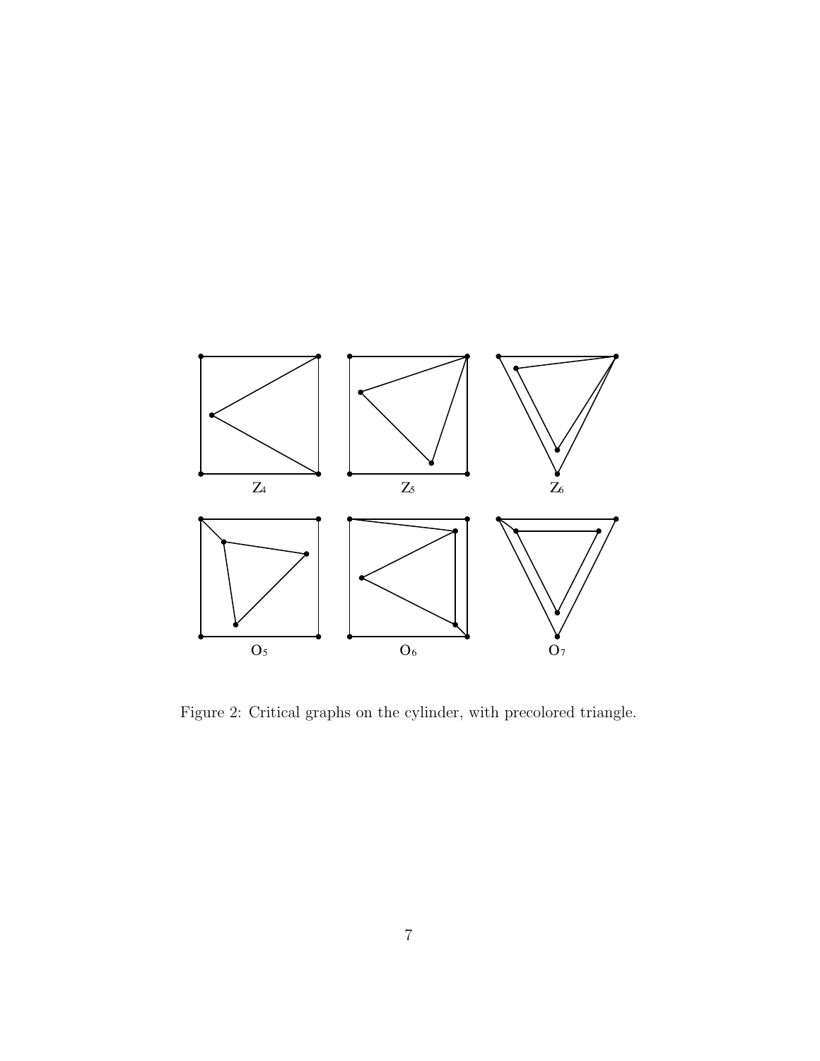$Z_4$ $Z_5$ $Z_6$

$O_5$ $O_6$ $O_7$

Figure 2: Critical graphs on the cylinder, with precolored triangle.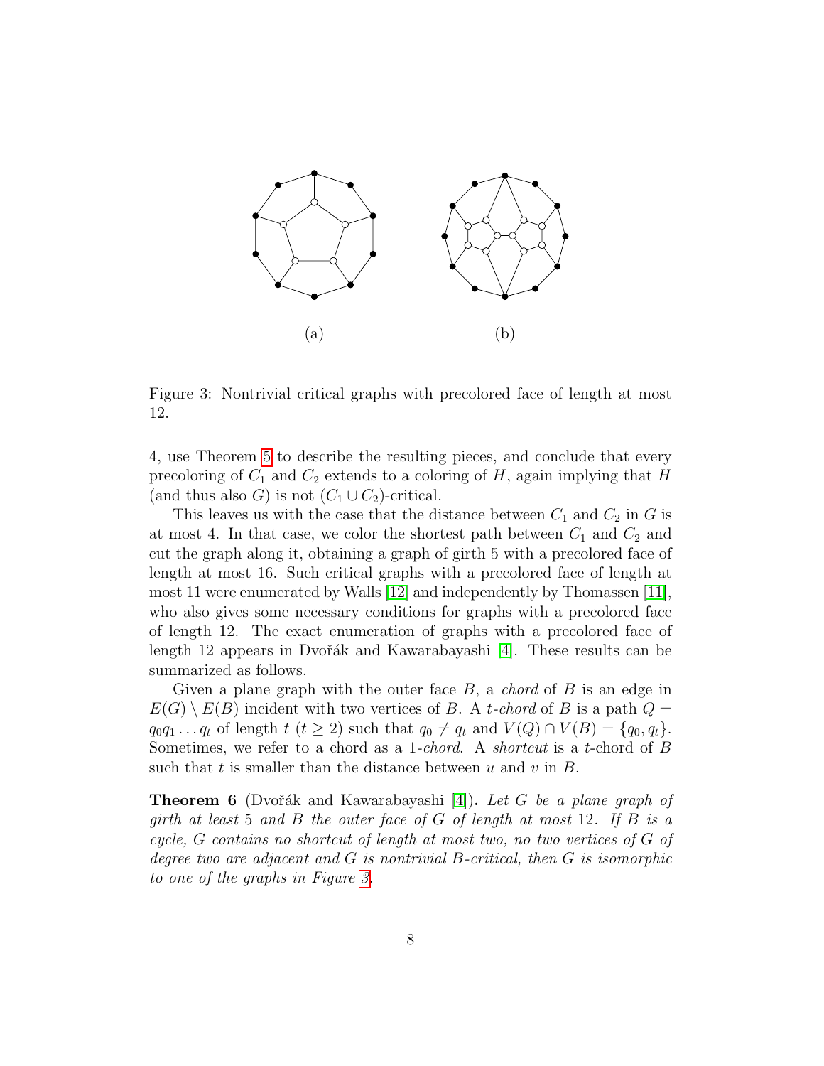(a) (b)

Figure 3: Nontrivial critical graphs with precolored face of length at most 12.

4, use Theorem 5 to describe the resulting pieces, and conclude that every precoloring of $C_1$ and $C_2$ extends to a coloring of $H$, again implying that $H$ (and thus also $G$) is not $(C_1 \cup C_2)$-critical.

This leaves us with the case that the distance between $C_1$ and $C_2$ in $G$ is at most 4. In that case, we color the shortest path between $C_1$ and $C_2$ and cut the graph along it, obtaining a graph of girth 5 with a precolored face of length at most 16. Such critical graphs with a precolored face of length at most 11 were enumerated by Walls [12] and independently by Thomassen [11], who also gives some necessary conditions for graphs with a precolored face of length 12. The exact enumeration of graphs with a precolored face of length 12 appears in Dvořák and Kawarabayashi [4]. These results can be summarized as follows.

Given a plane graph with the outer face $B$, a *chord* of $B$ is an edge in $E(G) \setminus E(B)$ incident with two vertices of $B$. A *$t$-chord* of $B$ is a path $Q = q_0 q_1 \ldots q_t$ of length $t$ ($t \geq 2$) such that $q_0 \neq q_t$ and $V(Q) \cap V(B) = \{q_0, q_t\}$. Sometimes, we refer to a chord as a *1-chord*. A *shortcut* is a $t$-chord of $B$ such that $t$ is smaller than the distance between $u$ and $v$ in $B$.

**Theorem 6** (Dvořák and Kawarabayashi [4]). *Let $G$ be a plane graph of girth at least 5 and $B$ the outer face of $G$ of length at most 12. If $B$ is a cycle, $G$ contains no shortcut of length at most two, no two vertices of $G$ of degree two are adjacent and $G$ is nontrivial $B$-critical, then $G$ is isomorphic to one of the graphs in Figure 3.*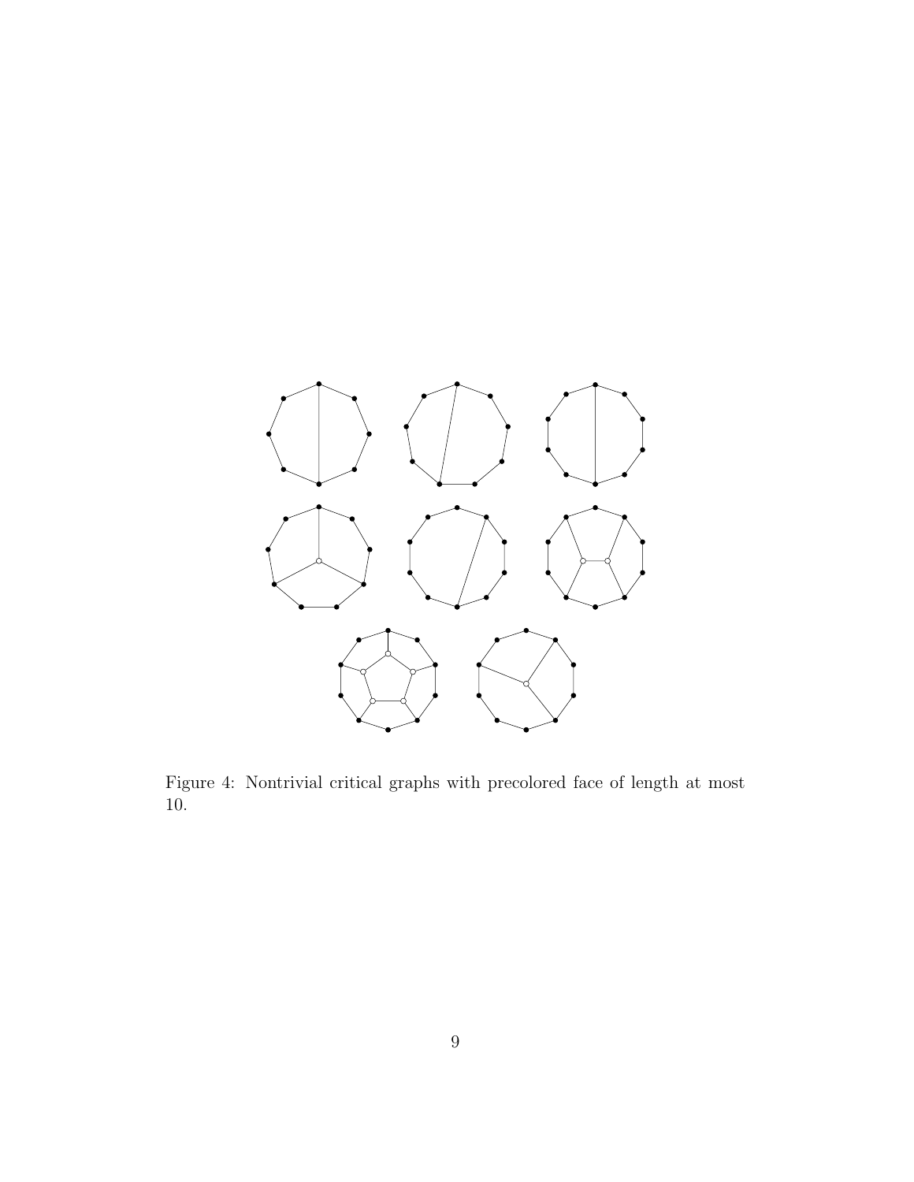Figure 4: Nontrivial critical graphs with precolored face of length at most 10.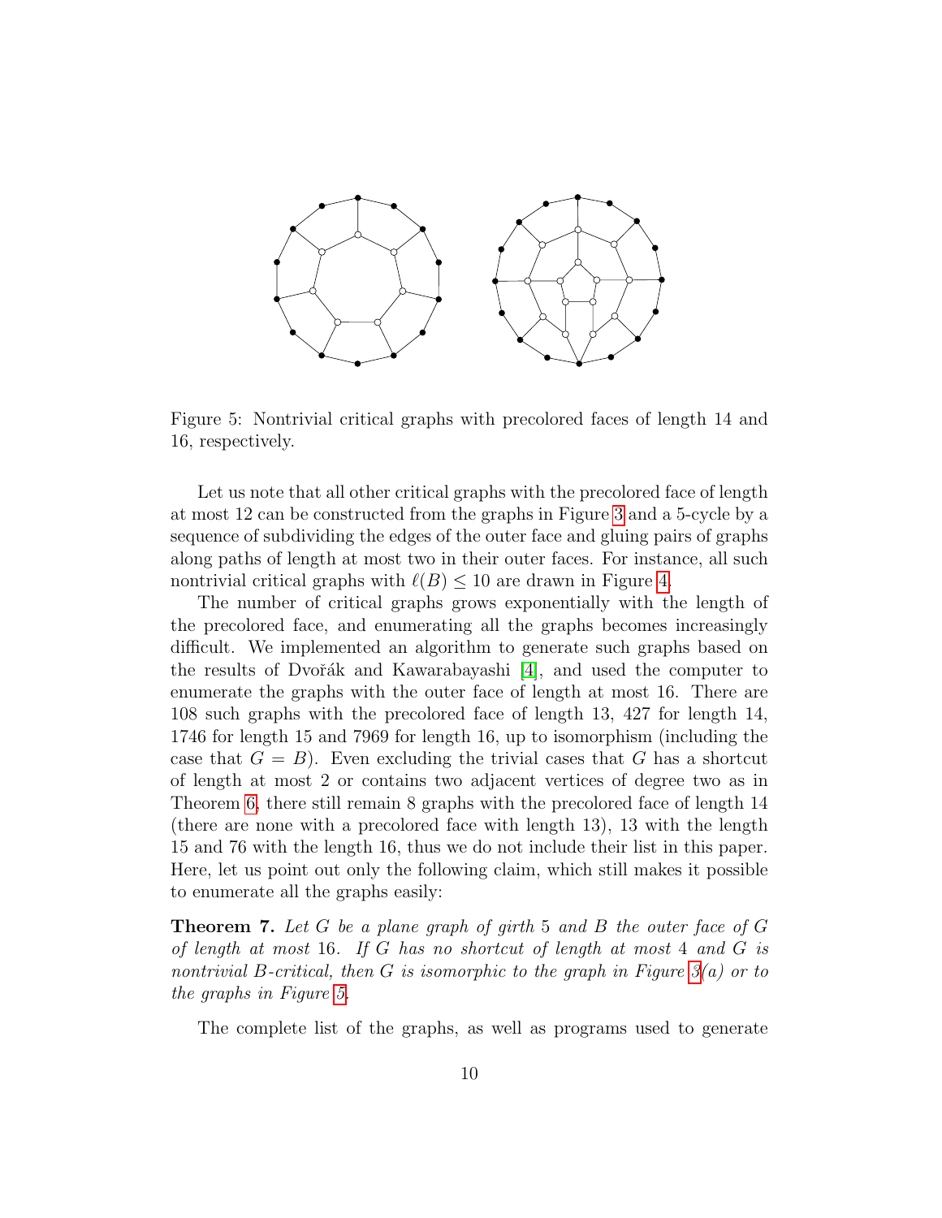Figure 5: Nontrivial critical graphs with precolored faces of length 14 and 16, respectively.

Let us note that all other critical graphs with the precolored face of length at most 12 can be constructed from the graphs in Figure 3 and a 5-cycle by a sequence of subdividing the edges of the outer face and gluing pairs of graphs along paths of length at most two in their outer faces. For instance, all such nontrivial critical graphs with $\ell(B) \leq 10$ are drawn in Figure 4.

The number of critical graphs grows exponentially with the length of the precolored face, and enumerating all the graphs becomes increasingly difficult. We implemented an algorithm to generate such graphs based on the results of Dvořák and Kawarabayashi [4], and used the computer to enumerate the graphs with the outer face of length at most 16. There are 108 such graphs with the precolored face of length 13, 427 for length 14, 1746 for length 15 and 7969 for length 16, up to isomorphism (including the case that $G = B$). Even excluding the trivial cases that $G$ has a shortcut of length at most 2 or contains two adjacent vertices of degree two as in Theorem 6, there still remain 8 graphs with the precolored face of length 14 (there are none with a precolored face with length 13), 13 with the length 15 and 76 with the length 16, thus we do not include their list in this paper. Here, let us point out only the following claim, which still makes it possible to enumerate all the graphs easily:

**Theorem 7.** *Let $G$ be a plane graph of girth 5 and $B$ the outer face of $G$ of length at most 16. If $G$ has no shortcut of length at most 4 and $G$ is nontrivial $B$-critical, then $G$ is isomorphic to the graph in Figure 3(a) or to the graphs in Figure 5.*

The complete list of the graphs, as well as programs used to generate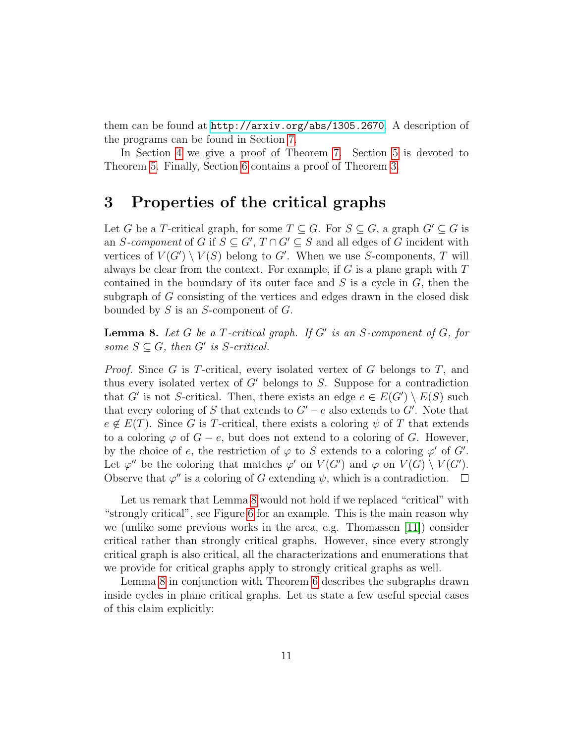them can be found at http://arxiv.org/abs/1305.2670. A description of the programs can be found in Section 7.

In Section 4 we give a proof of Theorem 7. Section 5 is devoted to Theorem 5. Finally, Section 6 contains a proof of Theorem 3.

# 3 Properties of the critical graphs

Let $G$ be a $T$-critical graph, for some $T \subseteq G$. For $S \subseteq G$, a graph $G' \subseteq G$ is an *$S$-component* of $G$ if $S \subseteq G'$, $T \cap G' \subseteq S$ and all edges of $G$ incident with vertices of $V(G') \setminus V(S)$ belong to $G'$. When we use $S$-components, $T$ will always be clear from the context. For example, if $G$ is a plane graph with $T$ contained in the boundary of its outer face and $S$ is a cycle in $G$, then the subgraph of $G$ consisting of the vertices and edges drawn in the closed disk bounded by $S$ is an $S$-component of $G$.

**Lemma 8.** *Let $G$ be a $T$-critical graph. If $G'$ is an $S$-component of $G$, for some $S \subseteq G$, then $G'$ is $S$-critical.*

*Proof.* Since $G$ is $T$-critical, every isolated vertex of $G$ belongs to $T$, and thus every isolated vertex of $G'$ belongs to $S$. Suppose for a contradiction that $G'$ is not $S$-critical. Then, there exists an edge $e \in E(G') \setminus E(S)$ such that every coloring of $S$ that extends to $G' - e$ also extends to $G'$. Note that $e \notin E(T)$. Since $G$ is $T$-critical, there exists a coloring $\psi$ of $T$ that extends to a coloring $\varphi$ of $G - e$, but does not extend to a coloring of $G$. However, by the choice of $e$, the restriction of $\varphi$ to $S$ extends to a coloring $\varphi'$ of $G'$. Let $\varphi''$ be the coloring that matches $\varphi'$ on $V(G')$ and $\varphi$ on $V(G) \setminus V(G')$. Observe that $\varphi''$ is a coloring of $G$ extending $\psi$, which is a contradiction. $\square$

Let us remark that Lemma 8 would not hold if we replaced "critical" with "strongly critical", see Figure 6 for an example. This is the main reason why we (unlike some previous works in the area, e.g. Thomassen [11]) consider critical rather than strongly critical graphs. However, since every strongly critical graph is also critical, all the characterizations and enumerations that we provide for critical graphs apply to strongly critical graphs as well.

Lemma 8 in conjunction with Theorem 6 describes the subgraphs drawn inside cycles in plane critical graphs. Let us state a few useful special cases of this claim explicitly: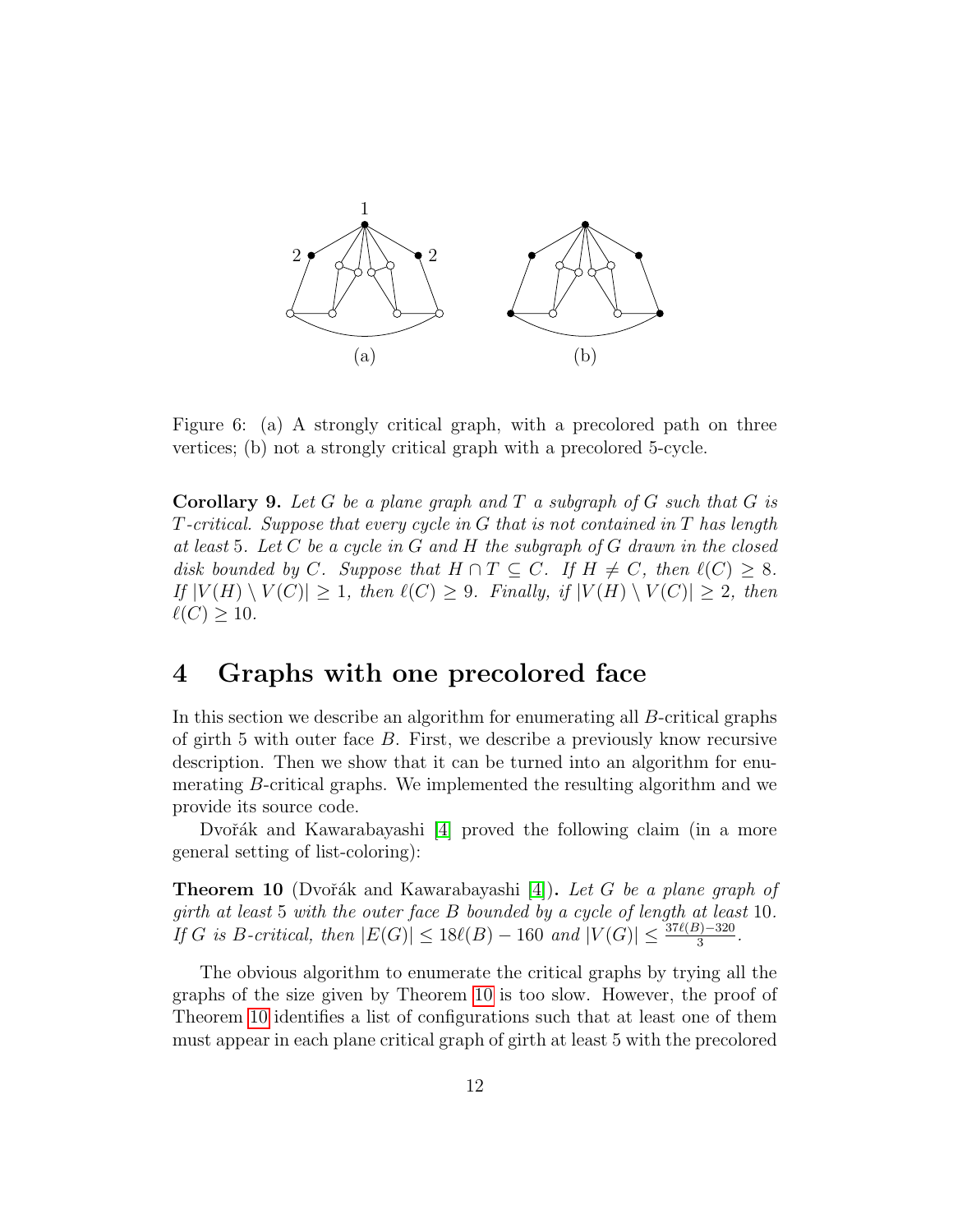Figure 6: (a) A strongly critical graph, with a precolored path on three vertices; (b) not a strongly critical graph with a precolored 5-cycle.

**Corollary 9.** *Let $G$ be a plane graph and $T$ a subgraph of $G$ such that $G$ is $T$-critical. Suppose that every cycle in $G$ that is not contained in $T$ has length at least 5. Let $C$ be a cycle in $G$ and $H$ the subgraph of $G$ drawn in the closed disk bounded by $C$. Suppose that $H \cap T \subseteq C$. If $H \neq C$, then $\ell(C) \geq 8$. If $|V(H) \setminus V(C)| \geq 1$, then $\ell(C) \geq 9$. Finally, if $|V(H) \setminus V(C)| \geq 2$, then $\ell(C) \geq 10$.*

# 4 Graphs with one precolored face

In this section we describe an algorithm for enumerating all $B$-critical graphs of girth 5 with outer face $B$. First, we describe a previously know recursive description. Then we show that it can be turned into an algorithm for enumerating $B$-critical graphs. We implemented the resulting algorithm and we provide its source code.

Dvořák and Kawarabayashi [4] proved the following claim (in a more general setting of list-coloring):

**Theorem 10** (Dvořák and Kawarabayashi [4])**.** *Let $G$ be a plane graph of girth at least 5 with the outer face $B$ bounded by a cycle of length at least 10. If $G$ is $B$-critical, then $|E(G)| \leq 18\ell(B) - 160$ and $|V(G)| \leq \frac{37\ell(B)-320}{3}$.*

The obvious algorithm to enumerate the critical graphs by trying all the graphs of the size given by Theorem 10 is too slow. However, the proof of Theorem 10 identifies a list of configurations such that at least one of them must appear in each plane critical graph of girth at least 5 with the precolored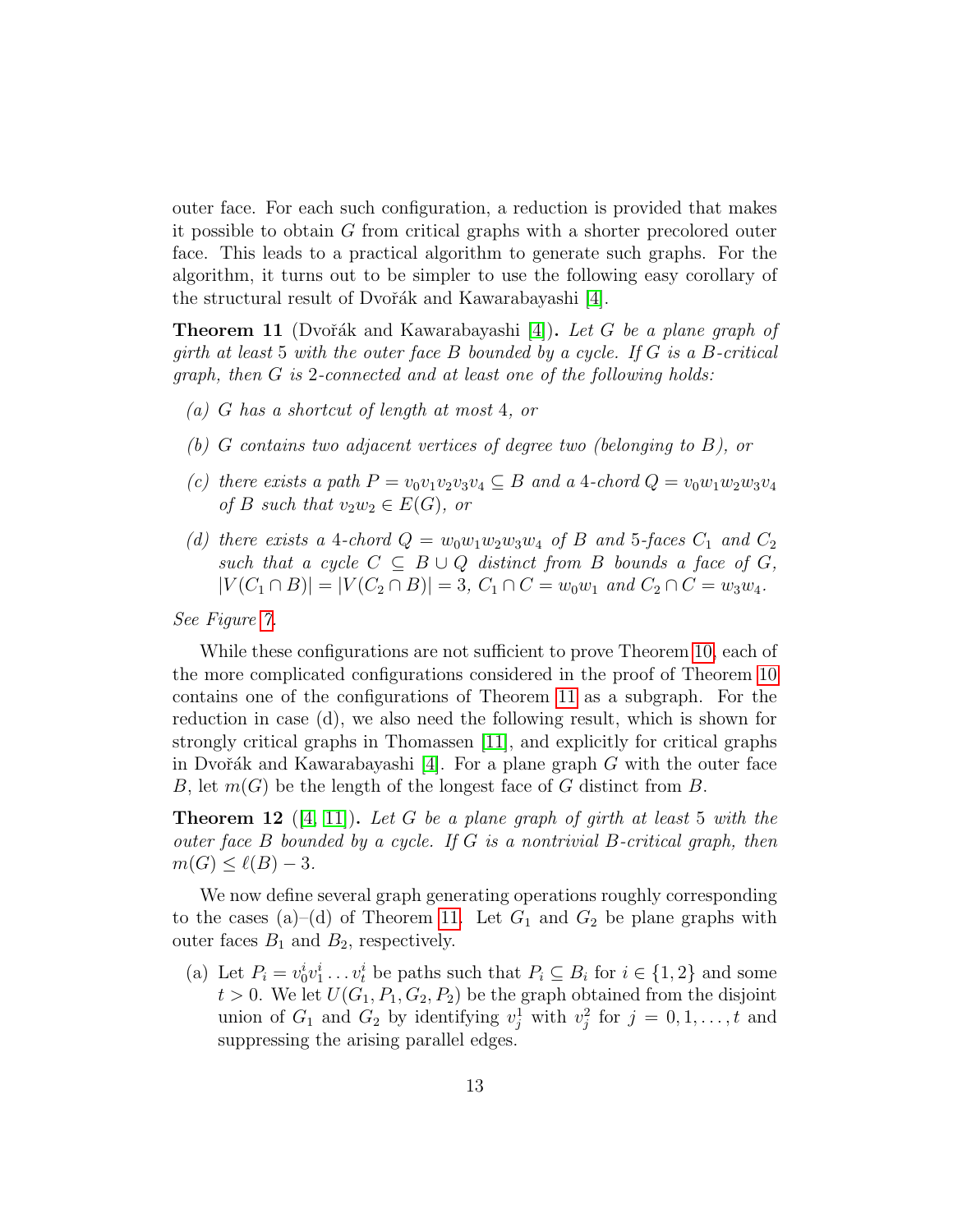outer face. For each such configuration, a reduction is provided that makes it possible to obtain $G$ from critical graphs with a shorter precolored outer face. This leads to a practical algorithm to generate such graphs. For the algorithm, it turns out to be simpler to use the following easy corollary of the structural result of Dvořák and Kawarabayashi [4].

**Theorem 11** (Dvořák and Kawarabayashi [4]). *Let $G$ be a plane graph of girth at least 5 with the outer face $B$ bounded by a cycle. If $G$ is a $B$-critical graph, then $G$ is 2-connected and at least one of the following holds:*

- *(a) $G$ has a shortcut of length at most 4, or*
- *(b) $G$ contains two adjacent vertices of degree two (belonging to $B$), or*
- *(c) there exists a path $P = v_0v_1v_2v_3v_4 \subseteq B$ and a 4-chord $Q = v_0w_1w_2w_3v_4$ of $B$ such that $v_2w_2 \in E(G)$, or*
- *(d) there exists a 4-chord $Q = w_0w_1w_2w_3w_4$ of $B$ and 5-faces $C_1$ and $C_2$ such that a cycle $C \subseteq B \cup Q$ distinct from $B$ bounds a face of $G$, $|V(C_1 \cap B)| = |V(C_2 \cap B)| = 3$, $C_1 \cap C = w_0w_1$ and $C_2 \cap C = w_3w_4$.*

*See Figure 7.*

While these configurations are not sufficient to prove Theorem 10, each of the more complicated configurations considered in the proof of Theorem 10 contains one of the configurations of Theorem 11 as a subgraph. For the reduction in case (d), we also need the following result, which is shown for strongly critical graphs in Thomassen [11], and explicitly for critical graphs in Dvořák and Kawarabayashi [4]. For a plane graph $G$ with the outer face $B$, let $m(G)$ be the length of the longest face of $G$ distinct from $B$.

**Theorem 12** ([4, 11]). *Let $G$ be a plane graph of girth at least 5 with the outer face $B$ bounded by a cycle. If $G$ is a nontrivial $B$-critical graph, then $m(G) \leq \ell(B) - 3$.*

We now define several graph generating operations roughly corresponding to the cases (a)–(d) of Theorem 11. Let $G_1$ and $G_2$ be plane graphs with outer faces $B_1$ and $B_2$, respectively.

- (a) Let $P_i = v_0^iv_1^i \dots v_t^i$ be paths such that $P_i \subseteq B_i$ for $i \in \{1, 2\}$ and some $t > 0$. We let $U(G_1, P_1, G_2, P_2)$ be the graph obtained from the disjoint union of $G_1$ and $G_2$ by identifying $v_j^1$ with $v_j^2$ for $j = 0, 1, \dots, t$ and suppressing the arising parallel edges.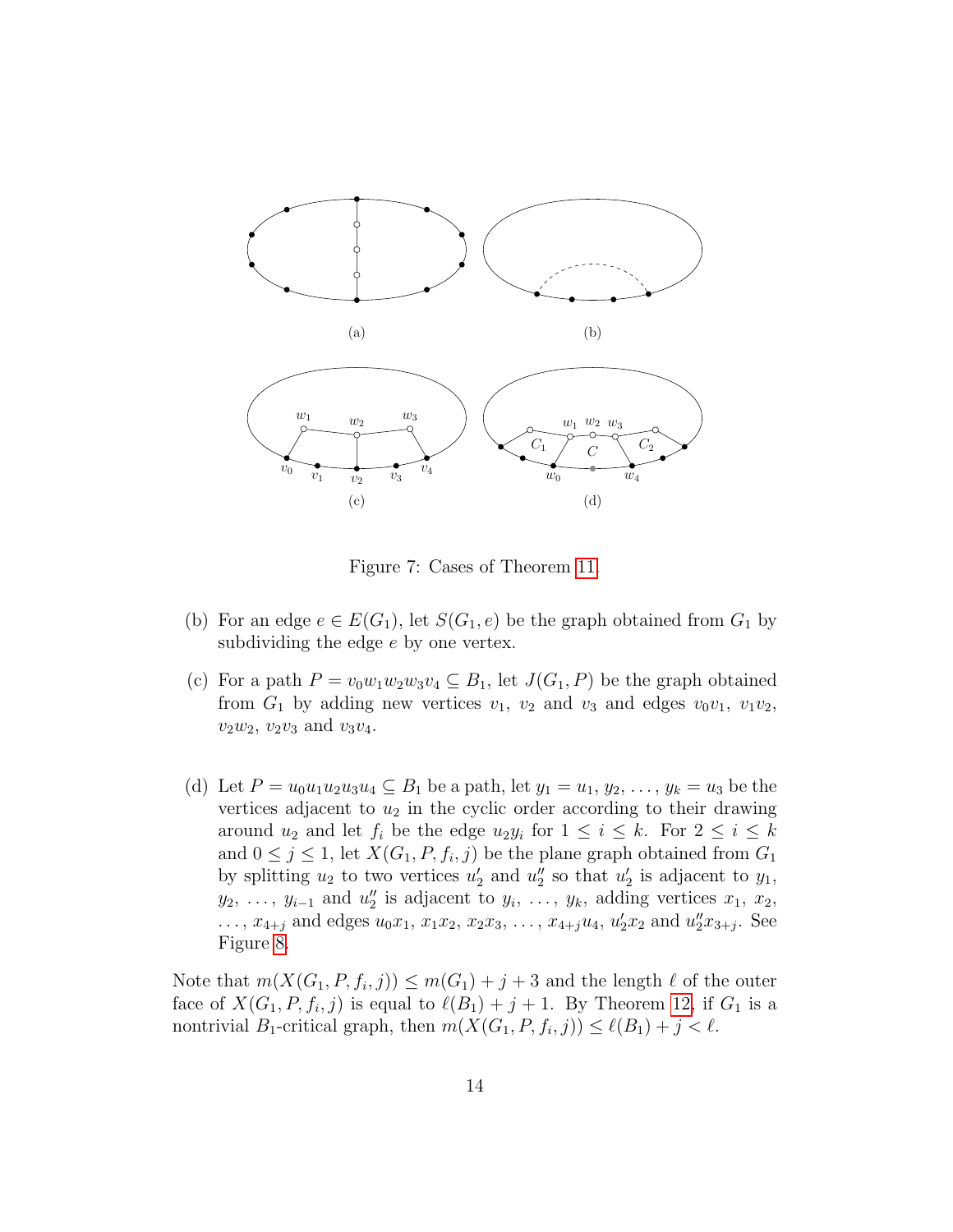Figure 7: Cases of Theorem 11.

(b) For an edge $e \in E(G_1)$, let $S(G_1, e)$ be the graph obtained from $G_1$ by subdividing the edge $e$ by one vertex.

(c) For a path $P = v_0w_1w_2w_3v_4 \subseteq B_1$, let $J(G_1, P)$ be the graph obtained from $G_1$ by adding new vertices $v_1$, $v_2$ and $v_3$ and edges $v_0v_1$, $v_1v_2$, $v_2w_2$, $v_2v_3$ and $v_3v_4$.

(d) Let $P = u_0u_1u_2u_3u_4 \subseteq B_1$ be a path, let $y_1 = u_1, y_2, \ldots, y_k = u_3$ be the vertices adjacent to $u_2$ in the cyclic order according to their drawing around $u_2$ and let $f_i$ be the edge $u_2y_i$ for $1 \leq i \leq k$. For $2 \leq i \leq k$ and $0 \leq j \leq 1$, let $X(G_1, P, f_i, j)$ be the plane graph obtained from $G_1$ by splitting $u_2$ to two vertices $u_2'$ and $u_2''$ so that $u_2'$ is adjacent to $y_1$, $y_2, \ldots, y_{i-1}$ and $u_2''$ is adjacent to $y_i, \ldots, y_k$, adding vertices $x_1$, $x_2$, $\ldots$, $x_{4+j}$ and edges $u_0x_1$, $x_1x_2$, $x_2x_3$, $\ldots$, $x_{4+j}u_4$, $u_2'x_2$ and $u_2''x_{3+j}$. See Figure 8.

Note that $m(X(G_1, P, f_i, j)) \leq m(G_1) + j + 3$ and the length $\ell$ of the outer face of $X(G_1, P, f_i, j)$ is equal to $\ell(B_1) + j + 1$. By Theorem 12, if $G_1$ is a nontrivial $B_1$-critical graph, then $m(X(G_1, P, f_i, j)) \leq \ell(B_1) + j < \ell$.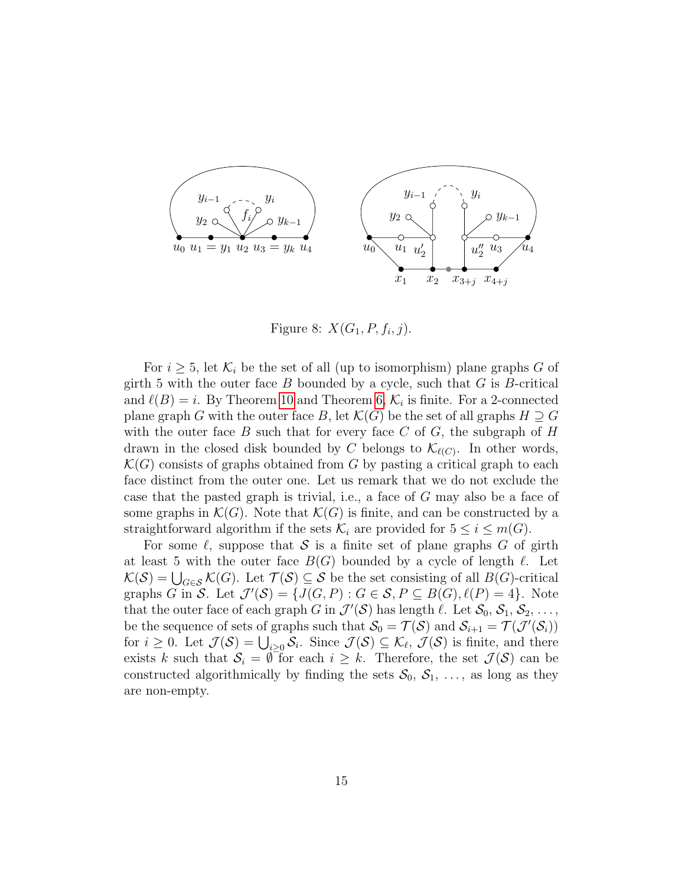Figure 8: $X(G_1, P, f_i, j)$.

For $i \geq 5$, let $\mathcal{K}_i$ be the set of all (up to isomorphism) plane graphs $G$ of girth 5 with the outer face $B$ bounded by a cycle, such that $G$ is $B$-critical and $\ell(B) = i$. By Theorem 10 and Theorem 6, $\mathcal{K}_i$ is finite. For a 2-connected plane graph $G$ with the outer face $B$, let $\mathcal{K}(G)$ be the set of all graphs $H \supseteq G$ with the outer face $B$ such that for every face $C$ of $G$, the subgraph of $H$ drawn in the closed disk bounded by $C$ belongs to $\mathcal{K}_{\ell(C)}$. In other words, $\mathcal{K}(G)$ consists of graphs obtained from $G$ by pasting a critical graph to each face distinct from the outer one. Let us remark that we do not exclude the case that the pasted graph is trivial, i.e., a face of $G$ may also be a face of some graphs in $\mathcal{K}(G)$. Note that $\mathcal{K}(G)$ is finite, and can be constructed by a straightforward algorithm if the sets $\mathcal{K}_i$ are provided for $5 \leq i \leq m(G)$.

For some $\ell$, suppose that $\mathcal{S}$ is a finite set of plane graphs $G$ of girth at least 5 with the outer face $B(G)$ bounded by a cycle of length $\ell$. Let $\mathcal{K}(\mathcal{S}) = \bigcup_{G \in \mathcal{S}} \mathcal{K}(G)$. Let $\mathcal{T}(\mathcal{S}) \subseteq \mathcal{S}$ be the set consisting of all $B(G)$-critical graphs $G$ in $\mathcal{S}$. Let $\mathcal{J}'(\mathcal{S}) = \{J(G, P) : G \in \mathcal{S}, P \subseteq B(G), \ell(P) = 4\}$. Note that the outer face of each graph $G$ in $\mathcal{J}'(\mathcal{S})$ has length $\ell$. Let $\mathcal{S}_0, \mathcal{S}_1, \mathcal{S}_2, \ldots,$ be the sequence of sets of graphs such that $\mathcal{S}_0 = \mathcal{T}(\mathcal{S})$ and $\mathcal{S}_{i+1} = \mathcal{T}(\mathcal{J}'(\mathcal{S}_i))$ for $i \geq 0$. Let $\mathcal{J}(\mathcal{S}) = \bigcup_{i \geq 0} \mathcal{S}_i$. Since $\mathcal{J}(\mathcal{S}) \subseteq \mathcal{K}_\ell$, $\mathcal{J}(\mathcal{S})$ is finite, and there exists $k$ such that $\mathcal{S}_i = \emptyset$ for each $i \geq k$. Therefore, the set $\mathcal{J}(\mathcal{S})$ can be constructed algorithmically by finding the sets $\mathcal{S}_0, \mathcal{S}_1, \ldots,$ as long as they are non-empty.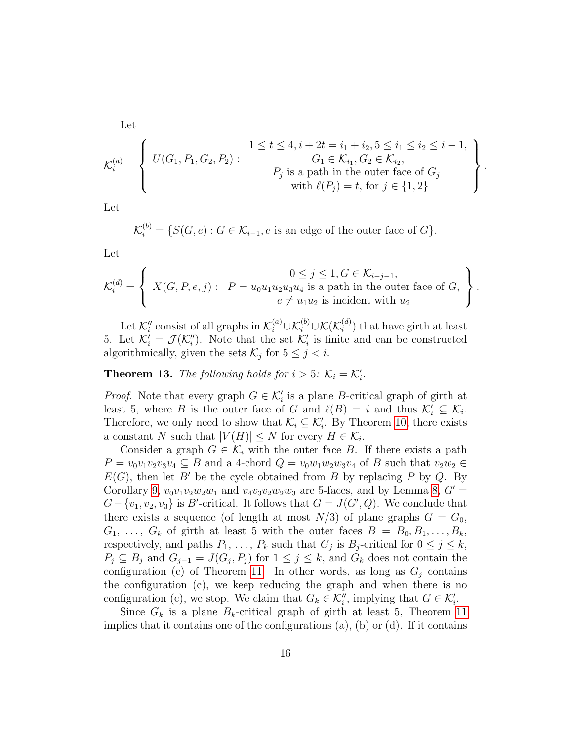Let

$$\mathcal{K}_i^{(a)} = \left\{ U(G_1, P_1, G_2, P_2) : \begin{array}{c} 1 \le t \le 4, i + 2t = i_1 + i_2, 5 \le i_1 \le i_2 \le i - 1, \\ G_1 \in \mathcal{K}_{i_1}, G_2 \in \mathcal{K}_{i_2}, \\ P_j \text{ is a path in the outer face of } G_j \\ \text{with } \ell(P_j) = t, \text{ for } j \in \{1, 2\} \end{array} \right\}.$$

Let

$$\mathcal{K}_i^{(b)} = \{S(G, e) : G \in \mathcal{K}_{i-1}, e \text{ is an edge of the outer face of } G\}.$$

Let

$$\mathcal{K}_i^{(d)} = \left\{ X(G, P, e, j) : \begin{array}{c} 0 \le j \le 1, G \in \mathcal{K}_{i-j-1}, \\ P = u_0u_1u_2u_3u_4 \text{ is a path in the outer face of } G, \\ e \ne u_1u_2 \text{ is incident with } u_2 \end{array} \right\}.$$

Let $\mathcal{K}_i''$ consist of all graphs in $\mathcal{K}_i^{(a)} \cup \mathcal{K}_i^{(b)} \cup \mathcal{K}(\mathcal{K}_i^{(d)})$ that have girth at least 5. Let $\mathcal{K}_i' = \mathcal{J}(\mathcal{K}_i'')$. Note that the set $\mathcal{K}_i'$ is finite and can be constructed algorithmically, given the sets $\mathcal{K}_j$ for $5 \le j < i$.

**Theorem 13.** *The following holds for $i > 5$: $\mathcal{K}_i = \mathcal{K}_i'$.*

*Proof.* Note that every graph $G \in \mathcal{K}_i'$ is a plane $B$-critical graph of girth at least 5, where $B$ is the outer face of $G$ and $\ell(B) = i$ and thus $\mathcal{K}_i' \subseteq \mathcal{K}_i$. Therefore, we only need to show that $\mathcal{K}_i \subseteq \mathcal{K}_i'$. By Theorem 10, there exists a constant $N$ such that $|V(H)| \le N$ for every $H \in \mathcal{K}_i$.

Consider a graph $G \in \mathcal{K}_i$ with the outer face $B$. If there exists a path $P = v_0v_1v_2v_3v_4 \subseteq B$ and a 4-chord $Q = v_0w_1w_2w_3v_4$ of $B$ such that $v_2w_2 \in E(G)$, then let $B'$ be the cycle obtained from $B$ by replacing $P$ by $Q$. By Corollary 9, $v_0v_1v_2w_2w_1$ and $v_4v_3v_2w_2w_3$ are 5-faces, and by Lemma 8, $G' = G - \{v_1, v_2, v_3\}$ is $B'$-critical. It follows that $G = J(G', Q)$. We conclude that there exists a sequence (of length at most $N/3$) of plane graphs $G = G_0$, $G_1, \ldots, G_k$ of girth at least 5 with the outer faces $B = B_0, B_1, \ldots, B_k$, respectively, and paths $P_1, \ldots, P_k$ such that $G_j$ is $B_j$-critical for $0 \le j \le k$, $P_j \subseteq B_j$ and $G_{j-1} = J(G_j, P_j)$ for $1 \le j \le k$, and $G_k$ does not contain the configuration (c) of Theorem 11. In other words, as long as $G_j$ contains the configuration (c), we keep reducing the graph and when there is no configuration (c), we stop. We claim that $G_k \in \mathcal{K}_i''$, implying that $G \in \mathcal{K}_i'$.

Since $G_k$ is a plane $B_k$-critical graph of girth at least 5, Theorem 11 implies that it contains one of the configurations (a), (b) or (d). If it contains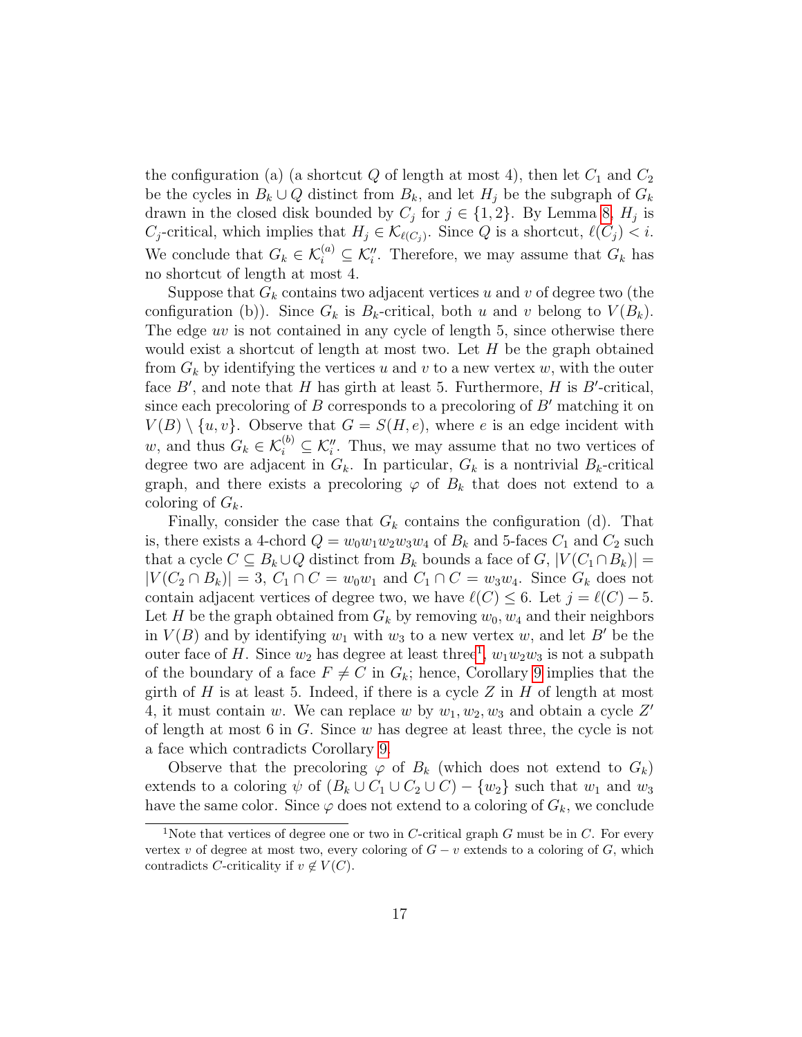the configuration (a) (a shortcut $Q$ of length at most 4), then let $C_1$ and $C_2$ be the cycles in $B_k \cup Q$ distinct from $B_k$, and let $H_j$ be the subgraph of $G_k$ drawn in the closed disk bounded by $C_j$ for $j \in \{1, 2\}$. By Lemma 8, $H_j$ is $C_j$-critical, which implies that $H_j \in \mathcal{K}_{\ell(C_j)}$. Since $Q$ is a shortcut, $\ell(C_j) < i$. We conclude that $G_k \in \mathcal{K}_i^{(a)} \subseteq \mathcal{K}_i''$. Therefore, we may assume that $G_k$ has no shortcut of length at most 4.

Suppose that $G_k$ contains two adjacent vertices $u$ and $v$ of degree two (the configuration (b)). Since $G_k$ is $B_k$-critical, both $u$ and $v$ belong to $V(B_k)$. The edge $uv$ is not contained in any cycle of length 5, since otherwise there would exist a shortcut of length at most two. Let $H$ be the graph obtained from $G_k$ by identifying the vertices $u$ and $v$ to a new vertex $w$, with the outer face $B'$, and note that $H$ has girth at least 5. Furthermore, $H$ is $B'$-critical, since each precoloring of $B$ corresponds to a precoloring of $B'$ matching it on $V(B) \setminus \{u, v\}$. Observe that $G = S(H, e)$, where $e$ is an edge incident with $w$, and thus $G_k \in \mathcal{K}_i^{(b)} \subseteq \mathcal{K}_i''$. Thus, we may assume that no two vertices of degree two are adjacent in $G_k$. In particular, $G_k$ is a nontrivial $B_k$-critical graph, and there exists a precoloring $\varphi$ of $B_k$ that does not extend to a coloring of $G_k$.

Finally, consider the case that $G_k$ contains the configuration (d). That is, there exists a 4-chord $Q = w_0w_1w_2w_3w_4$ of $B_k$ and 5-faces $C_1$ and $C_2$ such that a cycle $C \subseteq B_k \cup Q$ distinct from $B_k$ bounds a face of $G$, $|V(C_1 \cap B_k)| = |V(C_2 \cap B_k)| = 3$, $C_1 \cap C = w_0w_1$ and $C_1 \cap C = w_3w_4$. Since $G_k$ does not contain adjacent vertices of degree two, we have $\ell(C) \leq 6$. Let $j = \ell(C) - 5$. Let $H$ be the graph obtained from $G_k$ by removing $w_0, w_4$ and their neighbors in $V(B)$ and by identifying $w_1$ with $w_3$ to a new vertex $w$, and let $B'$ be the outer face of $H$. Since $w_2$ has degree at least three[1], $w_1w_2w_3$ is not a subpath of the boundary of a face $F \neq C$ in $G_k$; hence, Corollary 9 implies that the girth of $H$ is at least 5. Indeed, if there is a cycle $Z$ in $H$ of length at most 4, it must contain $w$. We can replace $w$ by $w_1, w_2, w_3$ and obtain a cycle $Z'$ of length at most 6 in $G$. Since $w$ has degree at least three, the cycle is not a face which contradicts Corollary 9.

Observe that the precoloring $\varphi$ of $B_k$ (which does not extend to $G_k$) extends to a coloring $\psi$ of $(B_k \cup C_1 \cup C_2 \cup C) - \{w_2\}$ such that $w_1$ and $w_3$ have the same color. Since $\varphi$ does not extend to a coloring of $G_k$, we conclude

[1] Note that vertices of degree one or two in $C$-critical graph $G$ must be in $C$. For every vertex $v$ of degree at most two, every coloring of $G - v$ extends to a coloring of $G$, which contradicts $C$-criticality if $v \notin V(C)$.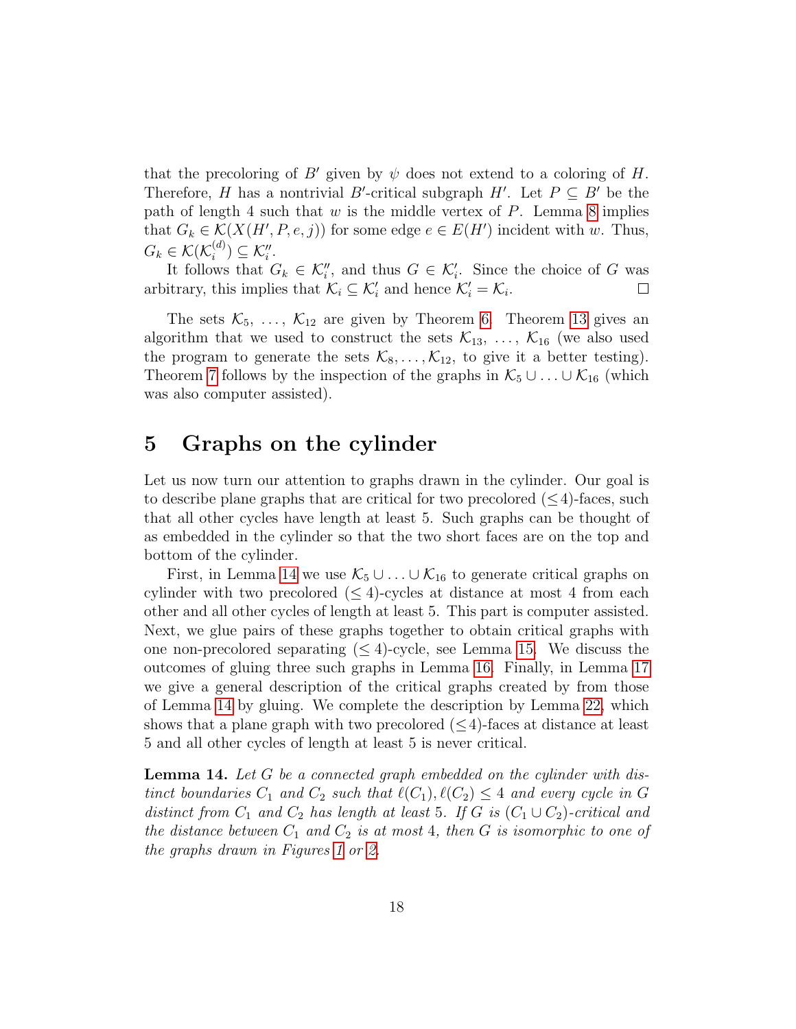that the precoloring of $B'$ given by $\psi$ does not extend to a coloring of $H$. Therefore, $H$ has a nontrivial $B'$-critical subgraph $H'$. Let $P \subseteq B'$ be the path of length 4 such that $w$ is the middle vertex of $P$. Lemma 8 implies that $G_k \in \mathcal{K}(X(H', P, e, j))$ for some edge $e \in E(H')$ incident with $w$. Thus, $G_k \in \mathcal{K}(\mathcal{K}_i^{(d)}) \subseteq \mathcal{K}_i''$.

It follows that $G_k \in \mathcal{K}_i''$, and thus $G \in \mathcal{K}_i'$. Since the choice of $G$ was arbitrary, this implies that $\mathcal{K}_i \subseteq \mathcal{K}_i'$ and hence $\mathcal{K}_i' = \mathcal{K}_i$. □

The sets $\mathcal{K}_5$, …, $\mathcal{K}_{12}$ are given by Theorem 6. Theorem 13 gives an algorithm that we used to construct the sets $\mathcal{K}_{13}$, …, $\mathcal{K}_{16}$ (we also used the program to generate the sets $\mathcal{K}_8, \ldots, \mathcal{K}_{12}$, to give it a better testing). Theorem 7 follows by the inspection of the graphs in $\mathcal{K}_5 \cup \ldots \cup \mathcal{K}_{16}$ (which was also computer assisted).

# 5 Graphs on the cylinder

Let us now turn our attention to graphs drawn in the cylinder. Our goal is to describe plane graphs that are critical for two precolored ($\leq$4)-faces, such that all other cycles have length at least 5. Such graphs can be thought of as embedded in the cylinder so that the two short faces are on the top and bottom of the cylinder.

First, in Lemma 14 we use $\mathcal{K}_5 \cup \ldots \cup \mathcal{K}_{16}$ to generate critical graphs on cylinder with two precolored ($\leq 4$)-cycles at distance at most 4 from each other and all other cycles of length at least 5. This part is computer assisted. Next, we glue pairs of these graphs together to obtain critical graphs with one non-precolored separating ($\leq 4$)-cycle, see Lemma 15. We discuss the outcomes of gluing three such graphs in Lemma 16. Finally, in Lemma 17 we give a general description of the critical graphs created by from those of Lemma 14 by gluing. We complete the description by Lemma 22, which shows that a plane graph with two precolored ($\leq$4)-faces at distance at least 5 and all other cycles of length at least 5 is never critical.

**Lemma 14.** *Let $G$ be a connected graph embedded on the cylinder with distinct boundaries $C_1$ and $C_2$ such that $\ell(C_1), \ell(C_2) \leq 4$ and every cycle in $G$ distinct from $C_1$ and $C_2$ has length at least 5. If $G$ is $(C_1 \cup C_2)$-critical and the distance between $C_1$ and $C_2$ is at most 4, then $G$ is isomorphic to one of the graphs drawn in Figures 1 or 2.*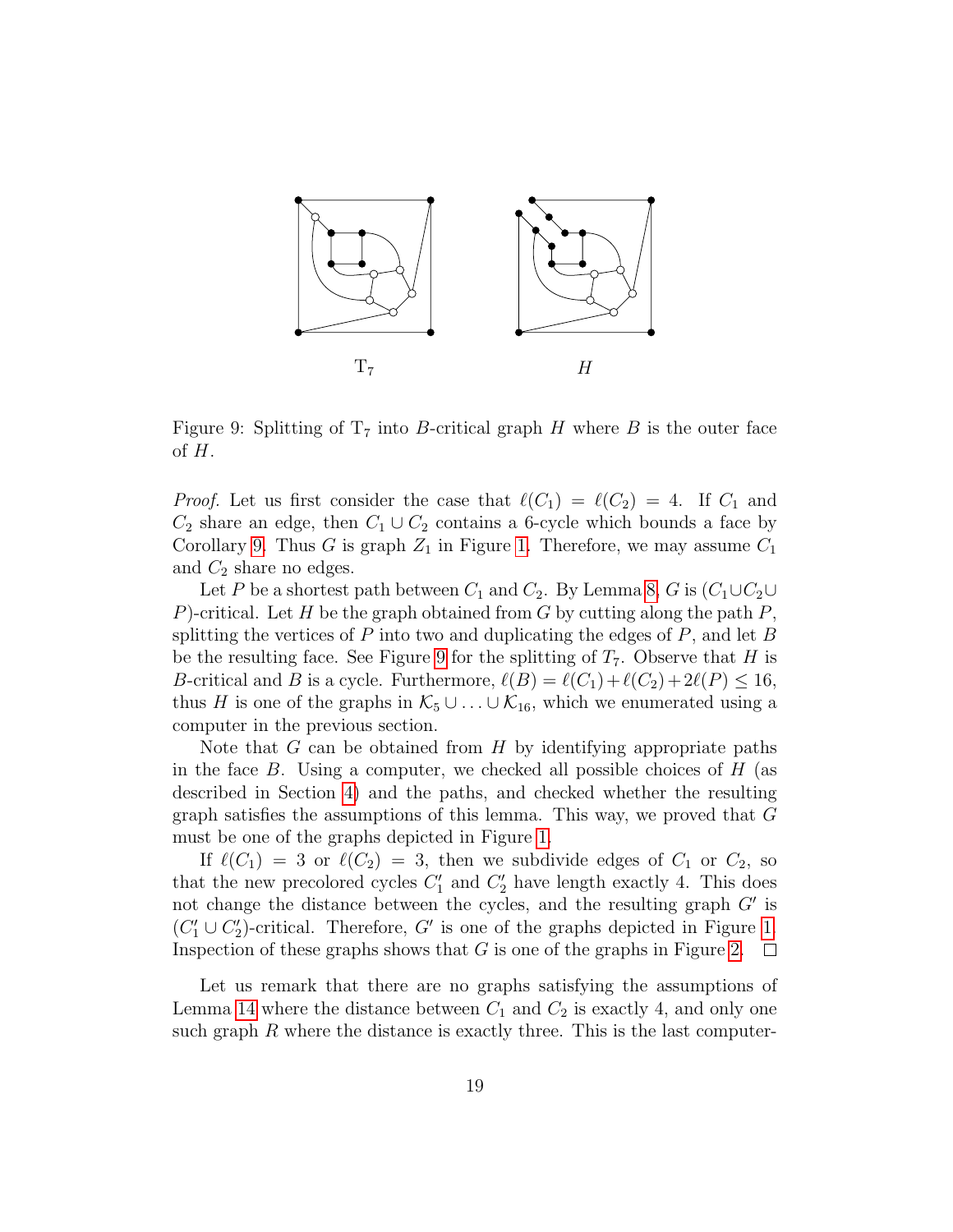Figure 9: Splitting of $T_7$ into $B$-critical graph $H$ where $B$ is the outer face of $H$.

*Proof.* Let us first consider the case that $\ell(C_1) = \ell(C_2) = 4$. If $C_1$ and $C_2$ share an edge, then $C_1 \cup C_2$ contains a 6-cycle which bounds a face by Corollary 9. Thus $G$ is graph $Z_1$ in Figure 1. Therefore, we may assume $C_1$ and $C_2$ share no edges.

Let $P$ be a shortest path between $C_1$ and $C_2$. By Lemma 8, $G$ is $(C_1 \cup C_2 \cup P)$-critical. Let $H$ be the graph obtained from $G$ by cutting along the path $P$, splitting the vertices of $P$ into two and duplicating the edges of $P$, and let $B$ be the resulting face. See Figure 9 for the splitting of $T_7$. Observe that $H$ is $B$-critical and $B$ is a cycle. Furthermore, $\ell(B) = \ell(C_1) + \ell(C_2) + 2\ell(P) \leq 16$, thus $H$ is one of the graphs in $\mathcal{K}_5 \cup \ldots \cup \mathcal{K}_{16}$, which we enumerated using a computer in the previous section.

Note that $G$ can be obtained from $H$ by identifying appropriate paths in the face $B$. Using a computer, we checked all possible choices of $H$ (as described in Section 4) and the paths, and checked whether the resulting graph satisfies the assumptions of this lemma. This way, we proved that $G$ must be one of the graphs depicted in Figure 1.

If $\ell(C_1) = 3$ or $\ell(C_2) = 3$, then we subdivide edges of $C_1$ or $C_2$, so that the new precolored cycles $C_1'$ and $C_2'$ have length exactly 4. This does not change the distance between the cycles, and the resulting graph $G'$ is $(C_1' \cup C_2')$-critical. Therefore, $G'$ is one of the graphs depicted in Figure 1. Inspection of these graphs shows that $G$ is one of the graphs in Figure 2. $\square$

Let us remark that there are no graphs satisfying the assumptions of Lemma 14 where the distance between $C_1$ and $C_2$ is exactly 4, and only one such graph $R$ where the distance is exactly three. This is the last computer-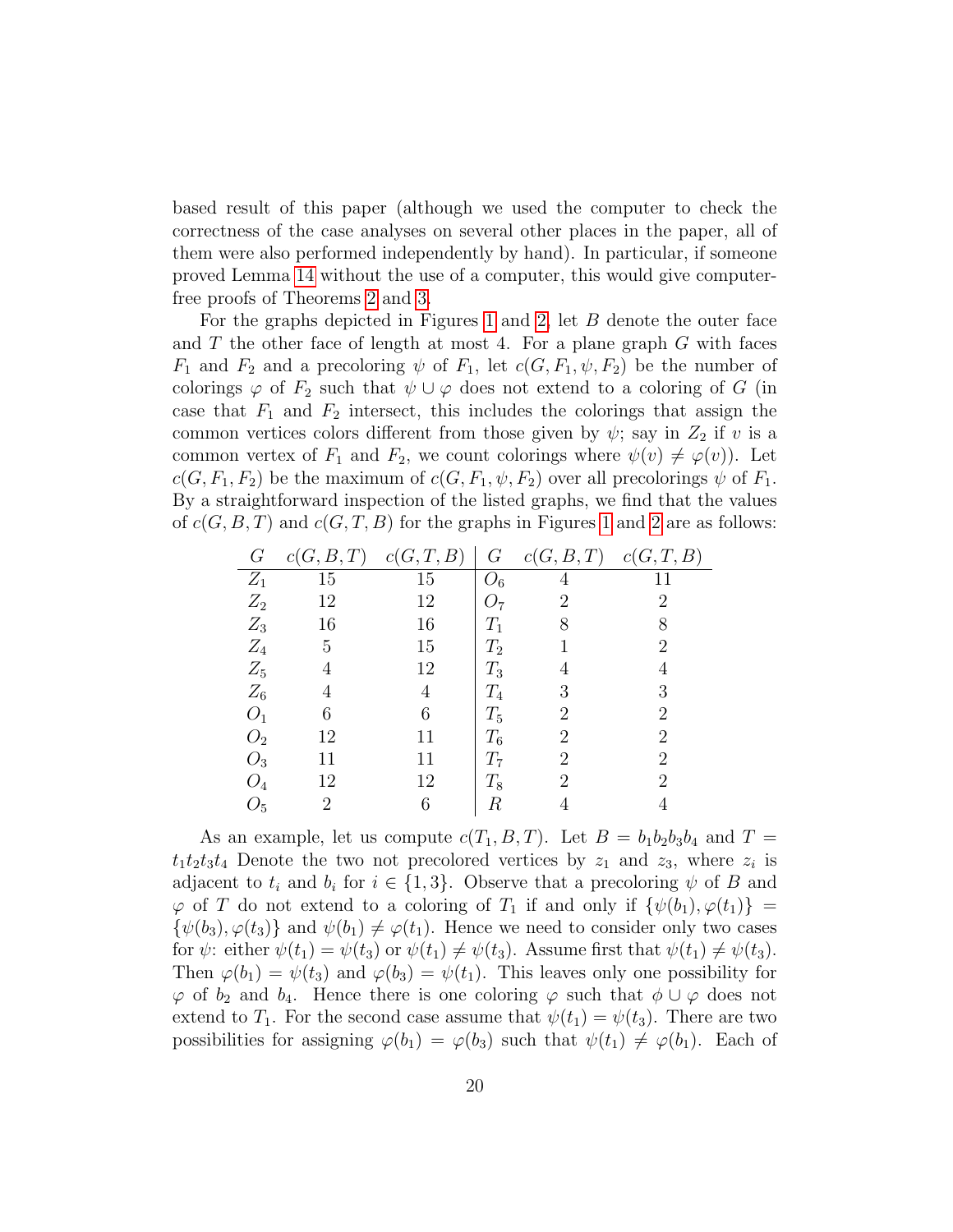based result of this paper (although we used the computer to check the correctness of the case analyses on several other places in the paper, all of them were also performed independently by hand). In particular, if someone proved Lemma 14 without the use of a computer, this would give computer-free proofs of Theorems 2 and 3.

For the graphs depicted in Figures 1 and 2, let $B$ denote the outer face and $T$ the other face of length at most 4. For a plane graph $G$ with faces $F_1$ and $F_2$ and a precoloring $\psi$ of $F_1$, let $c(G, F_1, \psi, F_2)$ be the number of colorings $\varphi$ of $F_2$ such that $\psi \cup \varphi$ does not extend to a coloring of $G$ (in case that $F_1$ and $F_2$ intersect, this includes the colorings that assign the common vertices colors different from those given by $\psi$; say in $Z_2$ if $v$ is a common vertex of $F_1$ and $F_2$, we count colorings where $\psi(v) \neq \varphi(v)$). Let $c(G, F_1, F_2)$ be the maximum of $c(G, F_1, \psi, F_2)$ over all precolorings $\psi$ of $F_1$. By a straightforward inspection of the listed graphs, we find that the values of $c(G, B, T)$ and $c(G, T, B)$ for the graphs in Figures 1 and 2 are as follows:

| $G$ | $c(G,B,T)$ | $c(G,T,B)$ | $G$ | $c(G,B,T)$ | $c(G,T,B)$ |
|---|---|---|---|---|---|
| $Z_1$ | 15 | 15 | $O_6$ | 4 | 11 |
| $Z_2$ | 12 | 12 | $O_7$ | 2 | 2 |
| $Z_3$ | 16 | 16 | $T_1$ | 8 | 8 |
| $Z_4$ | 5 | 15 | $T_2$ | 1 | 2 |
| $Z_5$ | 4 | 12 | $T_3$ | 4 | 4 |
| $Z_6$ | 4 | 4 | $T_4$ | 3 | 3 |
| $O_1$ | 6 | 6 | $T_5$ | 2 | 2 |
| $O_2$ | 12 | 11 | $T_6$ | 2 | 2 |
| $O_3$ | 11 | 11 | $T_7$ | 2 | 2 |
| $O_4$ | 12 | 12 | $T_8$ | 2 | 2 |
| $O_5$ | 2 | 6 | $R$ | 4 | 4 |

As an example, let us compute $c(T_1, B, T)$. Let $B = b_1b_2b_3b_4$ and $T = t_1t_2t_3t_4$ Denote the two not precolored vertices by $z_1$ and $z_3$, where $z_i$ is adjacent to $t_i$ and $b_i$ for $i \in \{1, 3\}$. Observe that a precoloring $\psi$ of $B$ and $\varphi$ of $T$ do not extend to a coloring of $T_1$ if and only if $\{\psi(b_1), \varphi(t_1)\} = \{\psi(b_3), \varphi(t_3)\}$ and $\psi(b_1) \neq \varphi(t_1)$. Hence we need to consider only two cases for $\psi$: either $\psi(t_1) = \psi(t_3)$ or $\psi(t_1) \neq \psi(t_3)$. Assume first that $\psi(t_1) \neq \psi(t_3)$. Then $\varphi(b_1) = \psi(t_3)$ and $\varphi(b_3) = \psi(t_1)$. This leaves only one possibility for $\varphi$ of $b_2$ and $b_4$. Hence there is one coloring $\varphi$ such that $\phi \cup \varphi$ does not extend to $T_1$. For the second case assume that $\psi(t_1) = \psi(t_3)$. There are two possibilities for assigning $\varphi(b_1) = \varphi(b_3)$ such that $\psi(t_1) \neq \varphi(b_1)$. Each of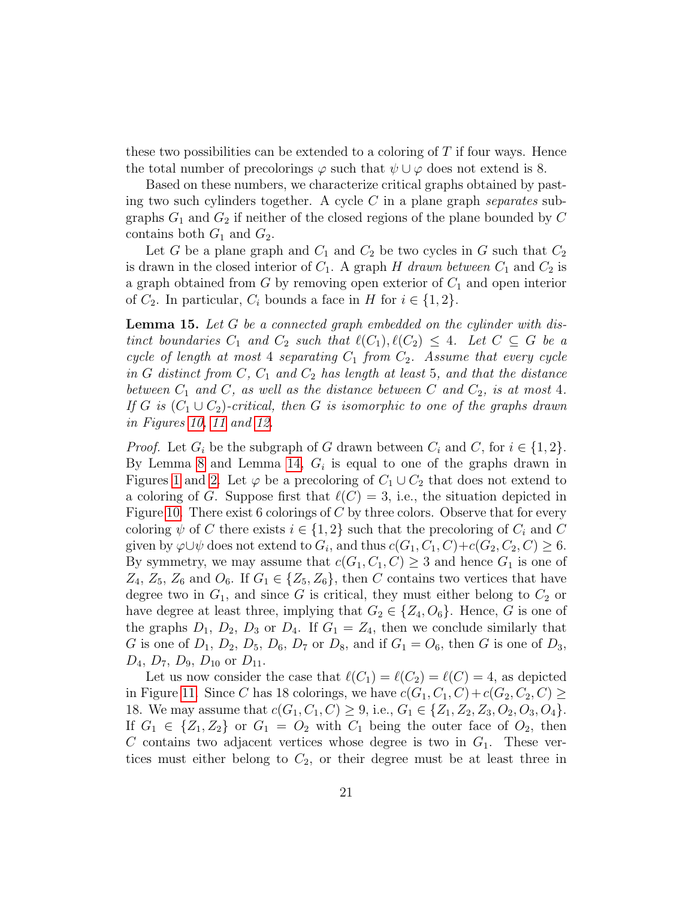these two possibilities can be extended to a coloring of $T$ if four ways. Hence the total number of precolorings $\varphi$ such that $\psi \cup \varphi$ does not extend is 8.

Based on these numbers, we characterize critical graphs obtained by pasting two such cylinders together. A cycle $C$ in a plane graph *separates* subgraphs $G_1$ and $G_2$ if neither of the closed regions of the plane bounded by $C$ contains both $G_1$ and $G_2$.

Let $G$ be a plane graph and $C_1$ and $C_2$ be two cycles in $G$ such that $C_2$ is drawn in the closed interior of $C_1$. A graph $H$ *drawn between* $C_1$ and $C_2$ is a graph obtained from $G$ by removing open exterior of $C_1$ and open interior of $C_2$. In particular, $C_i$ bounds a face in $H$ for $i \in \{1, 2\}$.

**Lemma 15.** *Let $G$ be a connected graph embedded on the cylinder with distinct boundaries $C_1$ and $C_2$ such that $\ell(C_1), \ell(C_2) \leq 4$. Let $C \subseteq G$ be a cycle of length at most 4 separating $C_1$ from $C_2$. Assume that every cycle in $G$ distinct from $C$, $C_1$ and $C_2$ has length at least 5, and that the distance between $C_1$ and $C$, as well as the distance between $C$ and $C_2$, is at most 4. If $G$ is $(C_1 \cup C_2)$-critical, then $G$ is isomorphic to one of the graphs drawn in Figures 10, 11 and 12.*

*Proof.* Let $G_i$ be the subgraph of $G$ drawn between $C_i$ and $C$, for $i \in \{1, 2\}$. By Lemma 8 and Lemma 14, $G_i$ is equal to one of the graphs drawn in Figures 1 and 2. Let $\varphi$ be a precoloring of $C_1 \cup C_2$ that does not extend to a coloring of $G$. Suppose first that $\ell(C) = 3$, i.e., the situation depicted in Figure 10. There exist 6 colorings of $C$ by three colors. Observe that for every coloring $\psi$ of $C$ there exists $i \in \{1, 2\}$ such that the precoloring of $C_i$ and $C$ given by $\varphi \cup \psi$ does not extend to $G_i$, and thus $c(G_1, C_1, C) + c(G_2, C_2, C) \geq 6$. By symmetry, we may assume that $c(G_1, C_1, C) \geq 3$ and hence $G_1$ is one of $Z_4$, $Z_5$, $Z_6$ and $O_6$. If $G_1 \in \{Z_5, Z_6\}$, then $C$ contains two vertices that have degree two in $G_1$, and since $G$ is critical, they must either belong to $C_2$ or have degree at least three, implying that $G_2 \in \{Z_4, O_6\}$. Hence, $G$ is one of the graphs $D_1$, $D_2$, $D_3$ or $D_4$. If $G_1 = Z_4$, then we conclude similarly that $G$ is one of $D_1$, $D_2$, $D_5$, $D_6$, $D_7$ or $D_8$, and if $G_1 = O_6$, then $G$ is one of $D_3$, $D_4$, $D_7$, $D_9$, $D_{10}$ or $D_{11}$.

Let us now consider the case that $\ell(C_1) = \ell(C_2) = \ell(C) = 4$, as depicted in Figure 11. Since $C$ has 18 colorings, we have $c(G_1, C_1, C) + c(G_2, C_2, C) \geq 18$. We may assume that $c(G_1, C_1, C) \geq 9$, i.e., $G_1 \in \{Z_1, Z_2, Z_3, O_2, O_3, O_4\}$. If $G_1 \in \{Z_1, Z_2\}$ or $G_1 = O_2$ with $C_1$ being the outer face of $O_2$, then $C$ contains two adjacent vertices whose degree is two in $G_1$. These vertices must either belong to $C_2$, or their degree must be at least three in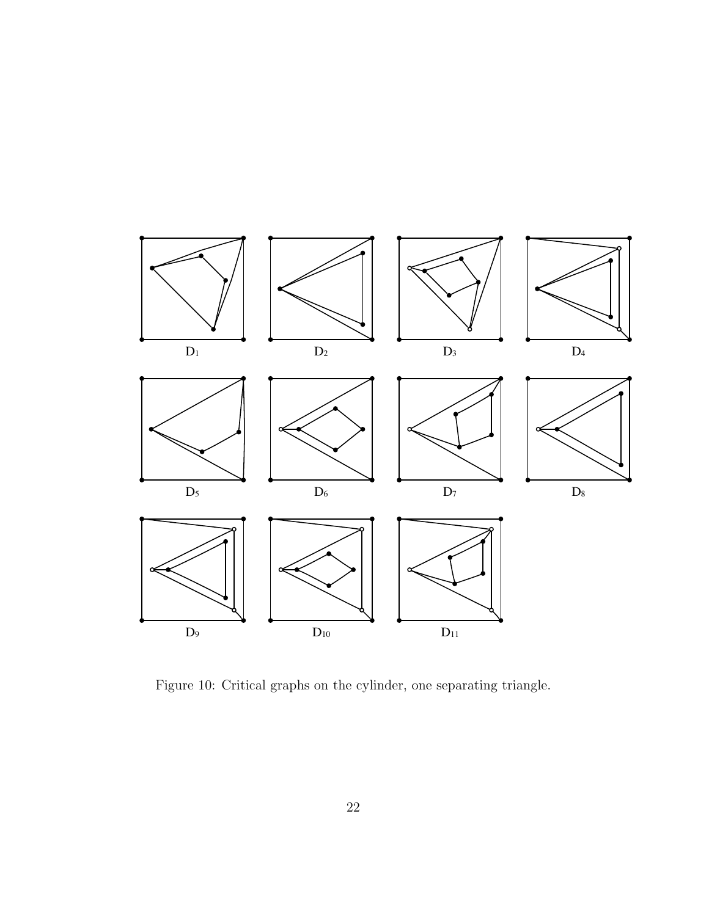$D_1$ $D_2$ $D_3$ $D_4$

$D_5$ $D_6$ $D_7$ $D_8$

$D_9$ $D_{10}$ $D_{11}$

Figure 10: Critical graphs on the cylinder, one separating triangle.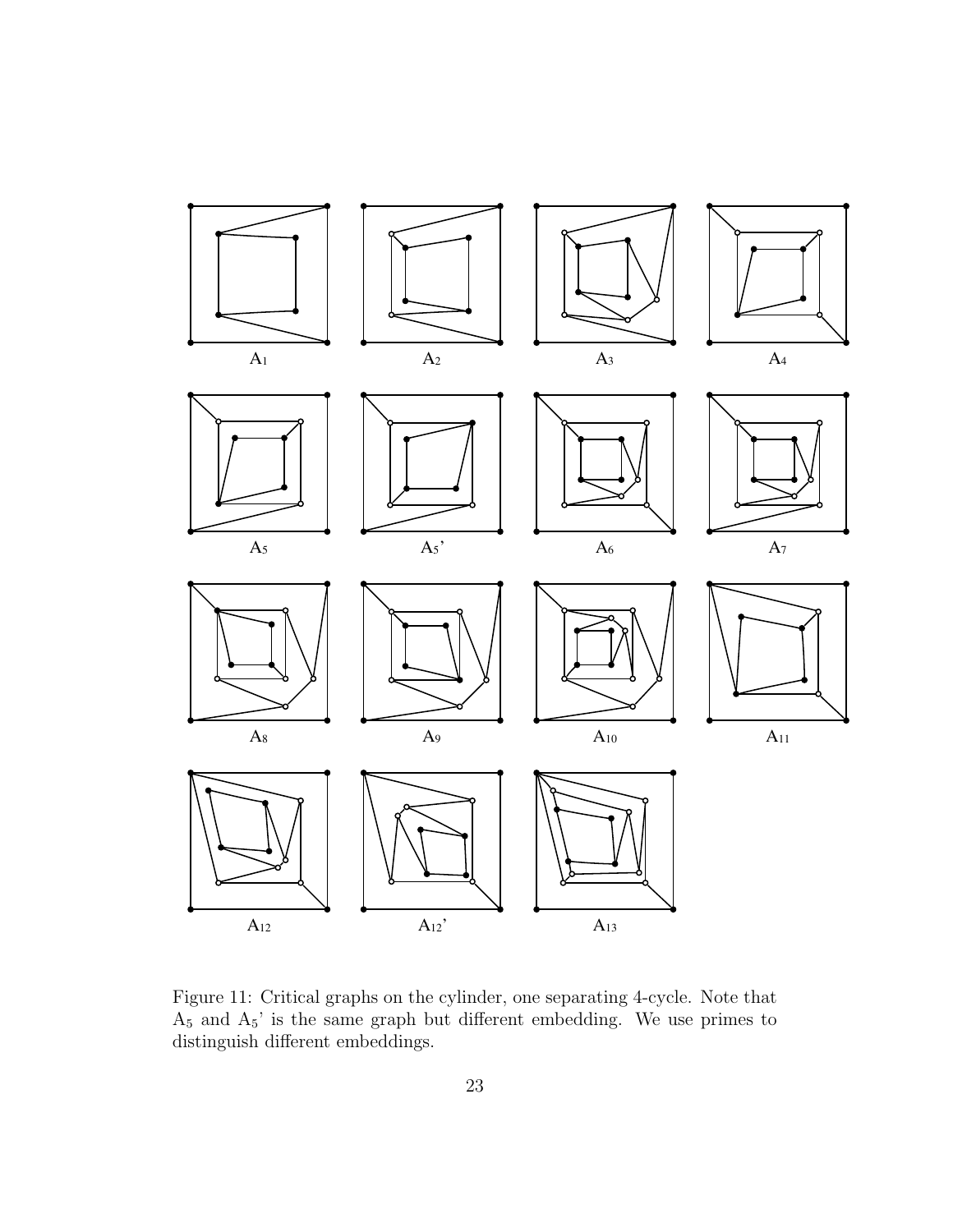$A_1$ $A_2$ $A_3$ $A_4$

$A_5$ $A_5$' $A_6$ $A_7$

$A_8$ $A_9$ $A_{10}$ $A_{11}$

$A_{12}$ $A_{12}$' $A_{13}$

Figure 11: Critical graphs on the cylinder, one separating 4-cycle. Note that $A_5$ and $A_5$' is the same graph but different embedding. We use primes to distinguish different embeddings.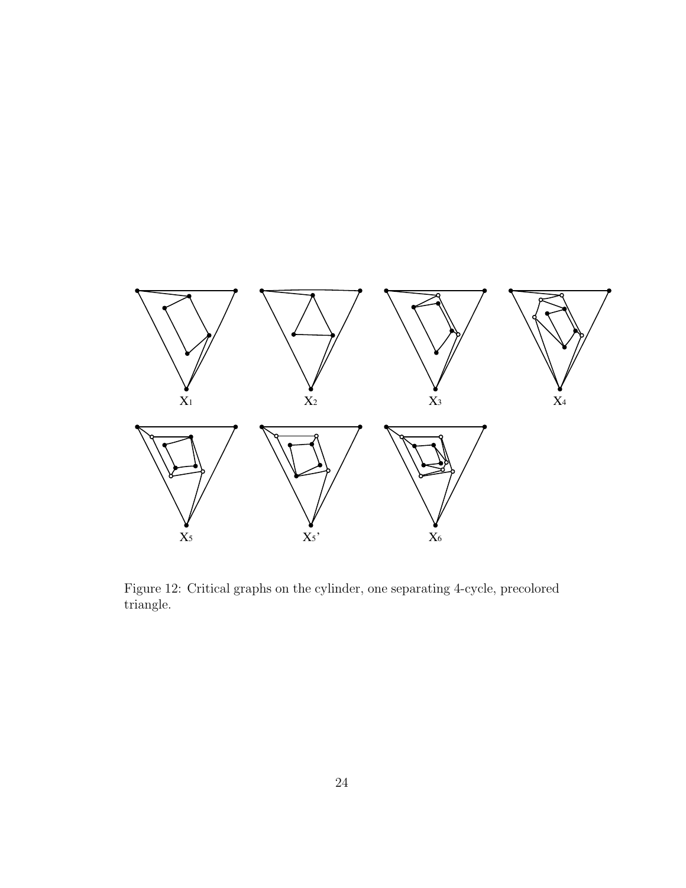$X_1$ $X_2$ $X_3$ $X_4$

$X_5$ $X_5$' $X_6$

Figure 12: Critical graphs on the cylinder, one separating 4-cycle, precolored triangle.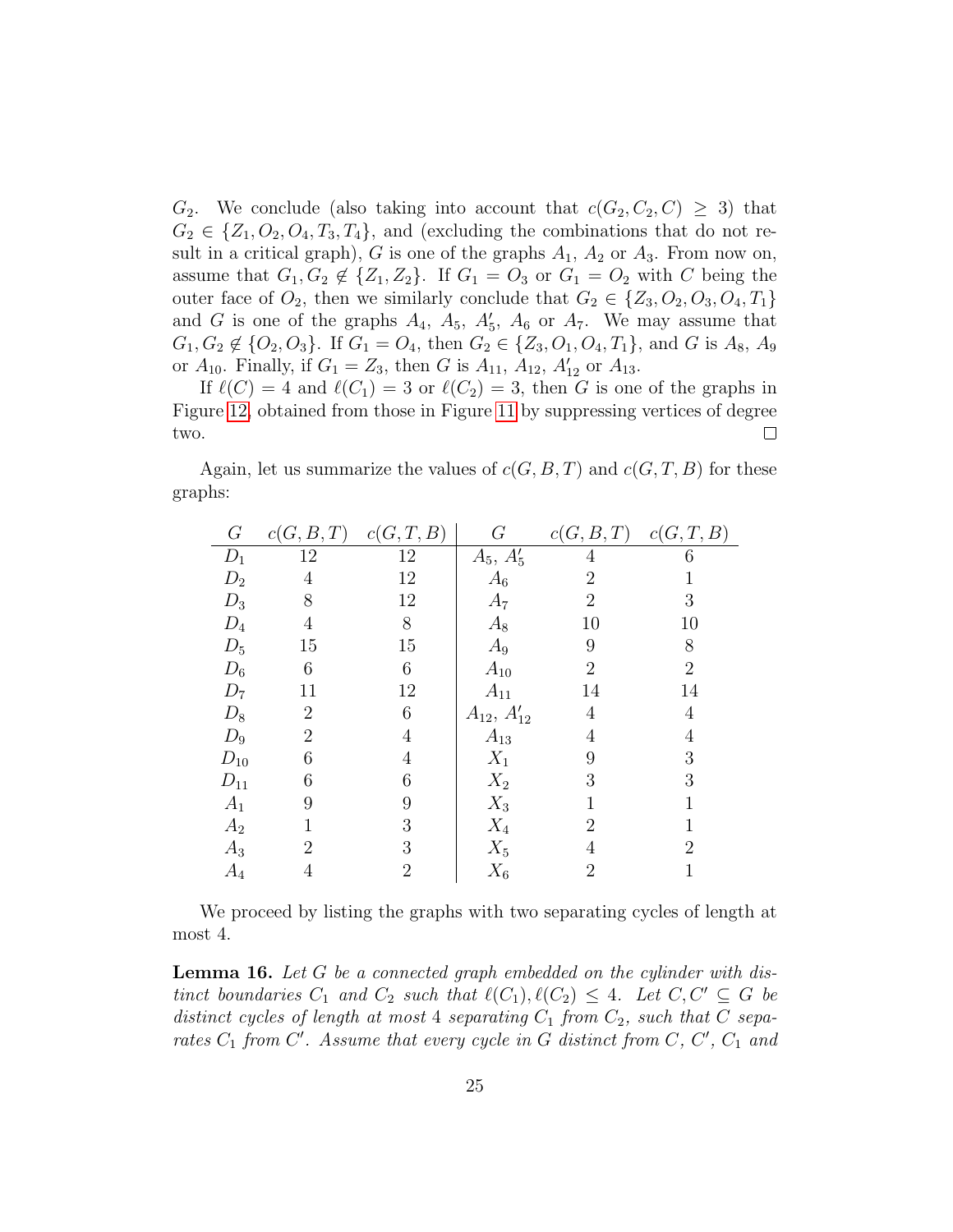$G_2$. We conclude (also taking into account that $c(G_2, C_2, C) \geq 3$) that $G_2 \in \{Z_1, O_2, O_4, T_3, T_4\}$, and (excluding the combinations that do not result in a critical graph), $G$ is one of the graphs $A_1$, $A_2$ or $A_3$. From now on, assume that $G_1, G_2 \notin \{Z_1, Z_2\}$. If $G_1 = O_3$ or $G_1 = O_2$ with $C$ being the outer face of $O_2$, then we similarly conclude that $G_2 \in \{Z_3, O_2, O_3, O_4, T_1\}$ and $G$ is one of the graphs $A_4$, $A_5$, $A'_5$, $A_6$ or $A_7$. We may assume that $G_1, G_2 \notin \{O_2, O_3\}$. If $G_1 = O_4$, then $G_2 \in \{Z_3, O_1, O_4, T_1\}$, and $G$ is $A_8$, $A_9$ or $A_{10}$. Finally, if $G_1 = Z_3$, then $G$ is $A_{11}$, $A_{12}$, $A'_{12}$ or $A_{13}$.

If $\ell(C) = 4$ and $\ell(C_1) = 3$ or $\ell(C_2) = 3$, then $G$ is one of the graphs in Figure 12, obtained from those in Figure 11 by suppressing vertices of degree two. □

Again, let us summarize the values of $c(G, B, T)$ and $c(G, T, B)$ for these graphs:

| $G$ | $c(G,B,T)$ | $c(G,T,B)$ | $G$ | $c(G,B,T)$ | $c(G,T,B)$ |
|---|---|---|---|---|---|
| $D_1$ | 12 | 12 | $A_5$, $A'_5$ | 4 | 6 |
| $D_2$ | 4 | 12 | $A_6$ | 2 | 1 |
| $D_3$ | 8 | 12 | $A_7$ | 2 | 3 |
| $D_4$ | 4 | 8 | $A_8$ | 10 | 10 |
| $D_5$ | 15 | 15 | $A_9$ | 9 | 8 |
| $D_6$ | 6 | 6 | $A_{10}$ | 2 | 2 |
| $D_7$ | 11 | 12 | $A_{11}$ | 14 | 14 |
| $D_8$ | 2 | 6 | $A_{12}$, $A'_{12}$ | 4 | 4 |
| $D_9$ | 2 | 4 | $A_{13}$ | 4 | 4 |
| $D_{10}$ | 6 | 4 | $X_1$ | 9 | 3 |
| $D_{11}$ | 6 | 6 | $X_2$ | 3 | 3 |
| $A_1$ | 9 | 9 | $X_3$ | 1 | 1 |
| $A_2$ | 1 | 3 | $X_4$ | 2 | 1 |
| $A_3$ | 2 | 3 | $X_5$ | 4 | 2 |
| $A_4$ | 4 | 2 | $X_6$ | 2 | 1 |

We proceed by listing the graphs with two separating cycles of length at most 4.

**Lemma 16.** *Let $G$ be a connected graph embedded on the cylinder with distinct boundaries $C_1$ and $C_2$ such that $\ell(C_1), \ell(C_2) \leq 4$. Let $C, C' \subseteq G$ be distinct cycles of length at most 4 separating $C_1$ from $C_2$, such that $C$ separates $C_1$ from $C'$. Assume that every cycle in $G$ distinct from $C$, $C'$, $C_1$ and*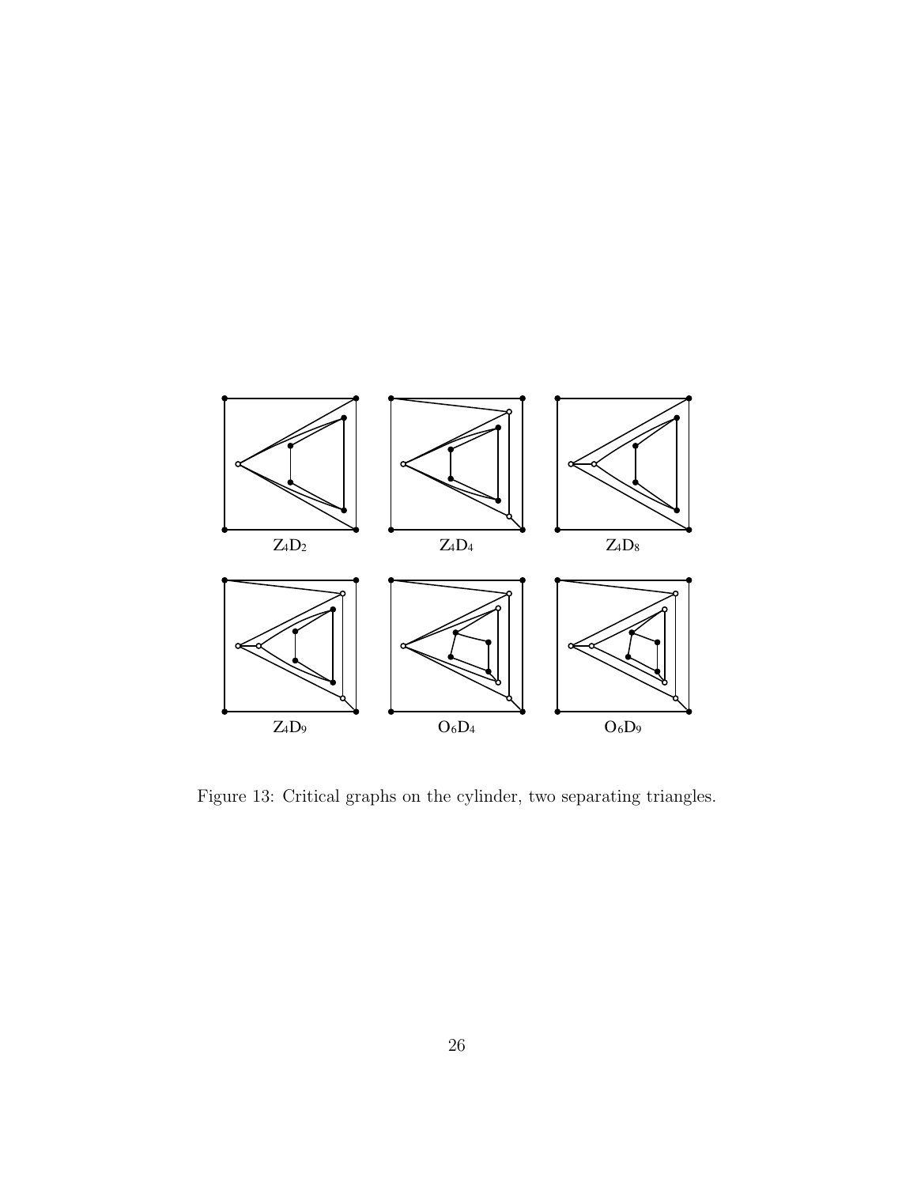$Z_4D_2$ $Z_4D_4$ $Z_4D_8$

$Z_4D_9$ $O_6D_4$ $O_6D_9$

Figure 13: Critical graphs on the cylinder, two separating triangles.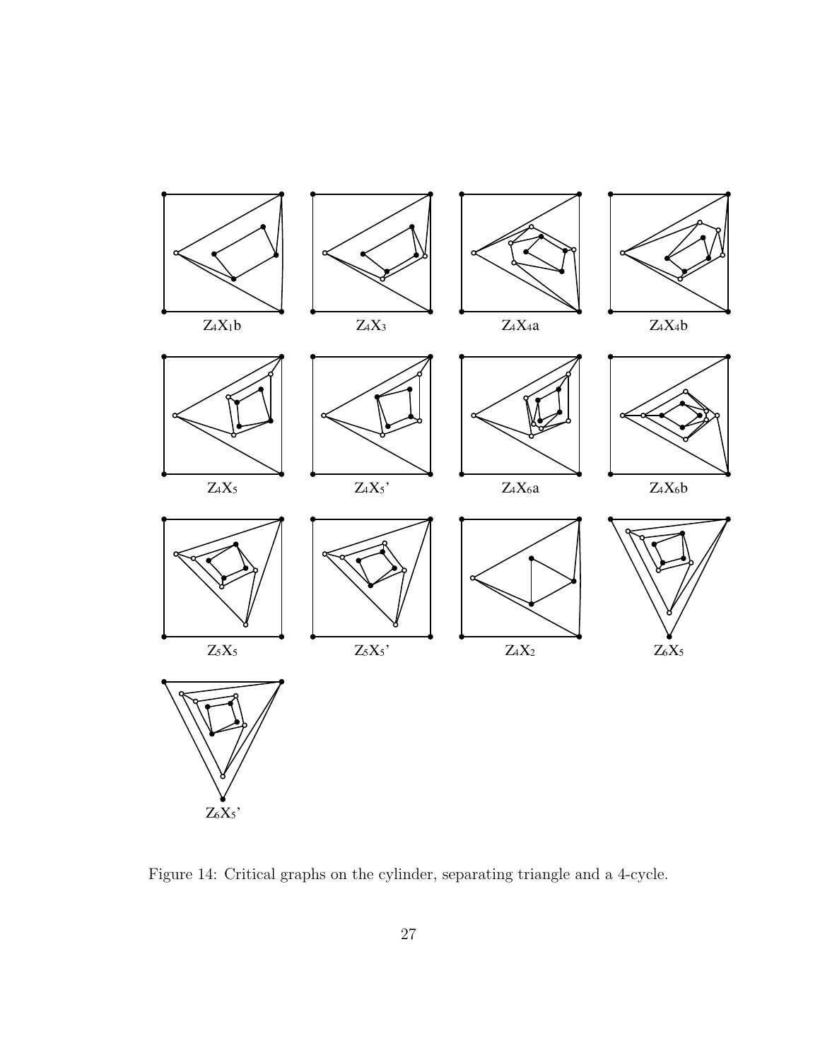$Z_4X_1b$ $Z_4X_3$ $Z_4X_4a$ $Z_4X_4b$

$Z_4X_5$ $Z_4X_5'$ $Z_4X_6a$ $Z_4X_6b$

$Z_5X_5$ $Z_5X_5'$ $Z_4X_2$ $Z_6X_5$

$Z_6X_5'$

Figure 14: Critical graphs on the cylinder, separating triangle and a 4-cycle.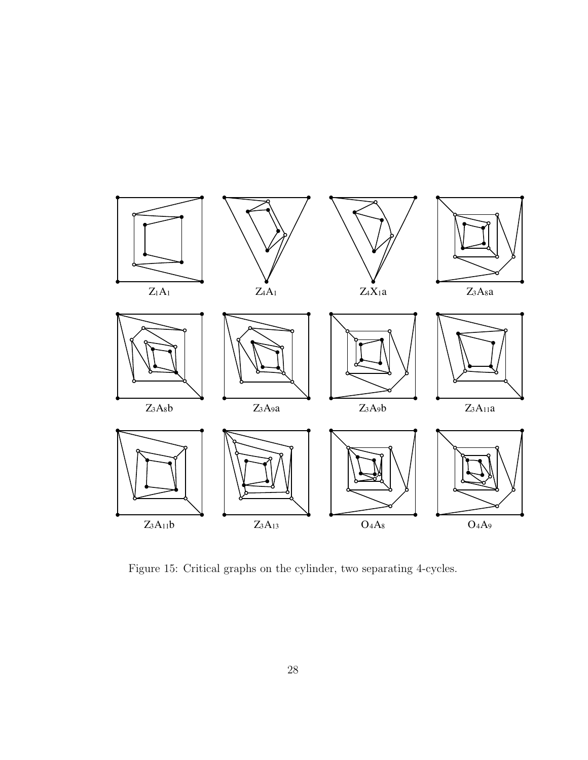$Z_1A_1$ $Z_4A_1$ $Z_4X_1a$ $Z_3A_8a$

$Z_3A_8b$ $Z_3A_9a$ $Z_3A_9b$ $Z_3A_{11}a$

$Z_3A_{11}b$ $Z_3A_{13}$ $O_4A_8$ $O_4A_9$

Figure 15: Critical graphs on the cylinder, two separating 4-cycles.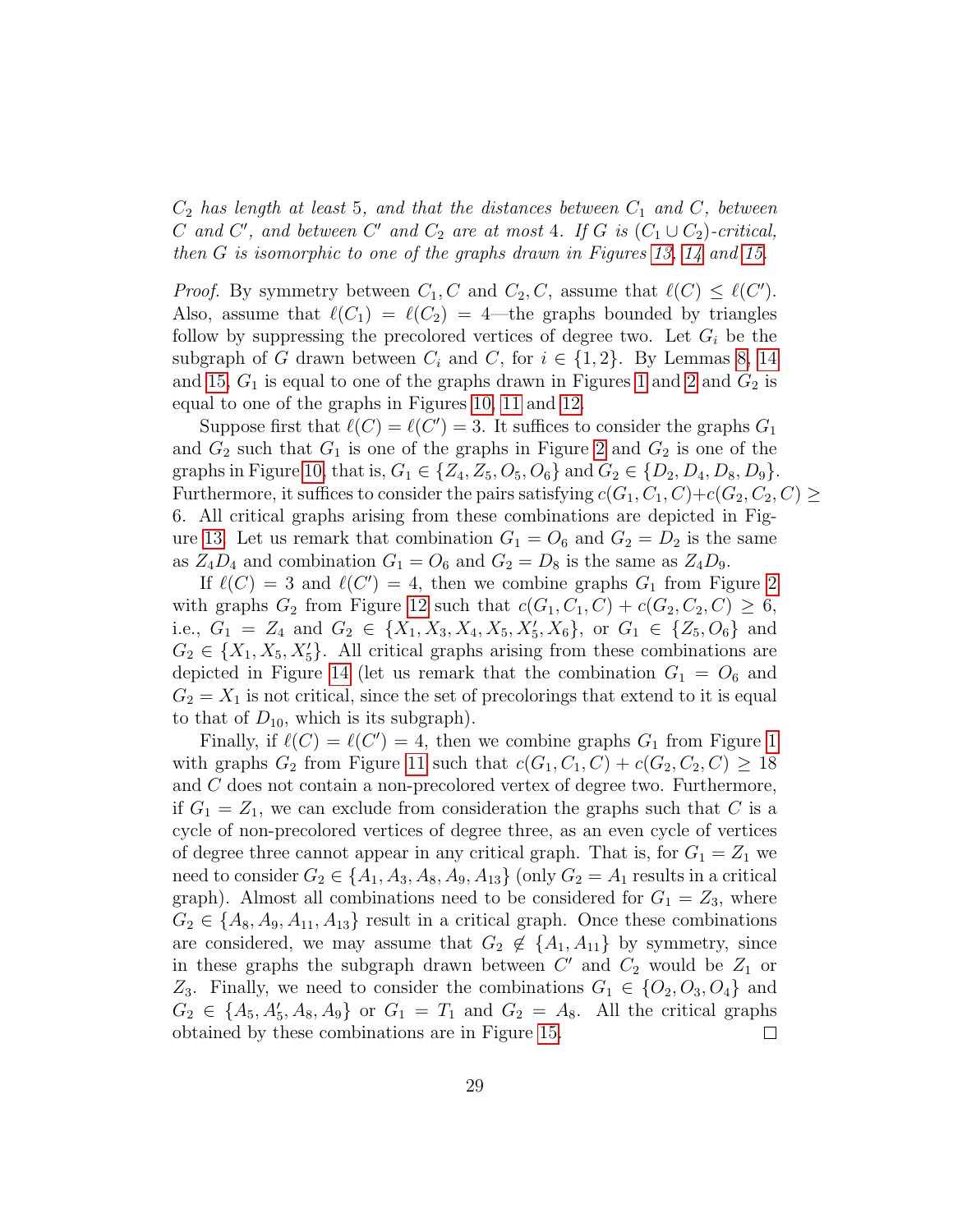*$C_2$ has length at least 5, and that the distances between $C_1$ and $C$, between $C$ and $C'$, and between $C'$ and $C_2$ are at most 4. If $G$ is $(C_1 \cup C_2)$-critical, then $G$ is isomorphic to one of the graphs drawn in Figures 13, 14 and 15.*

*Proof.* By symmetry between $C_1, C$ and $C_2, C$, assume that $\ell(C) \leq \ell(C')$. Also, assume that $\ell(C_1) = \ell(C_2) = 4$—the graphs bounded by triangles follow by suppressing the precolored vertices of degree two. Let $G_i$ be the subgraph of $G$ drawn between $C_i$ and $C$, for $i \in \{1, 2\}$. By Lemmas 8, 14 and 15, $G_1$ is equal to one of the graphs drawn in Figures 1 and 2 and $G_2$ is equal to one of the graphs in Figures 10, 11 and 12.

Suppose first that $\ell(C) = \ell(C') = 3$. It suffices to consider the graphs $G_1$ and $G_2$ such that $G_1$ is one of the graphs in Figure 2 and $G_2$ is one of the graphs in Figure 10, that is, $G_1 \in \{Z_4, Z_5, O_5, O_6\}$ and $G_2 \in \{D_2, D_4, D_8, D_9\}$. Furthermore, it suffices to consider the pairs satisfying $c(G_1, C_1, C) + c(G_2, C_2, C) \geq 6$. All critical graphs arising from these combinations are depicted in Figure 13. Let us remark that combination $G_1 = O_6$ and $G_2 = D_2$ is the same as $Z_4D_4$ and combination $G_1 = O_6$ and $G_2 = D_8$ is the same as $Z_4D_9$.

If $\ell(C) = 3$ and $\ell(C') = 4$, then we combine graphs $G_1$ from Figure 2 with graphs $G_2$ from Figure 12 such that $c(G_1, C_1, C) + c(G_2, C_2, C) \geq 6$, i.e., $G_1 = Z_4$ and $G_2 \in \{X_1, X_3, X_4, X_5, X_5', X_6\}$, or $G_1 \in \{Z_5, O_6\}$ and $G_2 \in \{X_1, X_5, X_5'\}$. All critical graphs arising from these combinations are depicted in Figure 14 (let us remark that the combination $G_1 = O_6$ and $G_2 = X_1$ is not critical, since the set of precolorings that extend to it is equal to that of $D_{10}$, which is its subgraph).

Finally, if $\ell(C) = \ell(C') = 4$, then we combine graphs $G_1$ from Figure 1 with graphs $G_2$ from Figure 11 such that $c(G_1, C_1, C) + c(G_2, C_2, C) \geq 18$ and $C$ does not contain a non-precolored vertex of degree two. Furthermore, if $G_1 = Z_1$, we can exclude from consideration the graphs such that $C$ is a cycle of non-precolored vertices of degree three, as an even cycle of vertices of degree three cannot appear in any critical graph. That is, for $G_1 = Z_1$ we need to consider $G_2 \in \{A_1, A_3, A_8, A_9, A_{13}\}$ (only $G_2 = A_1$ results in a critical graph). Almost all combinations need to be considered for $G_1 = Z_3$, where $G_2 \in \{A_8, A_9, A_{11}, A_{13}\}$ result in a critical graph. Once these combinations are considered, we may assume that $G_2 \notin \{A_1, A_{11}\}$ by symmetry, since in these graphs the subgraph drawn between $C'$ and $C_2$ would be $Z_1$ or $Z_3$. Finally, we need to consider the combinations $G_1 \in \{O_2, O_3, O_4\}$ and $G_2 \in \{A_5, A_5', A_8, A_9\}$ or $G_1 = T_1$ and $G_2 = A_8$. All the critical graphs obtained by these combinations are in Figure 15. $\square$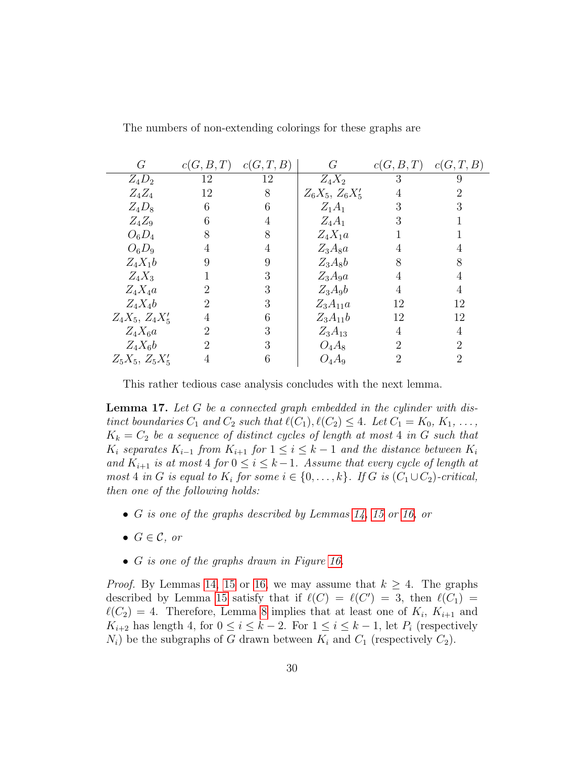The numbers of non-extending colorings for these graphs are

| $G$ | $c(G,B,T)$ | $c(G,T,B)$ | $G$ | $c(G,B,T)$ | $c(G,T,B)$ |
|---|---|---|---|---|---|
| $Z_4D_2$ | 12 | 12 | $Z_4X_2$ | 3 | 9 |
| $Z_4Z_4$ | 12 | 8 | $Z_6X_5$, $Z_6X_5'$ | 4 | 2 |
| $Z_4D_8$ | 6 | 6 | $Z_1A_1$ | 3 | 3 |
| $Z_4Z_9$ | 6 | 4 | $Z_4A_1$ | 3 | 1 |
| $O_6D_4$ | 8 | 8 | $Z_4X_1a$ | 1 | 1 |
| $O_6D_9$ | 4 | 4 | $Z_3A_8a$ | 4 | 4 |
| $Z_4X_1b$ | 9 | 9 | $Z_3A_8b$ | 8 | 8 |
| $Z_4X_3$ | 1 | 3 | $Z_3A_9a$ | 4 | 4 |
| $Z_4X_4a$ | 2 | 3 | $Z_3A_9b$ | 4 | 4 |
| $Z_4X_4b$ | 2 | 3 | $Z_3A_{11}a$ | 12 | 12 |
| $Z_4X_5$, $Z_4X_5'$ | 4 | 6 | $Z_3A_{11}b$ | 12 | 12 |
| $Z_4X_6a$ | 2 | 3 | $Z_3A_{13}$ | 4 | 4 |
| $Z_4X_6b$ | 2 | 3 | $O_4A_8$ | 2 | 2 |
| $Z_5X_5$, $Z_5X_5'$ | 4 | 6 | $O_4A_9$ | 2 | 2 |

This rather tedious case analysis concludes with the next lemma.

**Lemma 17.** *Let $G$ be a connected graph embedded in the cylinder with distinct boundaries $C_1$ and $C_2$ such that $\ell(C_1), \ell(C_2) \le 4$. Let $C_1 = K_0, K_1, \ldots, K_k = C_2$ be a sequence of distinct cycles of length at most 4 in $G$ such that $K_i$ separates $K_{i-1}$ from $K_{i+1}$ for $1 \le i \le k-1$ and the distance between $K_i$ and $K_{i+1}$ is at most 4 for $0 \le i \le k-1$. Assume that every cycle of length at most 4 in $G$ is equal to $K_i$ for some $i \in \{0, \ldots, k\}$. If $G$ is $(C_1 \cup C_2)$-critical, then one of the following holds:*

- *$G$ is one of the graphs described by Lemmas 14, 15 or 16, or*
- *$G \in \mathcal{C}$, or*
- *$G$ is one of the graphs drawn in Figure 16.*

*Proof.* By Lemmas 14, 15 or 16, we may assume that $k \ge 4$. The graphs described by Lemma 15 satisfy that if $\ell(C) = \ell(C') = 3$, then $\ell(C_1) = \ell(C_2) = 4$. Therefore, Lemma 8 implies that at least one of $K_i$, $K_{i+1}$ and $K_{i+2}$ has length 4, for $0 \le i \le k-2$. For $1 \le i \le k-1$, let $P_i$ (respectively $N_i$) be the subgraphs of $G$ drawn between $K_i$ and $C_1$ (respectively $C_2$).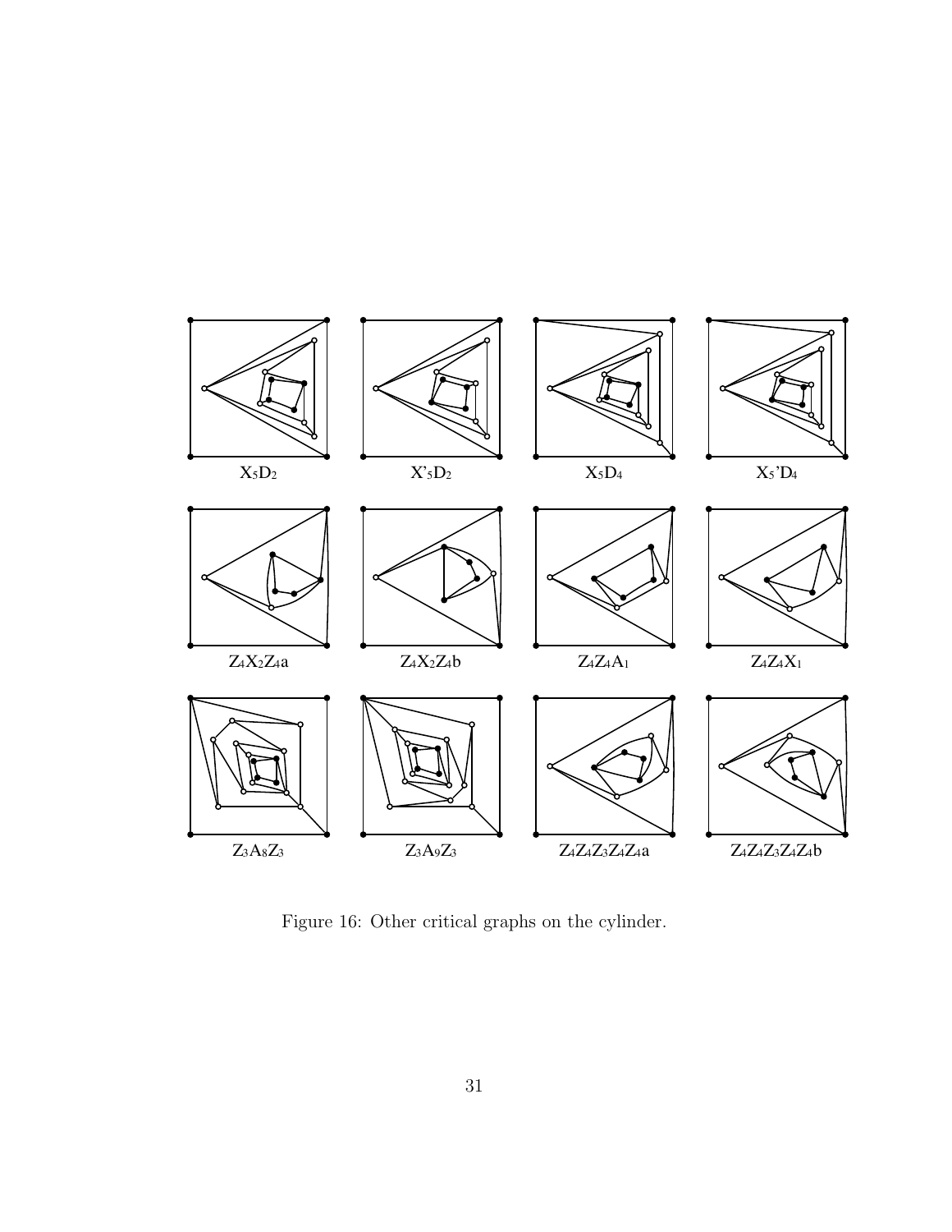$X_5D_2$ $X'_5D_2$ $X_5D_4$ $X_5'D_4$

$Z_4X_2Z_4a$ $Z_4X_2Z_4b$ $Z_4Z_4A_1$ $Z_4Z_4X_1$

$Z_3A_8Z_3$ $Z_3A_9Z_3$ $Z_4Z_4Z_3Z_4Z_4a$ $Z_4Z_4Z_3Z_4Z_4b$

Figure 16: Other critical graphs on the cylinder.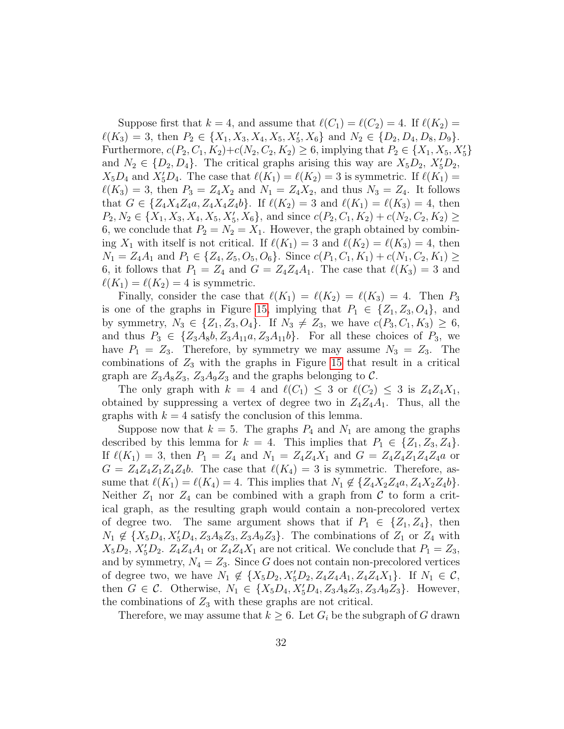Suppose first that $k = 4$, and assume that $\ell(C_1) = \ell(C_2) = 4$. If $\ell(K_2) = \ell(K_3) = 3$, then $P_2 \in \{X_1, X_3, X_4, X_5, X_5', X_6\}$ and $N_2 \in \{D_2, D_4, D_8, D_9\}$. Furthermore, $c(P_2, C_1, K_2)+c(N_2, C_2, K_2) \geq 6$, implying that $P_2 \in \{X_1, X_5, X_5'\}$ and $N_2 \in \{D_2, D_4\}$. The critical graphs arising this way are $X_5D_2$, $X_5'D_2$, $X_5D_4$ and $X_5'D_4$. The case that $\ell(K_1) = \ell(K_2) = 3$ is symmetric. If $\ell(K_1) = \ell(K_3) = 3$, then $P_3 = Z_4X_2$ and $N_1 = Z_4X_2$, and thus $N_3 = Z_4$. It follows that $G \in \{Z_4X_4Z_4a, Z_4X_4Z_4b\}$. If $\ell(K_2) = 3$ and $\ell(K_1) = \ell(K_3) = 4$, then $P_2, N_2 \in \{X_1, X_3, X_4, X_5, X_5', X_6\}$, and since $c(P_2, C_1, K_2) + c(N_2, C_2, K_2) \geq 6$, we conclude that $P_2 = N_2 = X_1$. However, the graph obtained by combining $X_1$ with itself is not critical. If $\ell(K_1) = 3$ and $\ell(K_2) = \ell(K_3) = 4$, then $N_1 = Z_4A_1$ and $P_1 \in \{Z_4, Z_5, O_5, O_6\}$. Since $c(P_1, C_1, K_1) + c(N_1, C_2, K_1) \geq 6$, it follows that $P_1 = Z_4$ and $G = Z_4Z_4A_1$. The case that $\ell(K_3) = 3$ and $\ell(K_1) = \ell(K_2) = 4$ is symmetric.

Finally, consider the case that $\ell(K_1) = \ell(K_2) = \ell(K_3) = 4$. Then $P_3$ is one of the graphs in Figure 15, implying that $P_1 \in \{Z_1, Z_3, O_4\}$, and by symmetry, $N_3 \in \{Z_1, Z_3, O_4\}$. If $N_3 \neq Z_3$, we have $c(P_3, C_1, K_3) \geq 6$, and thus $P_3 \in \{Z_3A_8b, Z_3A_{11}a, Z_3A_{11}b\}$. For all these choices of $P_3$, we have $P_1 = Z_3$. Therefore, by symmetry we may assume $N_3 = Z_3$. The combinations of $Z_3$ with the graphs in Figure 15 that result in a critical graph are $Z_3A_8Z_3$, $Z_3A_9Z_3$ and the graphs belonging to $\mathcal{C}$.

The only graph with $k = 4$ and $\ell(C_1) \leq 3$ or $\ell(C_2) \leq 3$ is $Z_4Z_4X_1$, obtained by suppressing a vertex of degree two in $Z_4Z_4A_1$. Thus, all the graphs with $k = 4$ satisfy the conclusion of this lemma.

Suppose now that $k = 5$. The graphs $P_4$ and $N_1$ are among the graphs described by this lemma for $k = 4$. This implies that $P_1 \in \{Z_1, Z_3, Z_4\}$. If $\ell(K_1) = 3$, then $P_1 = Z_4$ and $N_1 = Z_4Z_4X_1$ and $G = Z_4Z_4Z_1Z_4Z_4a$ or $G = Z_4Z_4Z_1Z_4Z_4b$. The case that $\ell(K_4) = 3$ is symmetric. Therefore, assume that $\ell(K_1) = \ell(K_4) = 4$. This implies that $N_1 \notin \{Z_4X_2Z_4a, Z_4X_2Z_4b\}$. Neither $Z_1$ nor $Z_4$ can be combined with a graph from $\mathcal{C}$ to form a critical graph, as the resulting graph would contain a non-precolored vertex of degree two. The same argument shows that if $P_1 \in \{Z_1, Z_4\}$, then $N_1 \notin \{X_5D_4, X_5'D_4, Z_3A_8Z_3, Z_3A_9Z_3\}$. The combinations of $Z_1$ or $Z_4$ with $X_5D_2$, $X_5'D_2$. $Z_4Z_4A_1$ or $Z_4Z_4X_1$ are not critical. We conclude that $P_1 = Z_3$, and by symmetry, $N_4 = Z_3$. Since $G$ does not contain non-precolored vertices of degree two, we have $N_1 \notin \{X_5D_2, X_5'D_2, Z_4Z_4A_1, Z_4Z_4X_1\}$. If $N_1 \in \mathcal{C}$, then $G \in \mathcal{C}$. Otherwise, $N_1 \in \{X_5D_4, X_5'D_4, Z_3A_8Z_3, Z_3A_9Z_3\}$. However, the combinations of $Z_3$ with these graphs are not critical.

Therefore, we may assume that $k \geq 6$. Let $G_i$ be the subgraph of $G$ drawn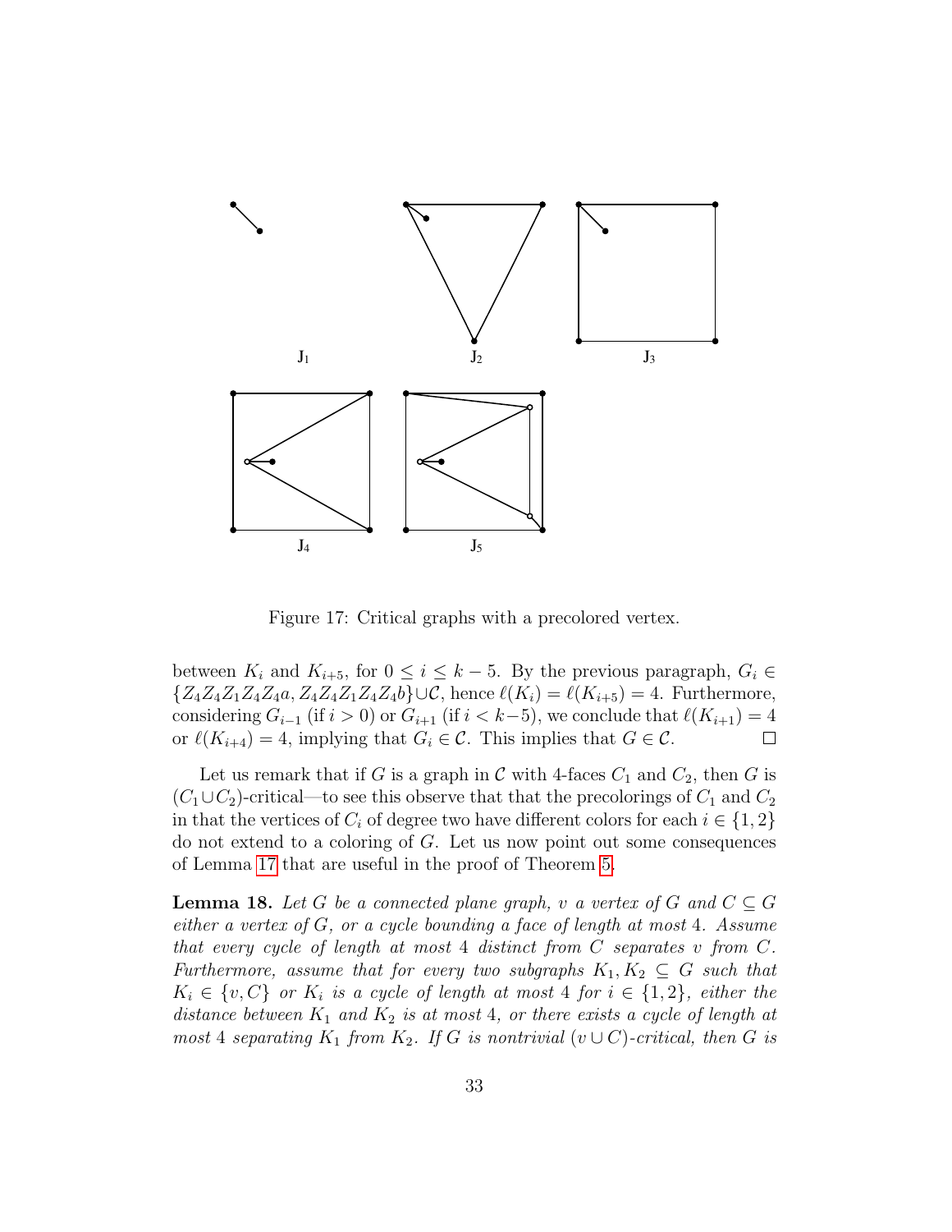J1 J2 J3

J4 J5

Figure 17: Critical graphs with a precolored vertex.

between $K_i$ and $K_{i+5}$, for $0 \le i \le k-5$. By the previous paragraph, $G_i \in \{Z_4Z_4Z_1Z_4Z_4a, Z_4Z_4Z_1Z_4Z_4b\} \cup \mathcal{C}$, hence $\ell(K_i) = \ell(K_{i+5}) = 4$. Furthermore, considering $G_{i-1}$ (if $i > 0$) or $G_{i+1}$ (if $i < k-5$), we conclude that $\ell(K_{i+1}) = 4$ or $\ell(K_{i+4}) = 4$, implying that $G_i \in \mathcal{C}$. This implies that $G \in \mathcal{C}$. $\square$

Let us remark that if $G$ is a graph in $\mathcal{C}$ with 4-faces $C_1$ and $C_2$, then $G$ is $(C_1 \cup C_2)$-critical—to see this observe that that the precolorings of $C_1$ and $C_2$ in that the vertices of $C_i$ of degree two have different colors for each $i \in \{1, 2\}$ do not extend to a coloring of $G$. Let us now point out some consequences of Lemma 17 that are useful in the proof of Theorem 5.

**Lemma 18.** *Let $G$ be a connected plane graph, $v$ a vertex of $G$ and $C \subseteq G$ either a vertex of $G$, or a cycle bounding a face of length at most 4. Assume that every cycle of length at most 4 distinct from $C$ separates $v$ from $C$. Furthermore, assume that for every two subgraphs $K_1, K_2 \subseteq G$ such that $K_i \in \{v, C\}$ or $K_i$ is a cycle of length at most 4 for $i \in \{1, 2\}$, either the distance between $K_1$ and $K_2$ is at most 4, or there exists a cycle of length at most 4 separating $K_1$ from $K_2$. If $G$ is nontrivial $(v \cup C)$-critical, then $G$ is*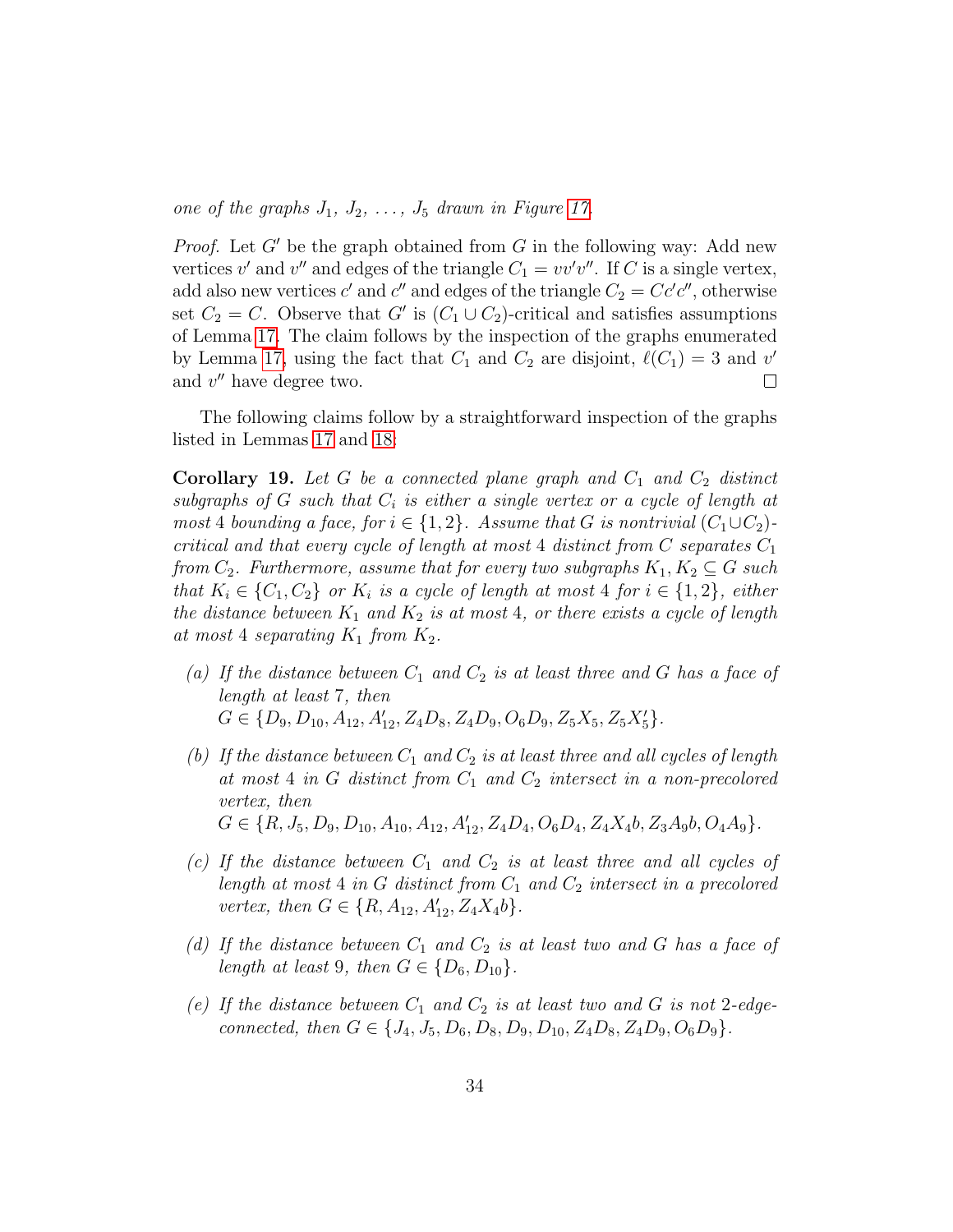*one of the graphs $J_1$, $J_2$, ..., $J_5$ drawn in Figure 17.*

*Proof.* Let $G'$ be the graph obtained from $G$ in the following way: Add new vertices $v'$ and $v''$ and edges of the triangle $C_1 = vv'v''$. If $C$ is a single vertex, add also new vertices $c'$ and $c''$ and edges of the triangle $C_2 = Cc'c''$, otherwise set $C_2 = C$. Observe that $G'$ is $(C_1 \cup C_2)$-critical and satisfies assumptions of Lemma 17. The claim follows by the inspection of the graphs enumerated by Lemma 17, using the fact that $C_1$ and $C_2$ are disjoint, $\ell(C_1) = 3$ and $v'$ and $v''$ have degree two. $\square$

The following claims follow by a straightforward inspection of the graphs listed in Lemmas 17 and 18:

**Corollary 19.** *Let $G$ be a connected plane graph and $C_1$ and $C_2$ distinct subgraphs of $G$ such that $C_i$ is either a single vertex or a cycle of length at most 4 bounding a face, for $i \in \{1, 2\}$. Assume that $G$ is nontrivial $(C_1 \cup C_2)$-critical and that every cycle of length at most 4 distinct from $C$ separates $C_1$ from $C_2$. Furthermore, assume that for every two subgraphs $K_1, K_2 \subseteq G$ such that $K_i \in \{C_1, C_2\}$ or $K_i$ is a cycle of length at most 4 for $i \in \{1, 2\}$, either the distance between $K_1$ and $K_2$ is at most 4, or there exists a cycle of length at most 4 separating $K_1$ from $K_2$.*

- *(a) If the distance between $C_1$ and $C_2$ is at least three and $G$ has a face of length at least 7, then $G \in \{D_9, D_{10}, A_{12}, A'_{12}, Z_4D_8, Z_4D_9, O_6D_9, Z_5X_5, Z_5X'_5\}$.*
- *(b) If the distance between $C_1$ and $C_2$ is at least three and all cycles of length at most 4 in $G$ distinct from $C_1$ and $C_2$ intersect in a non-precolored vertex, then $G \in \{R, J_5, D_9, D_{10}, A_{10}, A_{12}, A'_{12}, Z_4D_4, O_6D_4, Z_4X_4b, Z_3A_9b, O_4A_9\}$.*
- *(c) If the distance between $C_1$ and $C_2$ is at least three and all cycles of length at most 4 in $G$ distinct from $C_1$ and $C_2$ intersect in a precolored vertex, then $G \in \{R, A_{12}, A'_{12}, Z_4X_4b\}$.*
- *(d) If the distance between $C_1$ and $C_2$ is at least two and $G$ has a face of length at least 9, then $G \in \{D_6, D_{10}\}$.*
- *(e) If the distance between $C_1$ and $C_2$ is at least two and $G$ is not 2-edge-connected, then $G \in \{J_4, J_5, D_6, D_8, D_9, D_{10}, Z_4D_8, Z_4D_9, O_6D_9\}$.*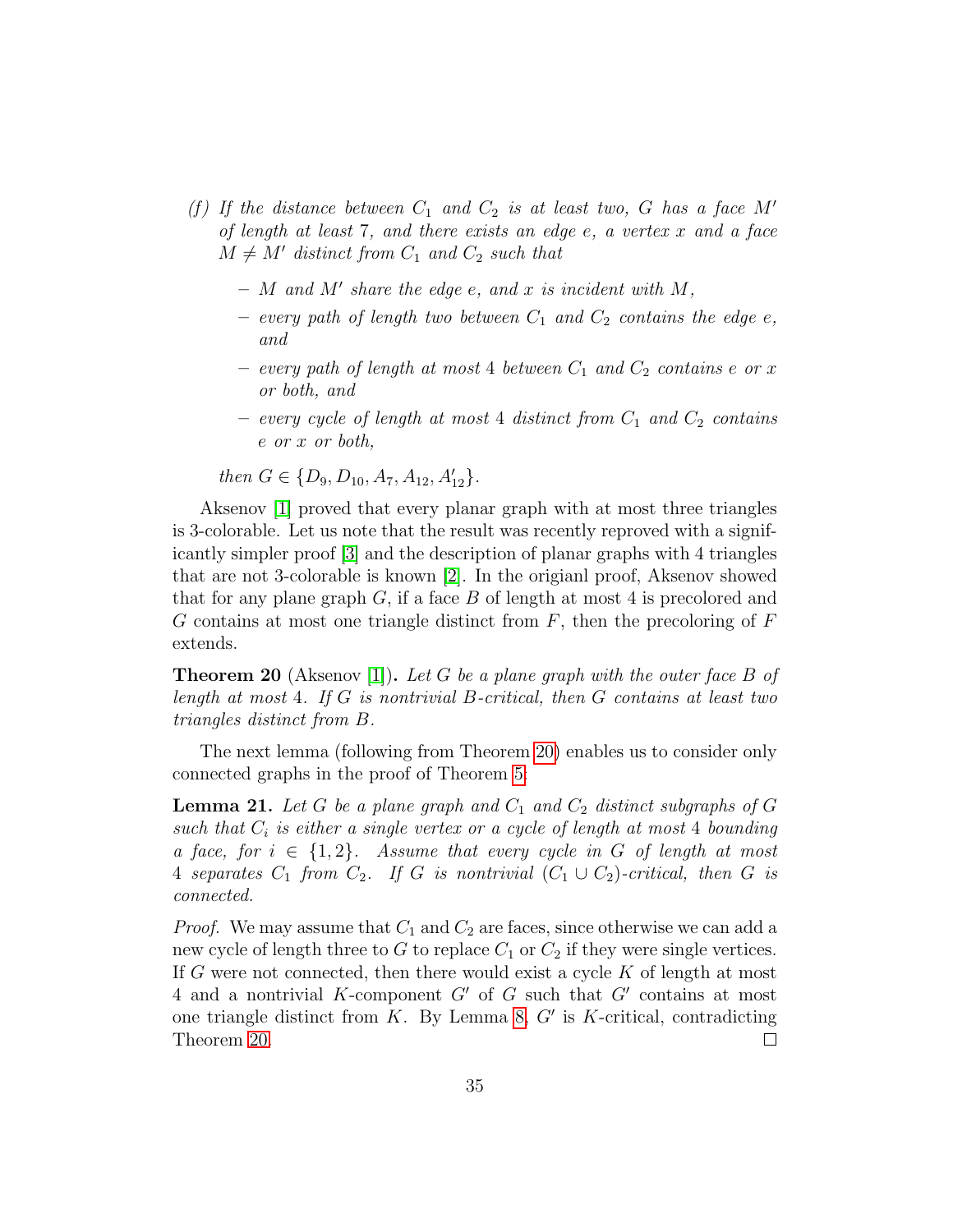*(f) If the distance between $C_1$ and $C_2$ is at least two, $G$ has a face $M'$ of length at least 7, and there exists an edge $e$, a vertex $x$ and a face $M \neq M'$ distinct from $C_1$ and $C_2$ such that*

- *$M$ and $M'$ share the edge $e$, and $x$ is incident with $M$,*
- *every path of length two between $C_1$ and $C_2$ contains the edge $e$, and*
- *every path of length at most 4 between $C_1$ and $C_2$ contains $e$ or $x$ or both, and*
- *every cycle of length at most 4 distinct from $C_1$ and $C_2$ contains $e$ or $x$ or both,*

*then $G \in \{D_9, D_{10}, A_7, A_{12}, A'_{12}\}$.*

Aksenov [1] proved that every planar graph with at most three triangles is 3-colorable. Let us note that the result was recently reproved with a significantly simpler proof [3] and the description of planar graphs with 4 triangles that are not 3-colorable is known [2]. In the origianl proof, Aksenov showed that for any plane graph $G$, if a face $B$ of length at most 4 is precolored and $G$ contains at most one triangle distinct from $F$, then the precoloring of $F$ extends.

**Theorem 20** (Aksenov [1])**.** *Let $G$ be a plane graph with the outer face $B$ of length at most 4. If $G$ is nontrivial $B$-critical, then $G$ contains at least two triangles distinct from $B$.*

The next lemma (following from Theorem 20) enables us to consider only connected graphs in the proof of Theorem 5.

**Lemma 21.** *Let $G$ be a plane graph and $C_1$ and $C_2$ distinct subgraphs of $G$ such that $C_i$ is either a single vertex or a cycle of length at most 4 bounding a face, for $i \in \{1, 2\}$. Assume that every cycle in $G$ of length at most 4 separates $C_1$ from $C_2$. If $G$ is nontrivial $(C_1 \cup C_2)$-critical, then $G$ is connected.*

*Proof.* We may assume that $C_1$ and $C_2$ are faces, since otherwise we can add a new cycle of length three to $G$ to replace $C_1$ or $C_2$ if they were single vertices. If $G$ were not connected, then there would exist a cycle $K$ of length at most 4 and a nontrivial $K$-component $G'$ of $G$ such that $G'$ contains at most one triangle distinct from $K$. By Lemma 8, $G'$ is $K$-critical, contradicting Theorem 20. □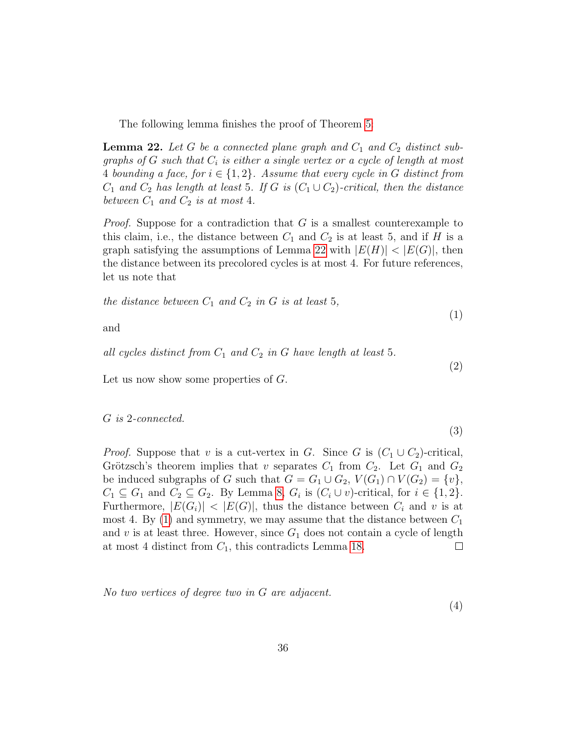The following lemma finishes the proof of Theorem 5.

**Lemma 22.** *Let $G$ be a connected plane graph and $C_1$ and $C_2$ distinct subgraphs of $G$ such that $C_i$ is either a single vertex or a cycle of length at most 4 bounding a face, for $i \in \{1, 2\}$. Assume that every cycle in $G$ distinct from $C_1$ and $C_2$ has length at least 5. If $G$ is $(C_1 \cup C_2)$-critical, then the distance between $C_1$ and $C_2$ is at most 4.*

*Proof.* Suppose for a contradiction that $G$ is a smallest counterexample to this claim, i.e., the distance between $C_1$ and $C_2$ is at least 5, and if $H$ is a graph satisfying the assumptions of Lemma 22 with $|E(H)| < |E(G)|$, then the distance between its precolored cycles is at most 4. For future references, let us note that

$$\textit{the distance between } C_1 \textit{ and } C_2 \textit{ in } G \textit{ is at least } 5, \tag{1}$$

and

$$\textit{all cycles distinct from } C_1 \textit{ and } C_2 \textit{ in } G \textit{ have length at least } 5. \tag{2}$$

Let us now show some properties of $G$.

$$G \textit{ is 2-connected.} \tag{3}$$

*Proof.* Suppose that $v$ is a cut-vertex in $G$. Since $G$ is $(C_1 \cup C_2)$-critical, Grötzsch's theorem implies that $v$ separates $C_1$ from $C_2$. Let $G_1$ and $G_2$ be induced subgraphs of $G$ such that $G = G_1 \cup G_2$, $V(G_1) \cap V(G_2) = \{v\}$, $C_1 \subseteq G_1$ and $C_2 \subseteq G_2$. By Lemma 8, $G_i$ is $(C_i \cup v)$-critical, for $i \in \{1, 2\}$. Furthermore, $|E(G_i)| < |E(G)|$, thus the distance between $C_i$ and $v$ is at most 4. By (1) and symmetry, we may assume that the distance between $C_1$ and $v$ is at least three. However, since $G_1$ does not contain a cycle of length at most 4 distinct from $C_1$, this contradicts Lemma 18. □

$$\textit{No two vertices of degree two in } G \textit{ are adjacent.} \tag{4}$$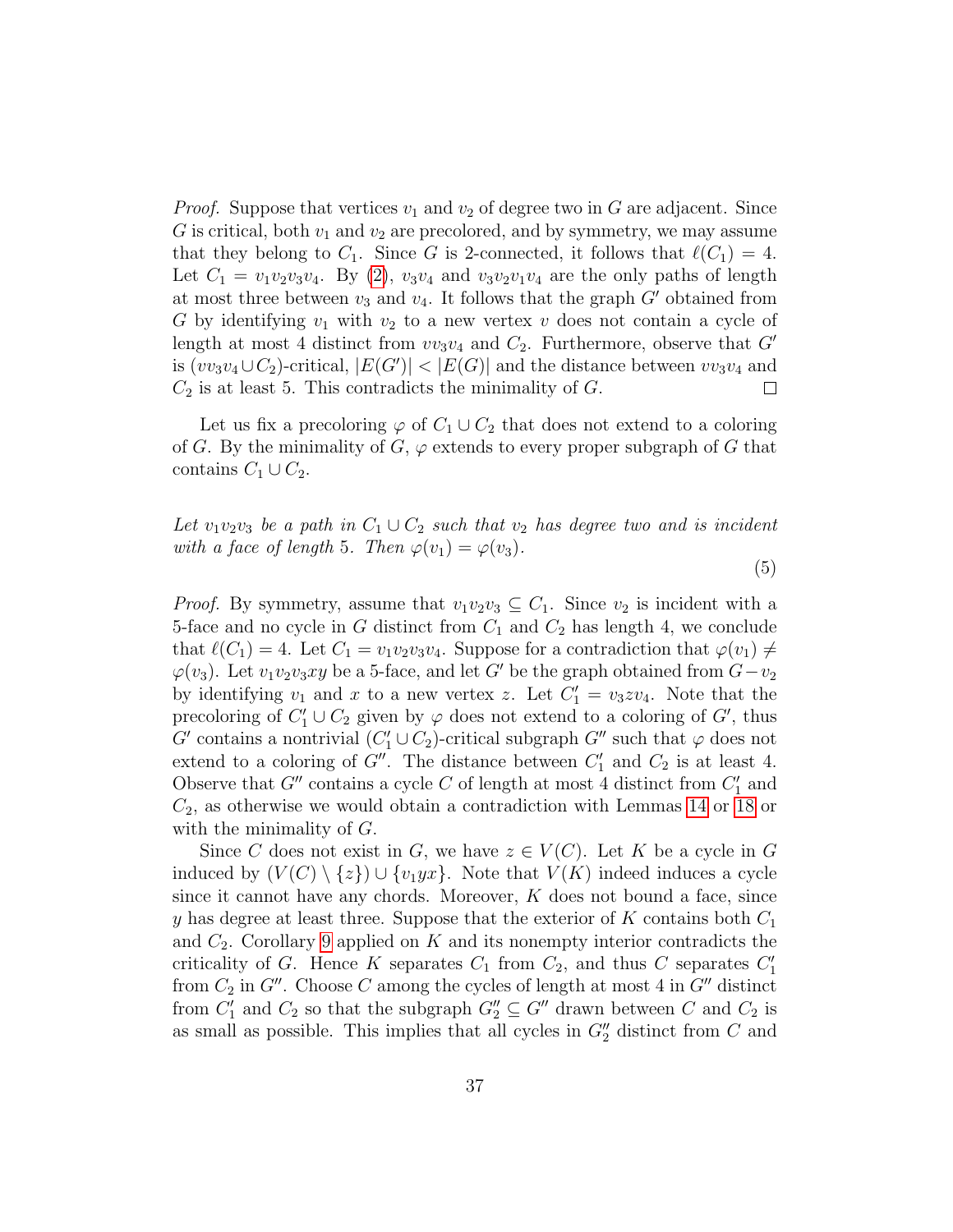*Proof.* Suppose that vertices $v_1$ and $v_2$ of degree two in $G$ are adjacent. Since $G$ is critical, both $v_1$ and $v_2$ are precolored, and by symmetry, we may assume that they belong to $C_1$. Since $G$ is 2-connected, it follows that $\ell(C_1) = 4$. Let $C_1 = v_1v_2v_3v_4$. By (2), $v_3v_4$ and $v_3v_2v_1v_4$ are the only paths of length at most three between $v_3$ and $v_4$. It follows that the graph $G'$ obtained from $G$ by identifying $v_1$ with $v_2$ to a new vertex $v$ does not contain a cycle of length at most 4 distinct from $vv_3v_4$ and $C_2$. Furthermore, observe that $G'$ is $(vv_3v_4 \cup C_2)$-critical, $|E(G')| < |E(G)|$ and the distance between $vv_3v_4$ and $C_2$ is at least 5. This contradicts the minimality of $G$. $\square$

Let us fix a precoloring $\varphi$ of $C_1 \cup C_2$ that does not extend to a coloring of $G$. By the minimality of $G$, $\varphi$ extends to every proper subgraph of $G$ that contains $C_1 \cup C_2$.

*Let $v_1v_2v_3$ be a path in $C_1 \cup C_2$ such that $v_2$ has degree two and is incident with a face of length 5. Then $\varphi(v_1) = \varphi(v_3)$.*

$$(5)$$

*Proof.* By symmetry, assume that $v_1v_2v_3 \subseteq C_1$. Since $v_2$ is incident with a 5-face and no cycle in $G$ distinct from $C_1$ and $C_2$ has length 4, we conclude that $\ell(C_1) = 4$. Let $C_1 = v_1v_2v_3v_4$. Suppose for a contradiction that $\varphi(v_1) \neq \varphi(v_3)$. Let $v_1v_2v_3xy$ be a 5-face, and let $G'$ be the graph obtained from $G - v_2$ by identifying $v_1$ and $x$ to a new vertex $z$. Let $C_1' = v_3zv_4$. Note that the precoloring of $C_1' \cup C_2$ given by $\varphi$ does not extend to a coloring of $G'$, thus $G'$ contains a nontrivial $(C_1' \cup C_2)$-critical subgraph $G''$ such that $\varphi$ does not extend to a coloring of $G''$. The distance between $C_1'$ and $C_2$ is at least 4. Observe that $G''$ contains a cycle $C$ of length at most 4 distinct from $C_1'$ and $C_2$, as otherwise we would obtain a contradiction with Lemmas 14 or 18 or with the minimality of $G$.

Since $C$ does not exist in $G$, we have $z \in V(C)$. Let $K$ be a cycle in $G$ induced by $(V(C) \setminus \{z\}) \cup \{v_1yx\}$. Note that $V(K)$ indeed induces a cycle since it cannot have any chords. Moreover, $K$ does not bound a face, since $y$ has degree at least three. Suppose that the exterior of $K$ contains both $C_1$ and $C_2$. Corollary 9 applied on $K$ and its nonempty interior contradicts the criticality of $G$. Hence $K$ separates $C_1$ from $C_2$, and thus $C$ separates $C_1'$ from $C_2$ in $G''$. Choose $C$ among the cycles of length at most 4 in $G''$ distinct from $C_1'$ and $C_2$ so that the subgraph $G_2'' \subseteq G''$ drawn between $C$ and $C_2$ is as small as possible. This implies that all cycles in $G_2''$ distinct from $C$ and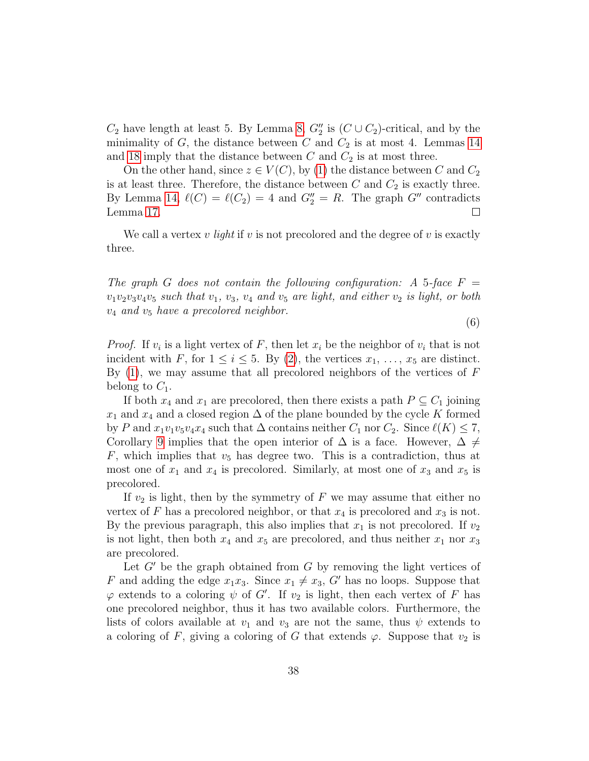$C_2$ have length at least 5. By Lemma 8, $G''_2$ is $(C \cup C_2)$-critical, and by the minimality of $G$, the distance between $C$ and $C_2$ is at most 4. Lemmas 14 and 18 imply that the distance between $C$ and $C_2$ is at most three.

On the other hand, since $z \in V(C)$, by (1) the distance between $C$ and $C_2$ is at least three. Therefore, the distance between $C$ and $C_2$ is exactly three. By Lemma 14, $\ell(C) = \ell(C_2) = 4$ and $G''_2 = R$. The graph $G''$ contradicts Lemma 17. □

We call a vertex $v$ *light* if $v$ is not precolored and the degree of $v$ is exactly three.

*The graph $G$ does not contain the following configuration: A 5-face $F = v_1v_2v_3v_4v_5$ such that $v_1$, $v_3$, $v_4$ and $v_5$ are light, and either $v_2$ is light, or both $v_4$ and $v_5$ have a precolored neighbor.*

$$(6)$$

*Proof.* If $v_i$ is a light vertex of $F$, then let $x_i$ be the neighbor of $v_i$ that is not incident with $F$, for $1 \leq i \leq 5$. By (2), the vertices $x_1, \ldots, x_5$ are distinct. By (1), we may assume that all precolored neighbors of the vertices of $F$ belong to $C_1$.

If both $x_4$ and $x_1$ are precolored, then there exists a path $P \subseteq C_1$ joining $x_1$ and $x_4$ and a closed region $\Delta$ of the plane bounded by the cycle $K$ formed by $P$ and $x_1v_1v_5v_4x_4$ such that $\Delta$ contains neither $C_1$ nor $C_2$. Since $\ell(K) \leq 7$, Corollary 9 implies that the open interior of $\Delta$ is a face. However, $\Delta \neq F$, which implies that $v_5$ has degree two. This is a contradiction, thus at most one of $x_1$ and $x_4$ is precolored. Similarly, at most one of $x_3$ and $x_5$ is precolored.

If $v_2$ is light, then by the symmetry of $F$ we may assume that either no vertex of $F$ has a precolored neighbor, or that $x_4$ is precolored and $x_3$ is not. By the previous paragraph, this also implies that $x_1$ is not precolored. If $v_2$ is not light, then both $x_4$ and $x_5$ are precolored, and thus neither $x_1$ nor $x_3$ are precolored.

Let $G'$ be the graph obtained from $G$ by removing the light vertices of $F$ and adding the edge $x_1x_3$. Since $x_1 \neq x_3$, $G'$ has no loops. Suppose that $\varphi$ extends to a coloring $\psi$ of $G'$. If $v_2$ is light, then each vertex of $F$ has one precolored neighbor, thus it has two available colors. Furthermore, the lists of colors available at $v_1$ and $v_3$ are not the same, thus $\psi$ extends to a coloring of $F$, giving a coloring of $G$ that extends $\varphi$. Suppose that $v_2$ is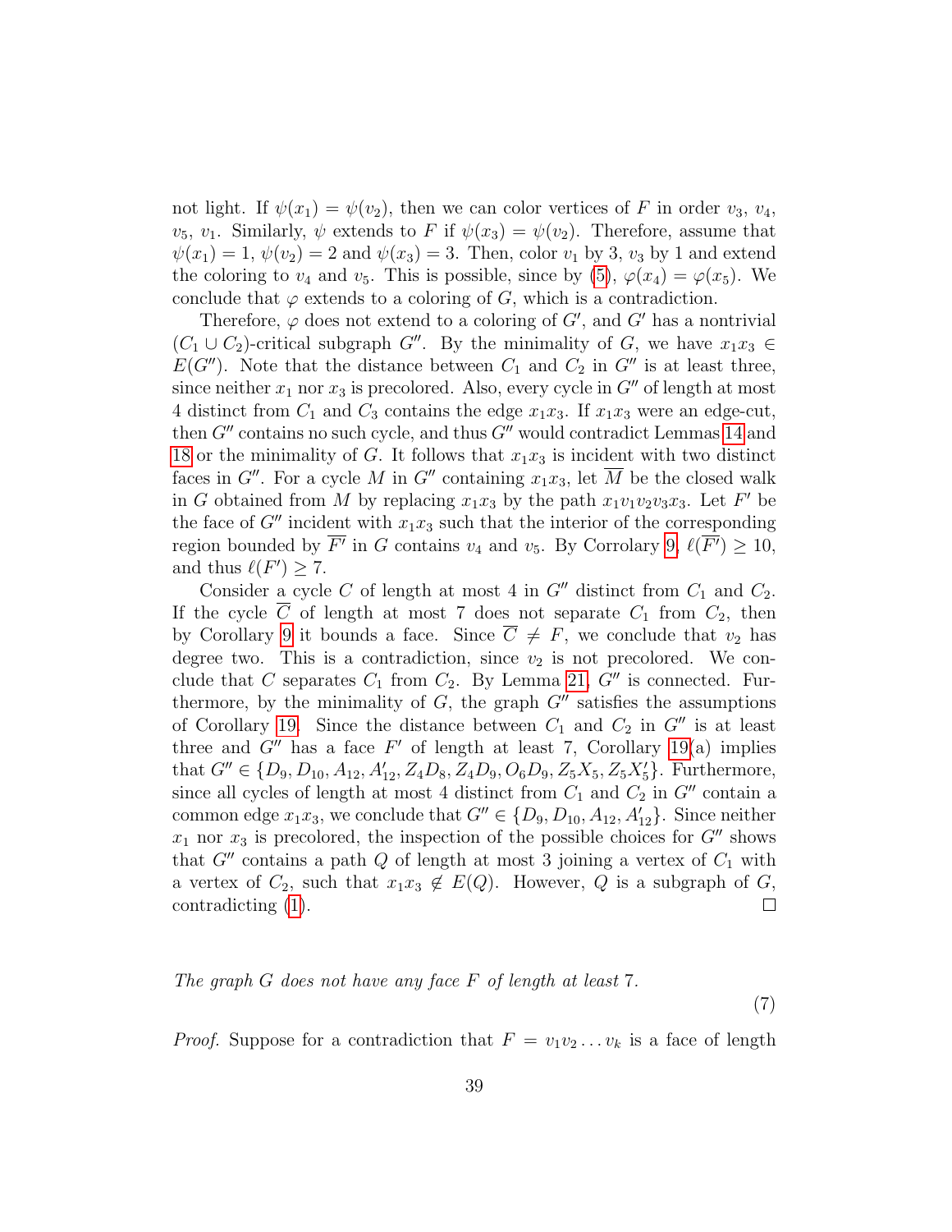not light. If $\psi(x_1) = \psi(v_2)$, then we can color vertices of $F$ in order $v_3$, $v_4$, $v_5$, $v_1$. Similarly, $\psi$ extends to $F$ if $\psi(x_3) = \psi(v_2)$. Therefore, assume that $\psi(x_1) = 1$, $\psi(v_2) = 2$ and $\psi(x_3) = 3$. Then, color $v_1$ by 3, $v_3$ by 1 and extend the coloring to $v_4$ and $v_5$. This is possible, since by (5), $\varphi(x_4) = \varphi(x_5)$. We conclude that $\varphi$ extends to a coloring of $G$, which is a contradiction.

Therefore, $\varphi$ does not extend to a coloring of $G'$, and $G'$ has a nontrivial $(C_1 \cup C_2)$-critical subgraph $G''$. By the minimality of $G$, we have $x_1x_3 \in E(G'')$. Note that the distance between $C_1$ and $C_2$ in $G''$ is at least three, since neither $x_1$ nor $x_3$ is precolored. Also, every cycle in $G''$ of length at most 4 distinct from $C_1$ and $C_3$ contains the edge $x_1x_3$. If $x_1x_3$ were an edge-cut, then $G''$ contains no such cycle, and thus $G''$ would contradict Lemmas 14 and 18 or the minimality of $G$. It follows that $x_1x_3$ is incident with two distinct faces in $G''$. For a cycle $M$ in $G''$ containing $x_1x_3$, let $\overline{M}$ be the closed walk in $G$ obtained from $M$ by replacing $x_1x_3$ by the path $x_1v_1v_2v_3x_3$. Let $F'$ be the face of $G''$ incident with $x_1x_3$ such that the interior of the corresponding region bounded by $\overline{F'}$ in $G$ contains $v_4$ and $v_5$. By Corrolary 9, $\ell(\overline{F'}) \geq 10$, and thus $\ell(F') \geq 7$.

Consider a cycle $C$ of length at most 4 in $G''$ distinct from $C_1$ and $C_2$. If the cycle $\overline{C}$ of length at most 7 does not separate $C_1$ from $C_2$, then by Corollary 9 it bounds a face. Since $\overline{C} \neq F$, we conclude that $v_2$ has degree two. This is a contradiction, since $v_2$ is not precolored. We conclude that $C$ separates $C_1$ from $C_2$. By Lemma 21, $G''$ is connected. Furthermore, by the minimality of $G$, the graph $G''$ satisfies the assumptions of Corollary 19. Since the distance between $C_1$ and $C_2$ in $G''$ is at least three and $G''$ has a face $F'$ of length at least 7, Corollary 19(a) implies that $G'' \in \{D_9, D_{10}, A_{12}, A'_{12}, Z_4D_8, Z_4D_9, O_6D_9, Z_5X_5, Z_5X'_5\}$. Furthermore, since all cycles of length at most 4 distinct from $C_1$ and $C_2$ in $G''$ contain a common edge $x_1x_3$, we conclude that $G'' \in \{D_9, D_{10}, A_{12}, A'_{12}\}$. Since neither $x_1$ nor $x_3$ is precolored, the inspection of the possible choices for $G''$ shows that $G''$ contains a path $Q$ of length at most 3 joining a vertex of $C_1$ with a vertex of $C_2$, such that $x_1x_3 \notin E(Q)$. However, $Q$ is a subgraph of $G$, contradicting (1). □

*The graph $G$ does not have any face $F$ of length at least 7.*

(7)

*Proof.* Suppose for a contradiction that $F = v_1v_2 \ldots v_k$ is a face of length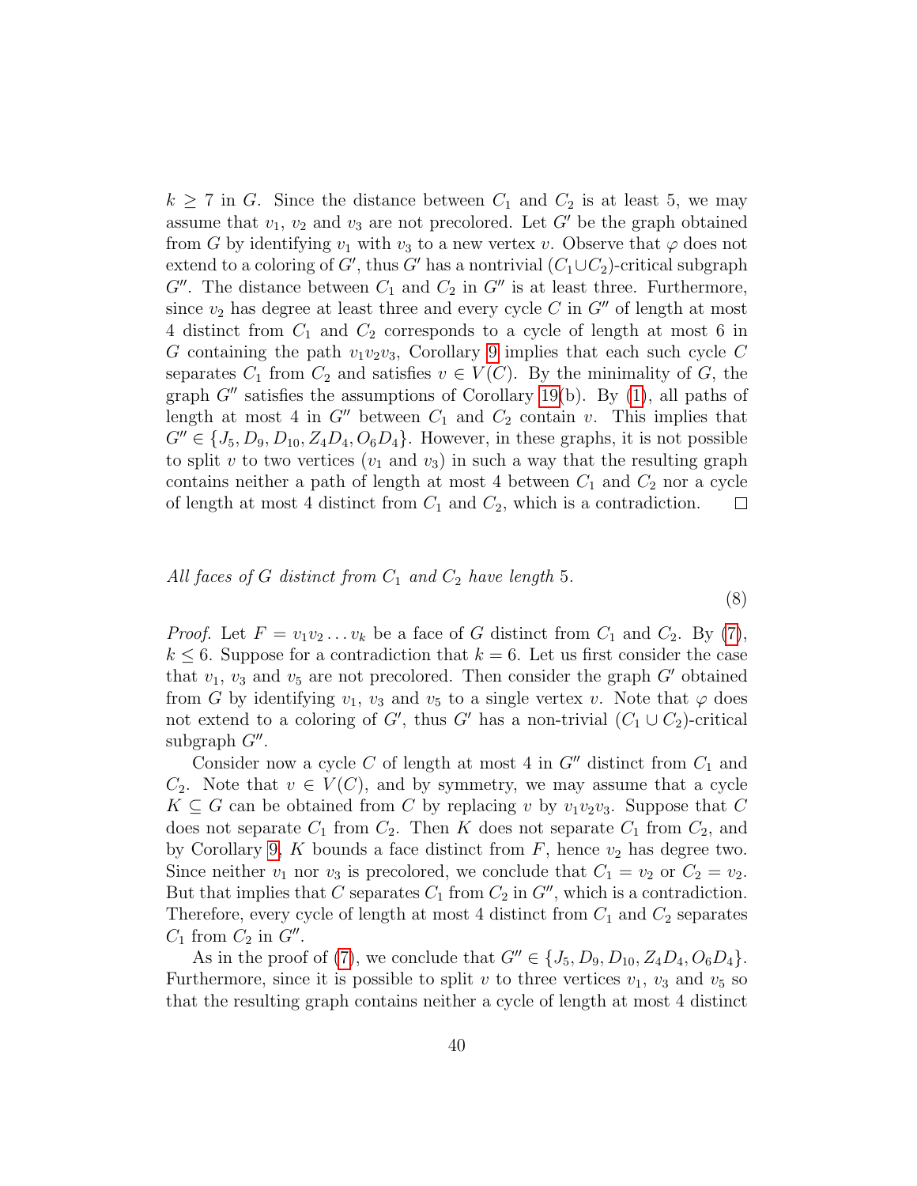$k \geq 7$ in $G$. Since the distance between $C_1$ and $C_2$ is at least 5, we may assume that $v_1$, $v_2$ and $v_3$ are not precolored. Let $G'$ be the graph obtained from $G$ by identifying $v_1$ with $v_3$ to a new vertex $v$. Observe that $\varphi$ does not extend to a coloring of $G'$, thus $G'$ has a nontrivial $(C_1 \cup C_2)$-critical subgraph $G''$. The distance between $C_1$ and $C_2$ in $G''$ is at least three. Furthermore, since $v_2$ has degree at least three and every cycle $C$ in $G''$ of length at most 4 distinct from $C_1$ and $C_2$ corresponds to a cycle of length at most 6 in $G$ containing the path $v_1v_2v_3$, Corollary 9 implies that each such cycle $C$ separates $C_1$ from $C_2$ and satisfies $v \in V(C)$. By the minimality of $G$, the graph $G''$ satisfies the assumptions of Corollary 19(b). By (1), all paths of length at most 4 in $G''$ between $C_1$ and $C_2$ contain $v$. This implies that $G'' \in \{J_5, D_9, D_{10}, Z_4D_4, O_6D_4\}$. However, in these graphs, it is not possible to split $v$ to two vertices ($v_1$ and $v_3$) in such a way that the resulting graph contains neither a path of length at most 4 between $C_1$ and $C_2$ nor a cycle of length at most 4 distinct from $C_1$ and $C_2$, which is a contradiction. □

*All faces of $G$ distinct from $C_1$ and $C_2$ have length 5.* (8)

*Proof.* Let $F = v_1v_2 \dots v_k$ be a face of $G$ distinct from $C_1$ and $C_2$. By (7), $k \leq 6$. Suppose for a contradiction that $k = 6$. Let us first consider the case that $v_1$, $v_3$ and $v_5$ are not precolored. Then consider the graph $G'$ obtained from $G$ by identifying $v_1$, $v_3$ and $v_5$ to a single vertex $v$. Note that $\varphi$ does not extend to a coloring of $G'$, thus $G'$ has a non-trivial $(C_1 \cup C_2)$-critical subgraph $G''$.

Consider now a cycle $C$ of length at most 4 in $G''$ distinct from $C_1$ and $C_2$. Note that $v \in V(C)$, and by symmetry, we may assume that a cycle $K \subseteq G$ can be obtained from $C$ by replacing $v$ by $v_1v_2v_3$. Suppose that $C$ does not separate $C_1$ from $C_2$. Then $K$ does not separate $C_1$ from $C_2$, and by Corollary 9, $K$ bounds a face distinct from $F$, hence $v_2$ has degree two. Since neither $v_1$ nor $v_3$ is precolored, we conclude that $C_1 = v_2$ or $C_2 = v_2$. But that implies that $C$ separates $C_1$ from $C_2$ in $G''$, which is a contradiction. Therefore, every cycle of length at most 4 distinct from $C_1$ and $C_2$ separates $C_1$ from $C_2$ in $G''$.

As in the proof of (7), we conclude that $G'' \in \{J_5, D_9, D_{10}, Z_4D_4, O_6D_4\}$. Furthermore, since it is possible to split $v$ to three vertices $v_1$, $v_3$ and $v_5$ so that the resulting graph contains neither a cycle of length at most 4 distinct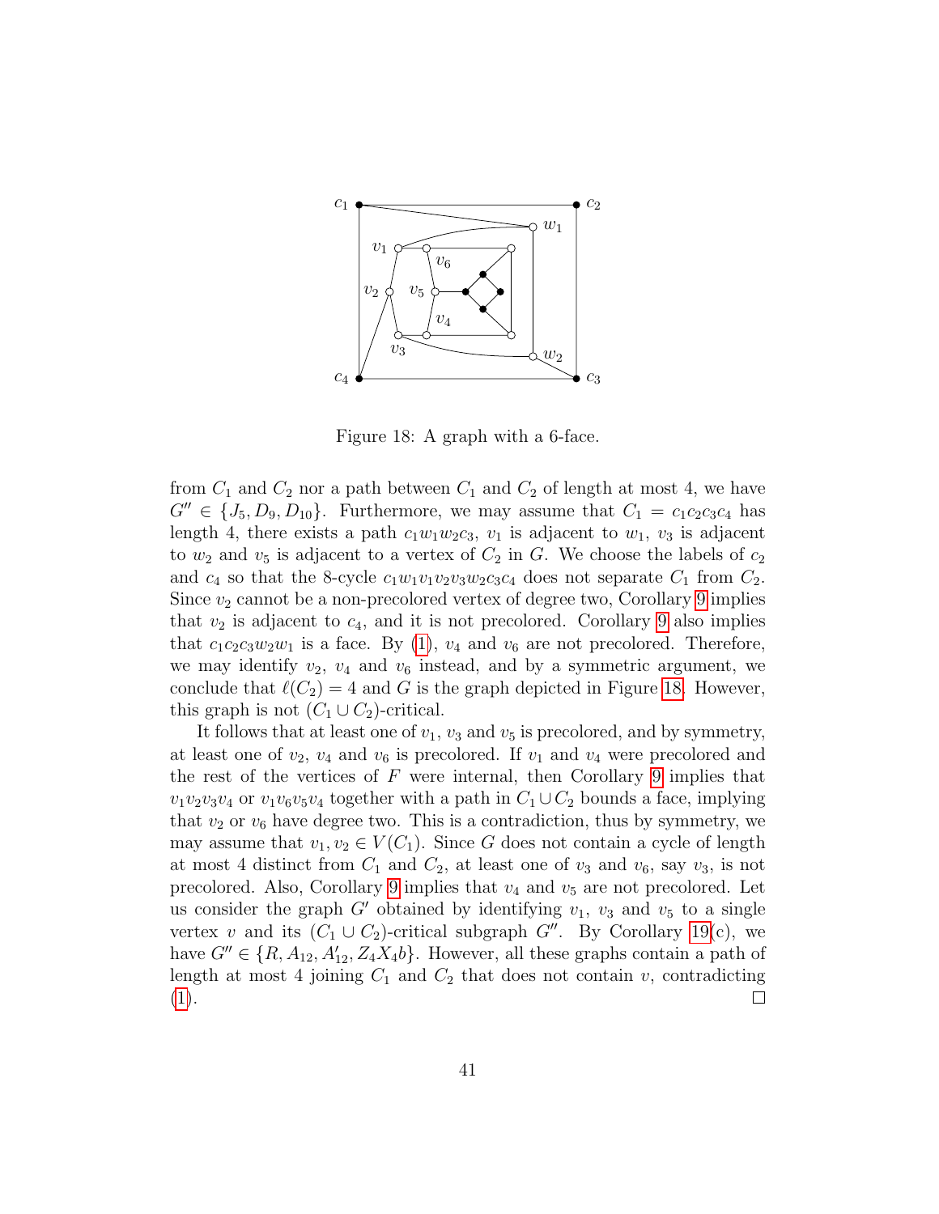Figure 18: A graph with a 6-face.

from $C_1$ and $C_2$ nor a path between $C_1$ and $C_2$ of length at most 4, we have $G'' \in \{J_5, D_9, D_{10}\}$. Furthermore, we may assume that $C_1 = c_1c_2c_3c_4$ has length 4, there exists a path $c_1w_1w_2c_3$, $v_1$ is adjacent to $w_1$, $v_3$ is adjacent to $w_2$ and $v_5$ is adjacent to a vertex of $C_2$ in $G$. We choose the labels of $c_2$ and $c_4$ so that the 8-cycle $c_1w_1v_1v_2v_3w_2c_3c_4$ does not separate $C_1$ from $C_2$. Since $v_2$ cannot be a non-precolored vertex of degree two, Corollary 9 implies that $v_2$ is adjacent to $c_4$, and it is not precolored. Corollary 9 also implies that $c_1c_2c_3w_2w_1$ is a face. By (1), $v_4$ and $v_6$ are not precolored. Therefore, we may identify $v_2$, $v_4$ and $v_6$ instead, and by a symmetric argument, we conclude that $\ell(C_2) = 4$ and $G$ is the graph depicted in Figure 18. However, this graph is not $(C_1 \cup C_2)$-critical.

It follows that at least one of $v_1$, $v_3$ and $v_5$ is precolored, and by symmetry, at least one of $v_2$, $v_4$ and $v_6$ is precolored. If $v_1$ and $v_4$ were precolored and the rest of the vertices of $F$ were internal, then Corollary 9 implies that $v_1v_2v_3v_4$ or $v_1v_6v_5v_4$ together with a path in $C_1 \cup C_2$ bounds a face, implying that $v_2$ or $v_6$ have degree two. This is a contradiction, thus by symmetry, we may assume that $v_1, v_2 \in V(C_1)$. Since $G$ does not contain a cycle of length at most 4 distinct from $C_1$ and $C_2$, at least one of $v_3$ and $v_6$, say $v_3$, is not precolored. Also, Corollary 9 implies that $v_4$ and $v_5$ are not precolored. Let us consider the graph $G'$ obtained by identifying $v_1$, $v_3$ and $v_5$ to a single vertex $v$ and its $(C_1 \cup C_2)$-critical subgraph $G''$. By Corollary 19(c), we have $G'' \in \{R, A_{12}, A'_{12}, Z_4X_4b\}$. However, all these graphs contain a path of length at most 4 joining $C_1$ and $C_2$ that does not contain $v$, contradicting (1). □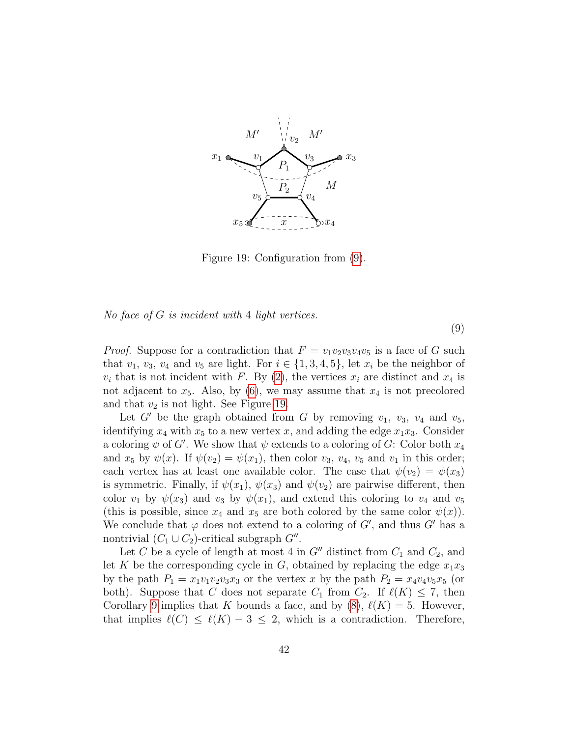Figure 19: Configuration from (9).

*No face of $G$ is incident with 4 light vertices.*

(9)

*Proof.* Suppose for a contradiction that $F = v_1v_2v_3v_4v_5$ is a face of $G$ such that $v_1$, $v_3$, $v_4$ and $v_5$ are light. For $i \in \{1, 3, 4, 5\}$, let $x_i$ be the neighbor of $v_i$ that is not incident with $F$. By (2), the vertices $x_i$ are distinct and $x_4$ is not adjacent to $x_5$. Also, by (6), we may assume that $x_4$ is not precolored and that $v_2$ is not light. See Figure 19.

Let $G'$ be the graph obtained from $G$ by removing $v_1$, $v_3$, $v_4$ and $v_5$, identifying $x_4$ with $x_5$ to a new vertex $x$, and adding the edge $x_1x_3$. Consider a coloring $\psi$ of $G'$. We show that $\psi$ extends to a coloring of $G$: Color both $x_4$ and $x_5$ by $\psi(x)$. If $\psi(v_2) = \psi(x_1)$, then color $v_3$, $v_4$, $v_5$ and $v_1$ in this order; each vertex has at least one available color. The case that $\psi(v_2) = \psi(x_3)$ is symmetric. Finally, if $\psi(x_1)$, $\psi(x_3)$ and $\psi(v_2)$ are pairwise different, then color $v_1$ by $\psi(x_3)$ and $v_3$ by $\psi(x_1)$, and extend this coloring to $v_4$ and $v_5$ (this is possible, since $x_4$ and $x_5$ are both colored by the same color $\psi(x)$). We conclude that $\varphi$ does not extend to a coloring of $G'$, and thus $G'$ has a nontrivial $(C_1 \cup C_2)$-critical subgraph $G''$.

Let $C$ be a cycle of length at most 4 in $G''$ distinct from $C_1$ and $C_2$, and let $K$ be the corresponding cycle in $G$, obtained by replacing the edge $x_1x_3$ by the path $P_1 = x_1v_1v_2v_3x_3$ or the vertex $x$ by the path $P_2 = x_4v_4v_5x_5$ (or both). Suppose that $C$ does not separate $C_1$ from $C_2$. If $\ell(K) \le 7$, then Corollary 9 implies that $K$ bounds a face, and by (8), $\ell(K) = 5$. However, that implies $\ell(C) \le \ell(K) - 3 \le 2$, which is a contradiction. Therefore,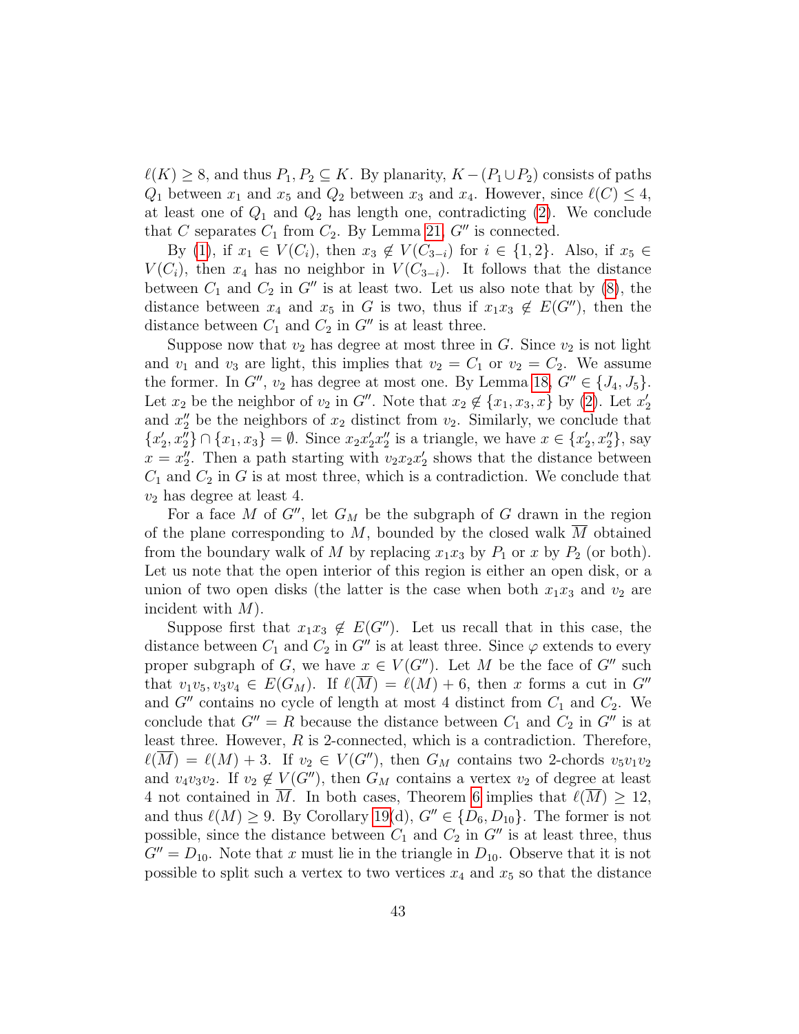$\ell(K) \geq 8$, and thus $P_1, P_2 \subseteq K$. By planarity, $K - (P_1 \cup P_2)$ consists of paths $Q_1$ between $x_1$ and $x_5$ and $Q_2$ between $x_3$ and $x_4$. However, since $\ell(C) \leq 4$, at least one of $Q_1$ and $Q_2$ has length one, contradicting (2). We conclude that $C$ separates $C_1$ from $C_2$. By Lemma 21, $G''$ is connected.

By (1), if $x_1 \in V(C_i)$, then $x_3 \notin V(C_{3-i})$ for $i \in \{1, 2\}$. Also, if $x_5 \in V(C_i)$, then $x_4$ has no neighbor in $V(C_{3-i})$. It follows that the distance between $C_1$ and $C_2$ in $G''$ is at least two. Let us also note that by (8), the distance between $x_4$ and $x_5$ in $G$ is two, thus if $x_1x_3 \notin E(G'')$, then the distance between $C_1$ and $C_2$ in $G''$ is at least three.

Suppose now that $v_2$ has degree at most three in $G$. Since $v_2$ is not light and $v_1$ and $v_3$ are light, this implies that $v_2 = C_1$ or $v_2 = C_2$. We assume the former. In $G''$, $v_2$ has degree at most one. By Lemma 18, $G'' \in \{J_4, J_5\}$. Let $x_2$ be the neighbor of $v_2$ in $G''$. Note that $x_2 \notin \{x_1, x_3, x\}$ by (2). Let $x_2'$ and $x_2''$ be the neighbors of $x_2$ distinct from $v_2$. Similarly, we conclude that $\{x_2', x_2''\} \cap \{x_1, x_3\} = \emptyset$. Since $x_2x_2'x_2''$ is a triangle, we have $x \in \{x_2', x_2''\}$, say $x = x_2''$. Then a path starting with $v_2x_2x_2'$ shows that the distance between $C_1$ and $C_2$ in $G$ is at most three, which is a contradiction. We conclude that $v_2$ has degree at least 4.

For a face $M$ of $G''$, let $G_M$ be the subgraph of $G$ drawn in the region of the plane corresponding to $M$, bounded by the closed walk $\overline{M}$ obtained from the boundary walk of $M$ by replacing $x_1x_3$ by $P_1$ or $x$ by $P_2$ (or both). Let us note that the open interior of this region is either an open disk, or a union of two open disks (the latter is the case when both $x_1x_3$ and $v_2$ are incident with $M$).

Suppose first that $x_1x_3 \notin E(G'')$. Let us recall that in this case, the distance between $C_1$ and $C_2$ in $G''$ is at least three. Since $\varphi$ extends to every proper subgraph of $G$, we have $x \in V(G'')$. Let $M$ be the face of $G''$ such that $v_1v_5, v_3v_4 \in E(G_M)$. If $\ell(\overline{M}) = \ell(M) + 6$, then $x$ forms a cut in $G''$ and $G''$ contains no cycle of length at most 4 distinct from $C_1$ and $C_2$. We conclude that $G'' = R$ because the distance between $C_1$ and $C_2$ in $G''$ is at least three. However, $R$ is 2-connected, which is a contradiction. Therefore, $\ell(\overline{M}) = \ell(M) + 3$. If $v_2 \in V(G'')$, then $G_M$ contains two 2-chords $v_5v_1v_2$ and $v_4v_3v_2$. If $v_2 \notin V(G'')$, then $G_M$ contains a vertex $v_2$ of degree at least 4 not contained in $\overline{M}$. In both cases, Theorem 6 implies that $\ell(\overline{M}) \geq 12$, and thus $\ell(M) \geq 9$. By Corollary 19(d), $G'' \in \{D_6, D_{10}\}$. The former is not possible, since the distance between $C_1$ and $C_2$ in $G''$ is at least three, thus $G'' = D_{10}$. Note that $x$ must lie in the triangle in $D_{10}$. Observe that it is not possible to split such a vertex to two vertices $x_4$ and $x_5$ so that the distance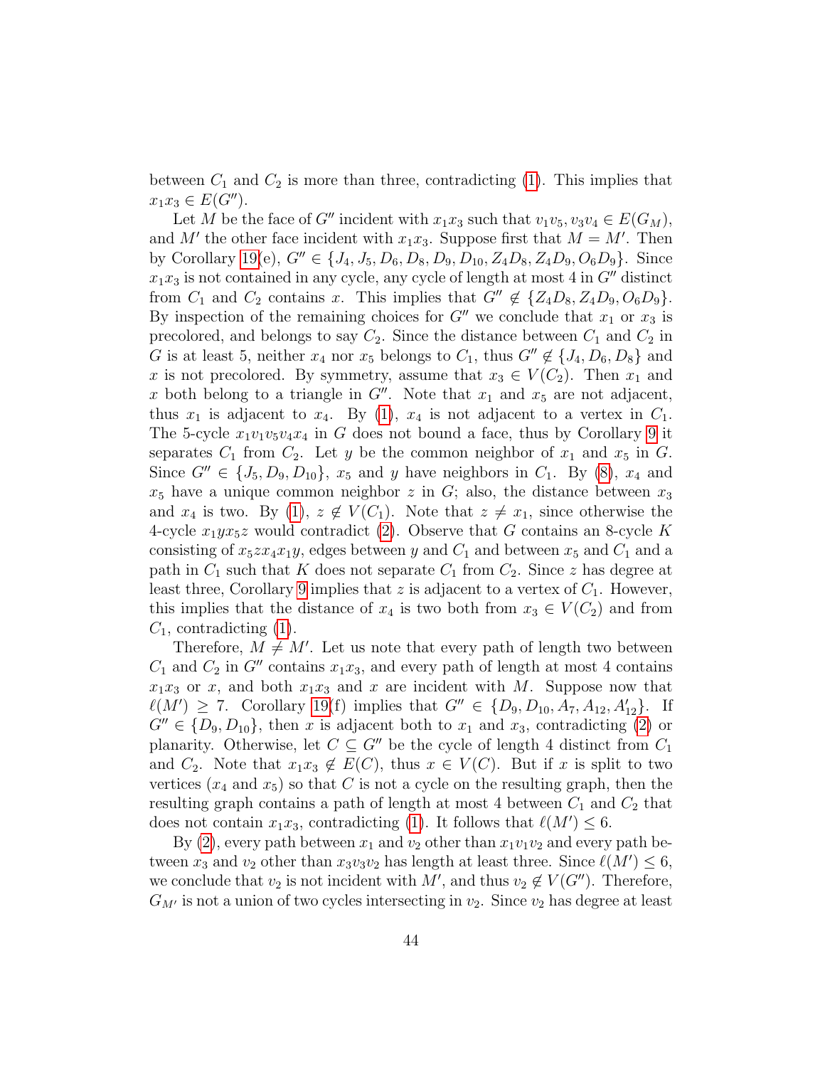between $C_1$ and $C_2$ is more than three, contradicting (1). This implies that $x_1x_3 \in E(G'')$.

Let $M$ be the face of $G''$ incident with $x_1x_3$ such that $v_1v_5, v_3v_4 \in E(G_M)$, and $M'$ the other face incident with $x_1x_3$. Suppose first that $M = M'$. Then by Corollary 19(e), $G'' \in \{J_4, J_5, D_6, D_8, D_9, D_{10}, Z_4D_8, Z_4D_9, O_6D_9\}$. Since $x_1x_3$ is not contained in any cycle, any cycle of length at most 4 in $G''$ distinct from $C_1$ and $C_2$ contains $x$. This implies that $G'' \notin \{Z_4D_8, Z_4D_9, O_6D_9\}$. By inspection of the remaining choices for $G''$ we conclude that $x_1$ or $x_3$ is precolored, and belongs to say $C_2$. Since the distance between $C_1$ and $C_2$ in $G$ is at least 5, neither $x_4$ nor $x_5$ belongs to $C_1$, thus $G'' \notin \{J_4, D_6, D_8\}$ and $x$ is not precolored. By symmetry, assume that $x_3 \in V(C_2)$. Then $x_1$ and $x$ both belong to a triangle in $G''$. Note that $x_1$ and $x_5$ are not adjacent, thus $x_1$ is adjacent to $x_4$. By (1), $x_4$ is not adjacent to a vertex in $C_1$. The 5-cycle $x_1v_1v_5v_4x_4$ in $G$ does not bound a face, thus by Corollary 9 it separates $C_1$ from $C_2$. Let $y$ be the common neighbor of $x_1$ and $x_5$ in $G$. Since $G'' \in \{J_5, D_9, D_{10}\}$, $x_5$ and $y$ have neighbors in $C_1$. By (8), $x_4$ and $x_5$ have a unique common neighbor $z$ in $G$; also, the distance between $x_3$ and $x_4$ is two. By (1), $z \notin V(C_1)$. Note that $z \neq x_1$, since otherwise the 4-cycle $x_1yx_5z$ would contradict (2). Observe that $G$ contains an 8-cycle $K$ consisting of $x_5zx_4x_1y$, edges between $y$ and $C_1$ and between $x_5$ and $C_1$ and a path in $C_1$ such that $K$ does not separate $C_1$ from $C_2$. Since $z$ has degree at least three, Corollary 9 implies that $z$ is adjacent to a vertex of $C_1$. However, this implies that the distance of $x_4$ is two both from $x_3 \in V(C_2)$ and from $C_1$, contradicting (1).

Therefore, $M \neq M'$. Let us note that every path of length two between $C_1$ and $C_2$ in $G''$ contains $x_1x_3$, and every path of length at most 4 contains $x_1x_3$ or $x$, and both $x_1x_3$ and $x$ are incident with $M$. Suppose now that $\ell(M') \geq 7$. Corollary 19(f) implies that $G'' \in \{D_9, D_{10}, A_7, A_{12}, A'_{12}\}$. If $G'' \in \{D_9, D_{10}\}$, then $x$ is adjacent both to $x_1$ and $x_3$, contradicting (2) or planarity. Otherwise, let $C \subseteq G''$ be the cycle of length 4 distinct from $C_1$ and $C_2$. Note that $x_1x_3 \notin E(C)$, thus $x \in V(C)$. But if $x$ is split to two vertices ($x_4$ and $x_5$) so that $C$ is not a cycle on the resulting graph, then the resulting graph contains a path of length at most 4 between $C_1$ and $C_2$ that does not contain $x_1x_3$, contradicting (1). It follows that $\ell(M') \leq 6$.

By (2), every path between $x_1$ and $v_2$ other than $x_1v_1v_2$ and every path between $x_3$ and $v_2$ other than $x_3v_3v_2$ has length at least three. Since $\ell(M') \leq 6$, we conclude that $v_2$ is not incident with $M'$, and thus $v_2 \notin V(G'')$. Therefore, $G_{M'}$ is not a union of two cycles intersecting in $v_2$. Since $v_2$ has degree at least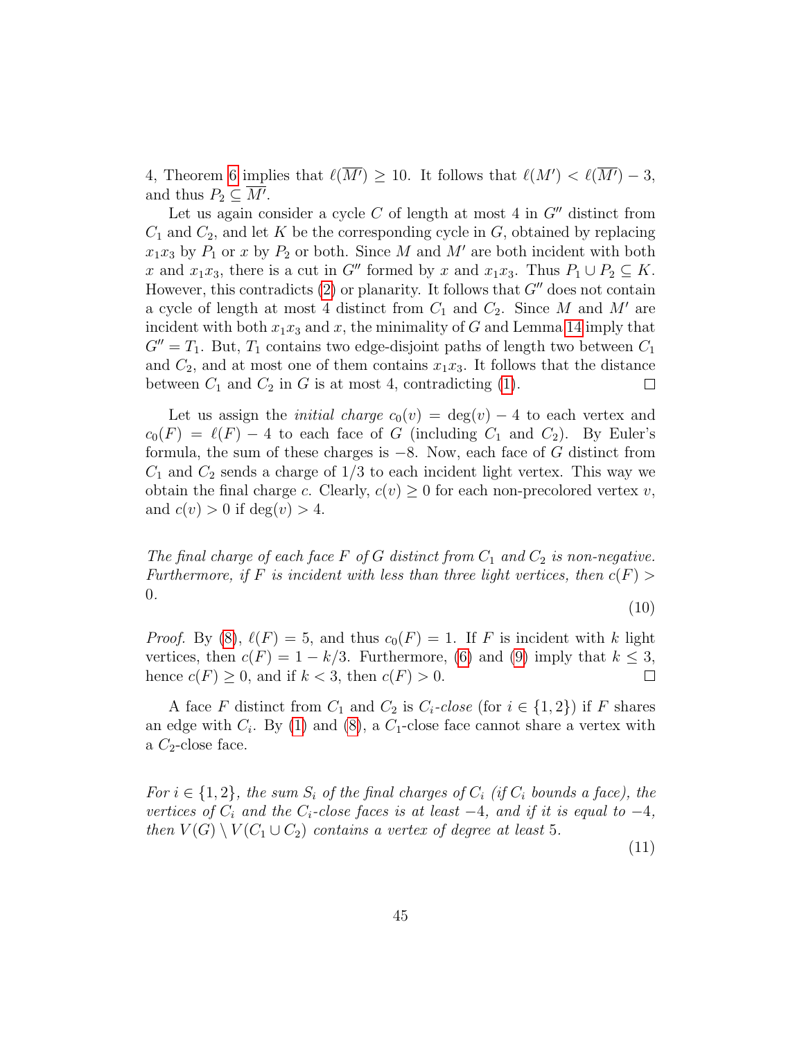4, Theorem 6 implies that $\ell(\overline{M'}) \geq 10$. It follows that $\ell(M') < \ell(\overline{M'}) - 3$, and thus $P_2 \subseteq \overline{M'}$.

Let us again consider a cycle $C$ of length at most 4 in $G''$ distinct from $C_1$ and $C_2$, and let $K$ be the corresponding cycle in $G$, obtained by replacing $x_1x_3$ by $P_1$ or $x$ by $P_2$ or both. Since $M$ and $M'$ are both incident with both $x$ and $x_1x_3$, there is a cut in $G''$ formed by $x$ and $x_1x_3$. Thus $P_1 \cup P_2 \subseteq K$. However, this contradicts (2) or planarity. It follows that $G''$ does not contain a cycle of length at most 4 distinct from $C_1$ and $C_2$. Since $M$ and $M'$ are incident with both $x_1x_3$ and $x$, the minimality of $G$ and Lemma 14 imply that $G'' = T_1$. But, $T_1$ contains two edge-disjoint paths of length two between $C_1$ and $C_2$, and at most one of them contains $x_1x_3$. It follows that the distance between $C_1$ and $C_2$ in $G$ is at most 4, contradicting (1). $\square$

Let us assign the *initial charge* $c_0(v) = \deg(v) - 4$ to each vertex and $c_0(F) = \ell(F) - 4$ to each face of $G$ (including $C_1$ and $C_2$). By Euler's formula, the sum of these charges is $-8$. Now, each face of $G$ distinct from $C_1$ and $C_2$ sends a charge of $1/3$ to each incident light vertex. This way we obtain the final charge $c$. Clearly, $c(v) \geq 0$ for each non-precolored vertex $v$, and $c(v) > 0$ if $\deg(v) > 4$.

*The final charge of each face $F$ of $G$ distinct from $C_1$ and $C_2$ is non-negative. Furthermore, if $F$ is incident with less than three light vertices, then $c(F) > 0$.* (10)

*Proof.* By (8), $\ell(F) = 5$, and thus $c_0(F) = 1$. If $F$ is incident with $k$ light vertices, then $c(F) = 1 - k/3$. Furthermore, (6) and (9) imply that $k \leq 3$, hence $c(F) \geq 0$, and if $k < 3$, then $c(F) > 0$. $\square$

A face $F$ distinct from $C_1$ and $C_2$ is $C_i$*-close* (for $i \in \{1, 2\}$) if $F$ shares an edge with $C_i$. By (1) and (8), a $C_1$-close face cannot share a vertex with a $C_2$-close face.

*For $i \in \{1, 2\}$, the sum $S_i$ of the final charges of $C_i$ (if $C_i$ bounds a face), the vertices of $C_i$ and the $C_i$-close faces is at least $-4$, and if it is equal to $-4$, then $V(G) \setminus V(C_1 \cup C_2)$ contains a vertex of degree at least 5.* (11)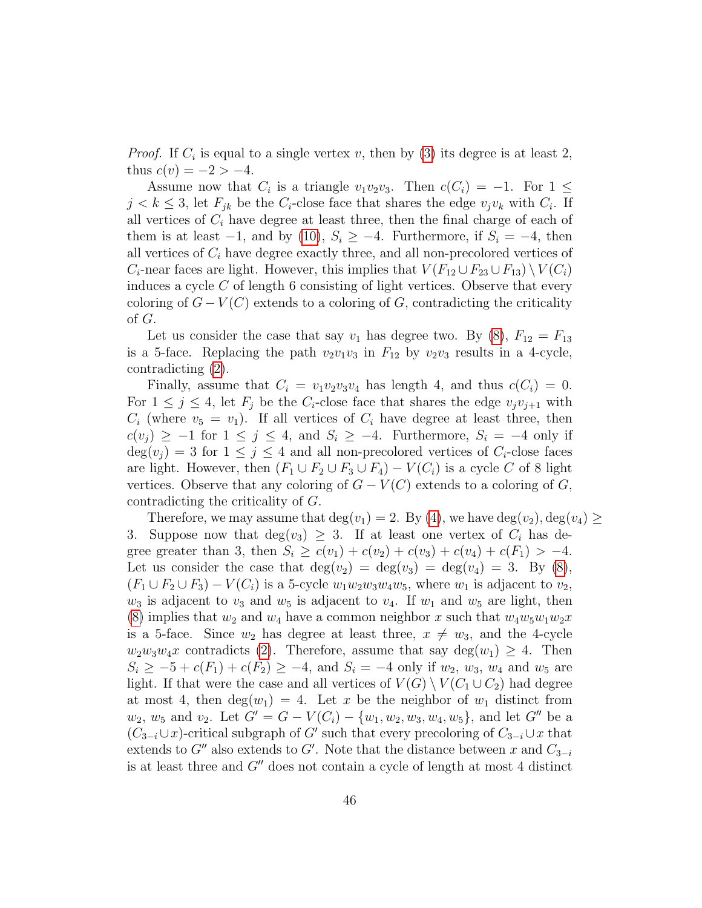*Proof.* If $C_i$ is equal to a single vertex $v$, then by (3) its degree is at least 2, thus $c(v) = -2 > -4$.

Assume now that $C_i$ is a triangle $v_1v_2v_3$. Then $c(C_i) = -1$. For $1 \le j < k \le 3$, let $F_{jk}$ be the $C_i$-close face that shares the edge $v_jv_k$ with $C_i$. If all vertices of $C_i$ have degree at least three, then the final charge of each of them is at least $-1$, and by (10), $S_i \ge -4$. Furthermore, if $S_i = -4$, then all vertices of $C_i$ have degree exactly three, and all non-precolored vertices of $C_i$-near faces are light. However, this implies that $V(F_{12} \cup F_{23} \cup F_{13}) \setminus V(C_i)$ induces a cycle $C$ of length 6 consisting of light vertices. Observe that every coloring of $G - V(C)$ extends to a coloring of $G$, contradicting the criticality of $G$.

Let us consider the case that say $v_1$ has degree two. By (8), $F_{12} = F_{13}$ is a 5-face. Replacing the path $v_2v_1v_3$ in $F_{12}$ by $v_2v_3$ results in a 4-cycle, contradicting (2).

Finally, assume that $C_i = v_1v_2v_3v_4$ has length 4, and thus $c(C_i) = 0$. For $1 \le j \le 4$, let $F_j$ be the $C_i$-close face that shares the edge $v_jv_{j+1}$ with $C_i$ (where $v_5 = v_1$). If all vertices of $C_i$ have degree at least three, then $c(v_j) \ge -1$ for $1 \le j \le 4$, and $S_i \ge -4$. Furthermore, $S_i = -4$ only if $\deg(v_j) = 3$ for $1 \le j \le 4$ and all non-precolored vertices of $C_i$-close faces are light. However, then $(F_1 \cup F_2 \cup F_3 \cup F_4) - V(C_i)$ is a cycle $C$ of 8 light vertices. Observe that any coloring of $G - V(C)$ extends to a coloring of $G$, contradicting the criticality of $G$.

Therefore, we may assume that $\deg(v_1) = 2$. By (4), we have $\deg(v_2), \deg(v_4) \ge 3$. Suppose now that $\deg(v_3) \ge 3$. If at least one vertex of $C_i$ has degree greater than 3, then $S_i \ge c(v_1) + c(v_2) + c(v_3) + c(v_4) + c(F_1) > -4$. Let us consider the case that $\deg(v_2) = \deg(v_3) = \deg(v_4) = 3$. By (8), $(F_1 \cup F_2 \cup F_3) - V(C_i)$ is a 5-cycle $w_1w_2w_3w_4w_5$, where $w_1$ is adjacent to $v_2$, $w_3$ is adjacent to $v_3$ and $w_5$ is adjacent to $v_4$. If $w_1$ and $w_5$ are light, then (8) implies that $w_2$ and $w_4$ have a common neighbor $x$ such that $w_4w_5w_1w_2x$ is a 5-face. Since $w_2$ has degree at least three, $x \ne w_3$, and the 4-cycle $w_2w_3w_4x$ contradicts (2). Therefore, assume that say $\deg(w_1) \ge 4$. Then $S_i \ge -5 + c(F_1) + c(F_2) \ge -4$, and $S_i = -4$ only if $w_2$, $w_3$, $w_4$ and $w_5$ are light. If that were the case and all vertices of $V(G) \setminus V(C_1 \cup C_2)$ had degree at most 4, then $\deg(w_1) = 4$. Let $x$ be the neighbor of $w_1$ distinct from $w_2$, $w_5$ and $v_2$. Let $G' = G - V(C_i) - \{w_1, w_2, w_3, w_4, w_5\}$, and let $G''$ be a $(C_{3-i} \cup x)$-critical subgraph of $G'$ such that every precoloring of $C_{3-i} \cup x$ that extends to $G''$ also extends to $G'$. Note that the distance between $x$ and $C_{3-i}$ is at least three and $G''$ does not contain a cycle of length at most 4 distinct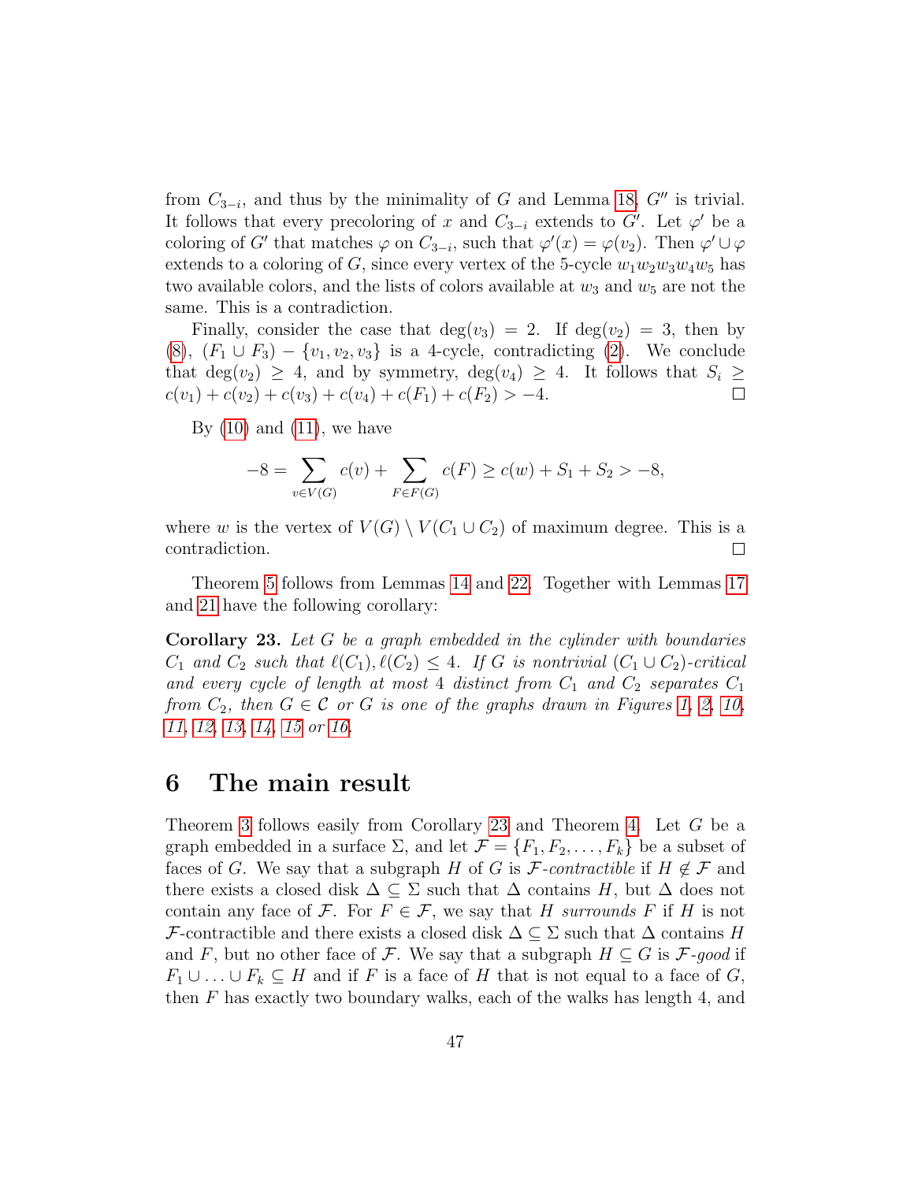from $C_{3-i}$, and thus by the minimality of $G$ and Lemma 18, $G''$ is trivial. It follows that every precoloring of $x$ and $C_{3-i}$ extends to $G'$. Let $\varphi'$ be a coloring of $G'$ that matches $\varphi$ on $C_{3-i}$, such that $\varphi'(x) = \varphi(v_2)$. Then $\varphi' \cup \varphi$ extends to a coloring of $G$, since every vertex of the 5-cycle $w_1w_2w_3w_4w_5$ has two available colors, and the lists of colors available at $w_3$ and $w_5$ are not the same. This is a contradiction.

Finally, consider the case that $\deg(v_3) = 2$. If $\deg(v_2) = 3$, then by (8), $(F_1 \cup F_3) - \{v_1, v_2, v_3\}$ is a 4-cycle, contradicting (2). We conclude that $\deg(v_2) \geq 4$, and by symmetry, $\deg(v_4) \geq 4$. It follows that $S_i \geq c(v_1) + c(v_2) + c(v_3) + c(v_4) + c(F_1) + c(F_2) > -4$. □

By (10) and (11), we have

$$-8 = \sum_{v \in V(G)} c(v) + \sum_{F \in F(G)} c(F) \geq c(w) + S_1 + S_2 > -8,$$

where $w$ is the vertex of $V(G) \setminus V(C_1 \cup C_2)$ of maximum degree. This is a contradiction. □

Theorem 5 follows from Lemmas 14 and 22. Together with Lemmas 17 and 21 have the following corollary:

**Corollary 23.** *Let $G$ be a graph embedded in the cylinder with boundaries $C_1$ and $C_2$ such that $\ell(C_1), \ell(C_2) \leq 4$. If $G$ is nontrivial $(C_1 \cup C_2)$-critical and every cycle of length at most 4 distinct from $C_1$ and $C_2$ separates $C_1$ from $C_2$, then $G \in \mathcal{C}$ or $G$ is one of the graphs drawn in Figures 1, 2, 10, 11, 12, 13, 14, 15 or 16.*

## 6 The main result

Theorem 3 follows easily from Corollary 23 and Theorem 4. Let $G$ be a graph embedded in a surface $\Sigma$, and let $\mathcal{F} = \{F_1, F_2, \ldots, F_k\}$ be a subset of faces of $G$. We say that a subgraph $H$ of $G$ is *$\mathcal{F}$-contractible* if $H \notin \mathcal{F}$ and there exists a closed disk $\Delta \subseteq \Sigma$ such that $\Delta$ contains $H$, but $\Delta$ does not contain any face of $\mathcal{F}$. For $F \in \mathcal{F}$, we say that $H$ *surrounds* $F$ if $H$ is not $\mathcal{F}$-contractible and there exists a closed disk $\Delta \subseteq \Sigma$ such that $\Delta$ contains $H$ and $F$, but no other face of $\mathcal{F}$. We say that a subgraph $H \subseteq G$ is *$\mathcal{F}$-good* if $F_1 \cup \ldots \cup F_k \subseteq H$ and if $F$ is a face of $H$ that is not equal to a face of $G$, then $F$ has exactly two boundary walks, each of the walks has length 4, and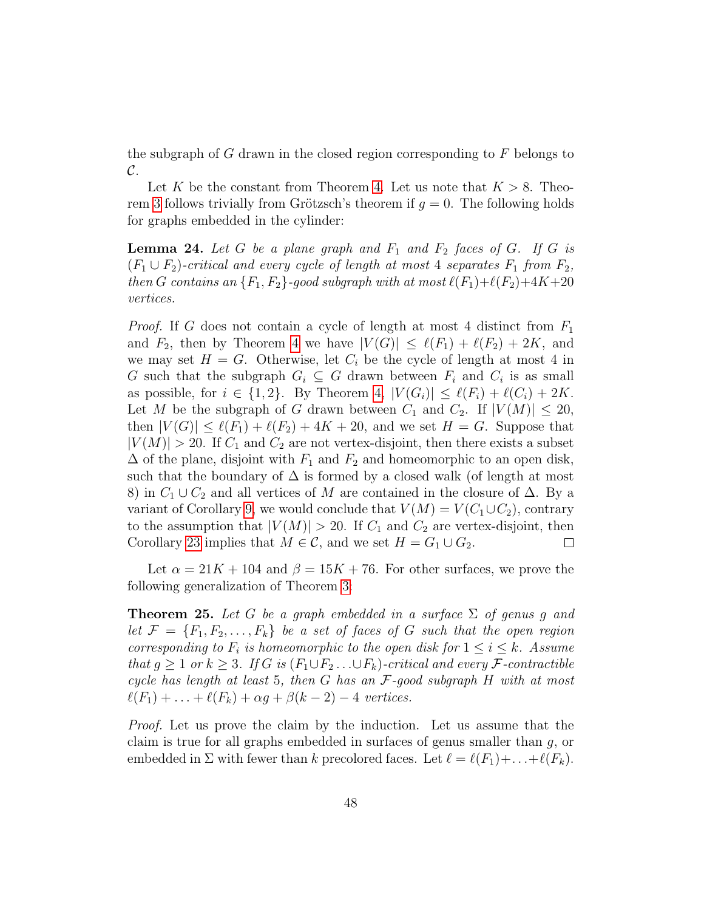the subgraph of $G$ drawn in the closed region corresponding to $F$ belongs to $\mathcal{C}$.

Let $K$ be the constant from Theorem 4. Let us note that $K > 8$. Theorem 3 follows trivially from Grötzsch's theorem if $g = 0$. The following holds for graphs embedded in the cylinder:

**Lemma 24.** *Let $G$ be a plane graph and $F_1$ and $F_2$ faces of $G$. If $G$ is $(F_1 \cup F_2)$-critical and every cycle of length at most 4 separates $F_1$ from $F_2$, then $G$ contains an $\{F_1, F_2\}$-good subgraph with at most $\ell(F_1)+\ell(F_2)+4K+20$ vertices.*

*Proof.* If $G$ does not contain a cycle of length at most 4 distinct from $F_1$ and $F_2$, then by Theorem 4 we have $|V(G)| \leq \ell(F_1) + \ell(F_2) + 2K$, and we may set $H = G$. Otherwise, let $C_i$ be the cycle of length at most 4 in $G$ such that the subgraph $G_i \subseteq G$ drawn between $F_i$ and $C_i$ is as small as possible, for $i \in \{1, 2\}$. By Theorem 4, $|V(G_i)| \leq \ell(F_i) + \ell(C_i) + 2K$. Let $M$ be the subgraph of $G$ drawn between $C_1$ and $C_2$. If $|V(M)| \leq 20$, then $|V(G)| \leq \ell(F_1) + \ell(F_2) + 4K + 20$, and we set $H = G$. Suppose that $|V(M)| > 20$. If $C_1$ and $C_2$ are not vertex-disjoint, then there exists a subset $\Delta$ of the plane, disjoint with $F_1$ and $F_2$ and homeomorphic to an open disk, such that the boundary of $\Delta$ is formed by a closed walk (of length at most 8) in $C_1 \cup C_2$ and all vertices of $M$ are contained in the closure of $\Delta$. By a variant of Corollary 9, we would conclude that $V(M) = V(C_1 \cup C_2)$, contrary to the assumption that $|V(M)| > 20$. If $C_1$ and $C_2$ are vertex-disjoint, then Corollary 23 implies that $M \in \mathcal{C}$, and we set $H = G_1 \cup G_2$. $\square$

Let $\alpha = 21K + 104$ and $\beta = 15K + 76$. For other surfaces, we prove the following generalization of Theorem 3:

**Theorem 25.** *Let $G$ be a graph embedded in a surface $\Sigma$ of genus $g$ and let $\mathcal{F} = \{F_1, F_2, \ldots, F_k\}$ be a set of faces of $G$ such that the open region corresponding to $F_i$ is homeomorphic to the open disk for $1 \leq i \leq k$. Assume that $g \geq 1$ or $k \geq 3$. If $G$ is $(F_1 \cup F_2 \ldots \cup F_k)$-critical and every $\mathcal{F}$-contractible cycle has length at least 5, then $G$ has an $\mathcal{F}$-good subgraph $H$ with at most $\ell(F_1) + \ldots + \ell(F_k) + \alpha g + \beta(k-2) - 4$ vertices.*

*Proof.* Let us prove the claim by the induction. Let us assume that the claim is true for all graphs embedded in surfaces of genus smaller than $g$, or embedded in $\Sigma$ with fewer than $k$ precolored faces. Let $\ell = \ell(F_1) + \ldots + \ell(F_k)$.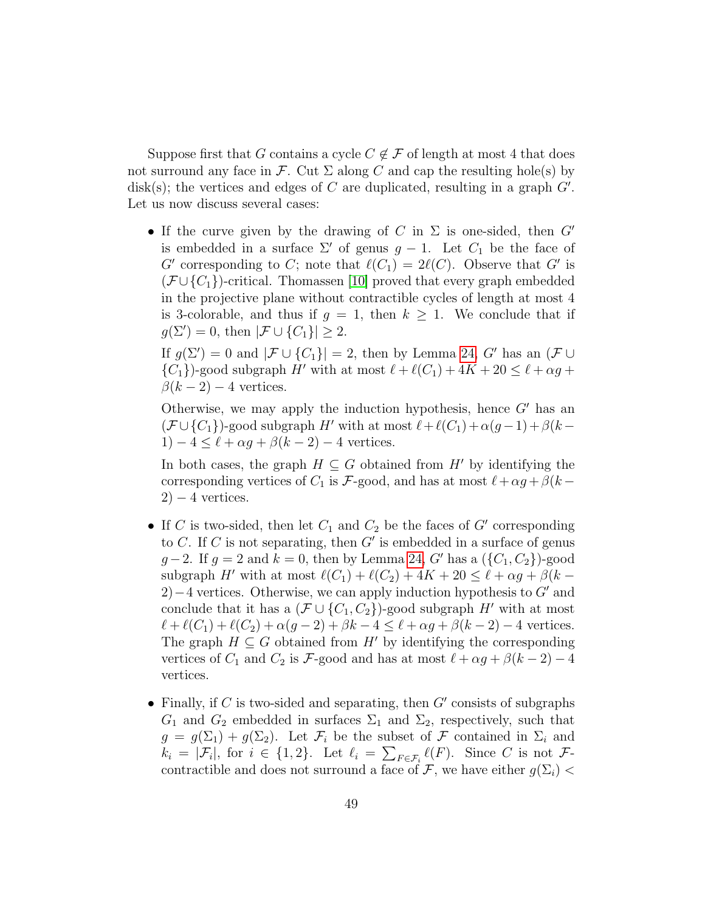Suppose first that $G$ contains a cycle $C \notin \mathcal{F}$ of length at most 4 that does not surround any face in $\mathcal{F}$. Cut $\Sigma$ along $C$ and cap the resulting hole(s) by disk(s); the vertices and edges of $C$ are duplicated, resulting in a graph $G'$. Let us now discuss several cases:

- If the curve given by the drawing of $C$ in $\Sigma$ is one-sided, then $G'$ is embedded in a surface $\Sigma'$ of genus $g-1$. Let $C_1$ be the face of $G'$ corresponding to $C$; note that $\ell(C_1) = 2\ell(C)$. Observe that $G'$ is $(\mathcal{F} \cup \{C_1\})$-critical. Thomassen [10] proved that every graph embedded in the projective plane without contractible cycles of length at most 4 is 3-colorable, and thus if $g = 1$, then $k \geq 1$. We conclude that if $g(\Sigma') = 0$, then $|\mathcal{F} \cup \{C_1\}| \geq 2$.

  If $g(\Sigma') = 0$ and $|\mathcal{F} \cup \{C_1\}| = 2$, then by Lemma 24, $G'$ has an $(\mathcal{F} \cup \{C_1\})$-good subgraph $H'$ with at most $\ell + \ell(C_1) + 4K + 20 \leq \ell + \alpha g + \beta(k-2) - 4$ vertices.

  Otherwise, we may apply the induction hypothesis, hence $G'$ has an $(\mathcal{F} \cup \{C_1\})$-good subgraph $H'$ with at most $\ell + \ell(C_1) + \alpha(g-1) + \beta(k-1) - 4 \leq \ell + \alpha g + \beta(k-2) - 4$ vertices.

  In both cases, the graph $H \subseteq G$ obtained from $H'$ by identifying the corresponding vertices of $C_1$ is $\mathcal{F}$-good, and has at most $\ell + \alpha g + \beta(k-2) - 4$ vertices.

- If $C$ is two-sided, then let $C_1$ and $C_2$ be the faces of $G'$ corresponding to $C$. If $C$ is not separating, then $G'$ is embedded in a surface of genus $g-2$. If $g = 2$ and $k = 0$, then by Lemma 24, $G'$ has a $(\{C_1, C_2\})$-good subgraph $H'$ with at most $\ell(C_1) + \ell(C_2) + 4K + 20 \leq \ell + \alpha g + \beta(k-2) - 4$ vertices. Otherwise, we can apply induction hypothesis to $G'$ and conclude that it has a $(\mathcal{F} \cup \{C_1, C_2\})$-good subgraph $H'$ with at most $\ell + \ell(C_1) + \ell(C_2) + \alpha(g-2) + \beta k - 4 \leq \ell + \alpha g + \beta(k-2) - 4$ vertices. The graph $H \subseteq G$ obtained from $H'$ by identifying the corresponding vertices of $C_1$ and $C_2$ is $\mathcal{F}$-good and has at most $\ell + \alpha g + \beta(k-2) - 4$ vertices.

- Finally, if $C$ is two-sided and separating, then $G'$ consists of subgraphs $G_1$ and $G_2$ embedded in surfaces $\Sigma_1$ and $\Sigma_2$, respectively, such that $g = g(\Sigma_1) + g(\Sigma_2)$. Let $\mathcal{F}_i$ be the subset of $\mathcal{F}$ contained in $\Sigma_i$ and $k_i = |\mathcal{F}_i|$, for $i \in \{1, 2\}$. Let $\ell_i = \sum_{F \in \mathcal{F}_i} \ell(F)$. Since $C$ is not $\mathcal{F}$-contractible and does not surround a face of $\mathcal{F}$, we have either $g(\Sigma_i) <$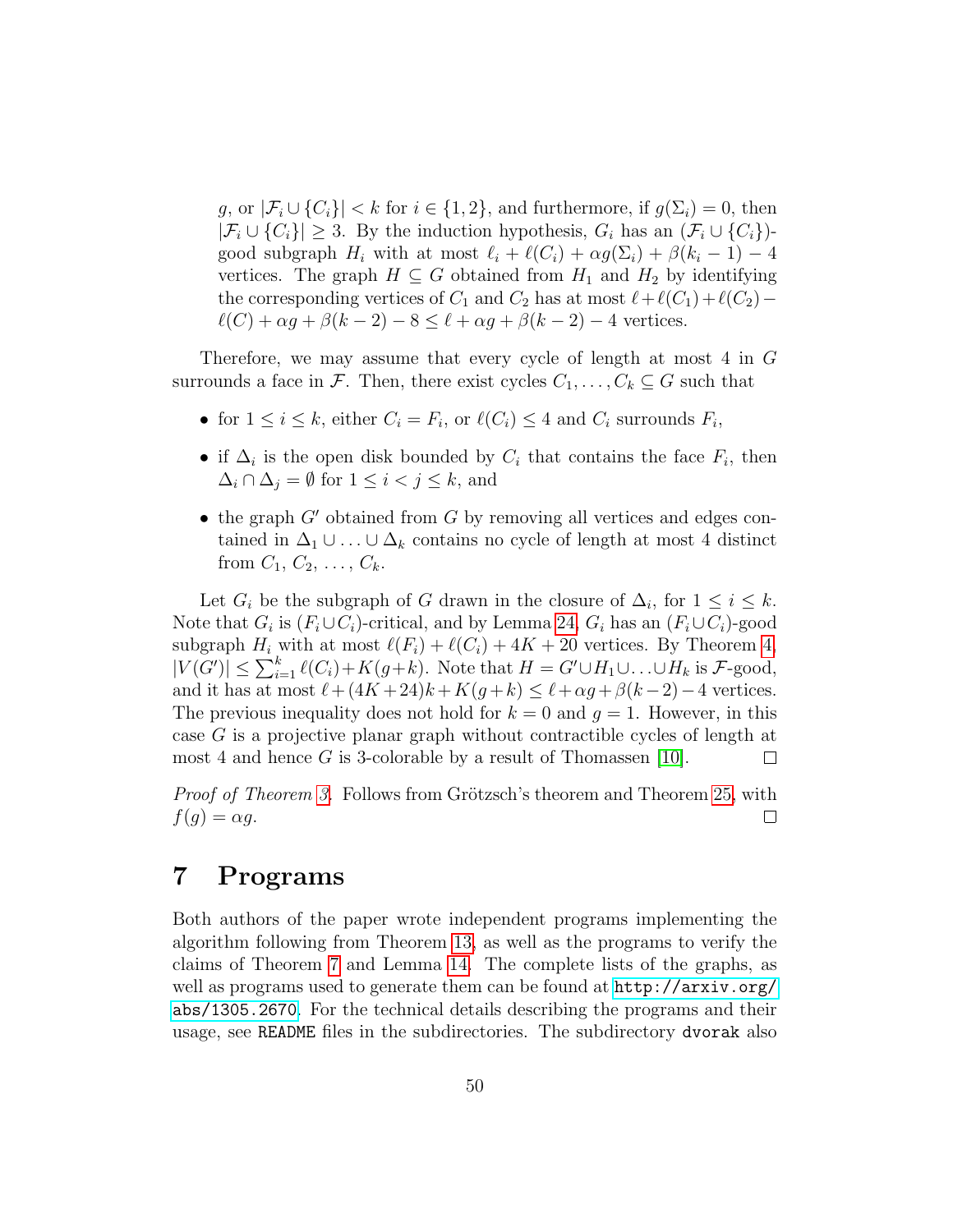$g$, or $|\mathcal{F}_i \cup \{C_i\}| < k$ for $i \in \{1,2\}$, and furthermore, if $g(\Sigma_i) = 0$, then $|\mathcal{F}_i \cup \{C_i\}| \geq 3$. By the induction hypothesis, $G_i$ has an $(\mathcal{F}_i \cup \{C_i\})$-good subgraph $H_i$ with at most $\ell_i + \ell(C_i) + \alpha g(\Sigma_i) + \beta(k_i - 1) - 4$ vertices. The graph $H \subseteq G$ obtained from $H_1$ and $H_2$ by identifying the corresponding vertices of $C_1$ and $C_2$ has at most $\ell + \ell(C_1) + \ell(C_2) - \ell(C) + \alpha g + \beta(k-2) - 8 \leq \ell + \alpha g + \beta(k-2) - 4$ vertices.

Therefore, we may assume that every cycle of length at most 4 in $G$ surrounds a face in $\mathcal{F}$. Then, there exist cycles $C_1, \ldots, C_k \subseteq G$ such that

- for $1 \leq i \leq k$, either $C_i = F_i$, or $\ell(C_i) \leq 4$ and $C_i$ surrounds $F_i$,
- if $\Delta_i$ is the open disk bounded by $C_i$ that contains the face $F_i$, then $\Delta_i \cap \Delta_j = \emptyset$ for $1 \leq i < j \leq k$, and
- the graph $G'$ obtained from $G$ by removing all vertices and edges contained in $\Delta_1 \cup \ldots \cup \Delta_k$ contains no cycle of length at most 4 distinct from $C_1, C_2, \ldots, C_k$.

Let $G_i$ be the subgraph of $G$ drawn in the closure of $\Delta_i$, for $1 \leq i \leq k$. Note that $G_i$ is $(F_i \cup C_i)$-critical, and by Lemma 24, $G_i$ has an $(F_i \cup C_i)$-good subgraph $H_i$ with at most $\ell(F_i) + \ell(C_i) + 4K + 20$ vertices. By Theorem 4, $|V(G')| \leq \sum_{i=1}^{k} \ell(C_i) + K(g+k)$. Note that $H = G' \cup H_1 \cup \ldots \cup H_k$ is $\mathcal{F}$-good, and it has at most $\ell + (4K+24)k + K(g+k) \leq \ell + \alpha g + \beta(k-2) - 4$ vertices. The previous inequality does not hold for $k = 0$ and $g = 1$. However, in this case $G$ is a projective planar graph without contractible cycles of length at most 4 and hence $G$ is 3-colorable by a result of Thomassen [10]. $\square$

*Proof of Theorem 3.* Follows from Grötzsch's theorem and Theorem 25, with $f(g) = \alpha g$. $\square$

# 7 Programs

Both authors of the paper wrote independent programs implementing the algorithm following from Theorem 13, as well as the programs to verify the claims of Theorem 7 and Lemma 14. The complete lists of the graphs, as well as programs used to generate them can be found at `http://arxiv.org/abs/1305.2670`. For the technical details describing the programs and their usage, see `README` files in the subdirectories. The subdirectory `dvorak` also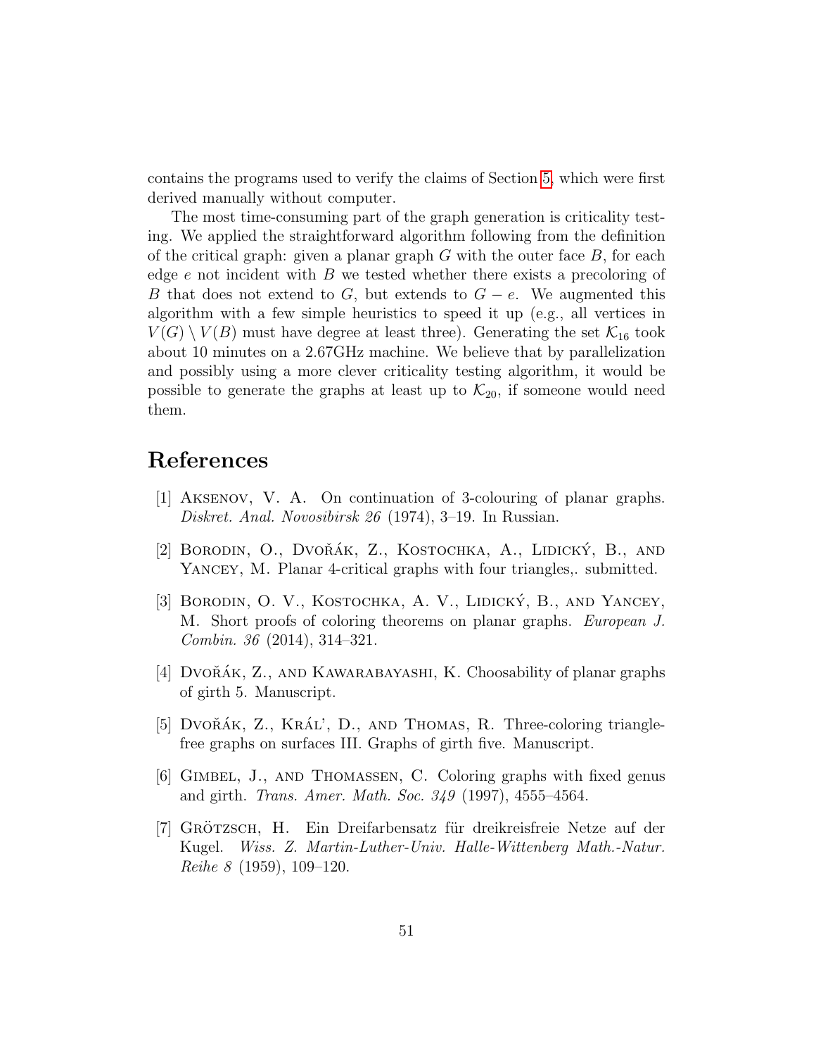contains the programs used to verify the claims of Section 5, which were first derived manually without computer.

The most time-consuming part of the graph generation is criticality testing. We applied the straightforward algorithm following from the definition of the critical graph: given a planar graph $G$ with the outer face $B$, for each edge $e$ not incident with $B$ we tested whether there exists a precoloring of $B$ that does not extend to $G$, but extends to $G - e$. We augmented this algorithm with a few simple heuristics to speed it up (e.g., all vertices in $V(G) \setminus V(B)$ must have degree at least three). Generating the set $\mathcal{K}_{16}$ took about 10 minutes on a 2.67GHz machine. We believe that by parallelization and possibly using a more clever criticality testing algorithm, it would be possible to generate the graphs at least up to $\mathcal{K}_{20}$, if someone would need them.

# References

[1] Aksenov, V. A. On continuation of 3-colouring of planar graphs. *Diskret. Anal. Novosibirsk 26* (1974), 3–19. In Russian.

[2] Borodin, O., Dvořák, Z., Kostochka, A., Lidický, B., and Yancey, M. Planar 4-critical graphs with four triangles,. submitted.

[3] Borodin, O. V., Kostochka, A. V., Lidický, B., and Yancey, M. Short proofs of coloring theorems on planar graphs. *European J. Combin. 36* (2014), 314–321.

[4] Dvořák, Z., and Kawarabayashi, K. Choosability of planar graphs of girth 5. Manuscript.

[5] Dvořák, Z., Kráľ, D., and Thomas, R. Three-coloring triangle-free graphs on surfaces III. Graphs of girth five. Manuscript.

[6] Gimbel, J., and Thomassen, C. Coloring graphs with fixed genus and girth. *Trans. Amer. Math. Soc. 349* (1997), 4555–4564.

[7] Grötzsch, H. Ein Dreifarbensatz für dreikreisfreie Netze auf der Kugel. *Wiss. Z. Martin-Luther-Univ. Halle-Wittenberg Math.-Natur. Reihe 8* (1959), 109–120.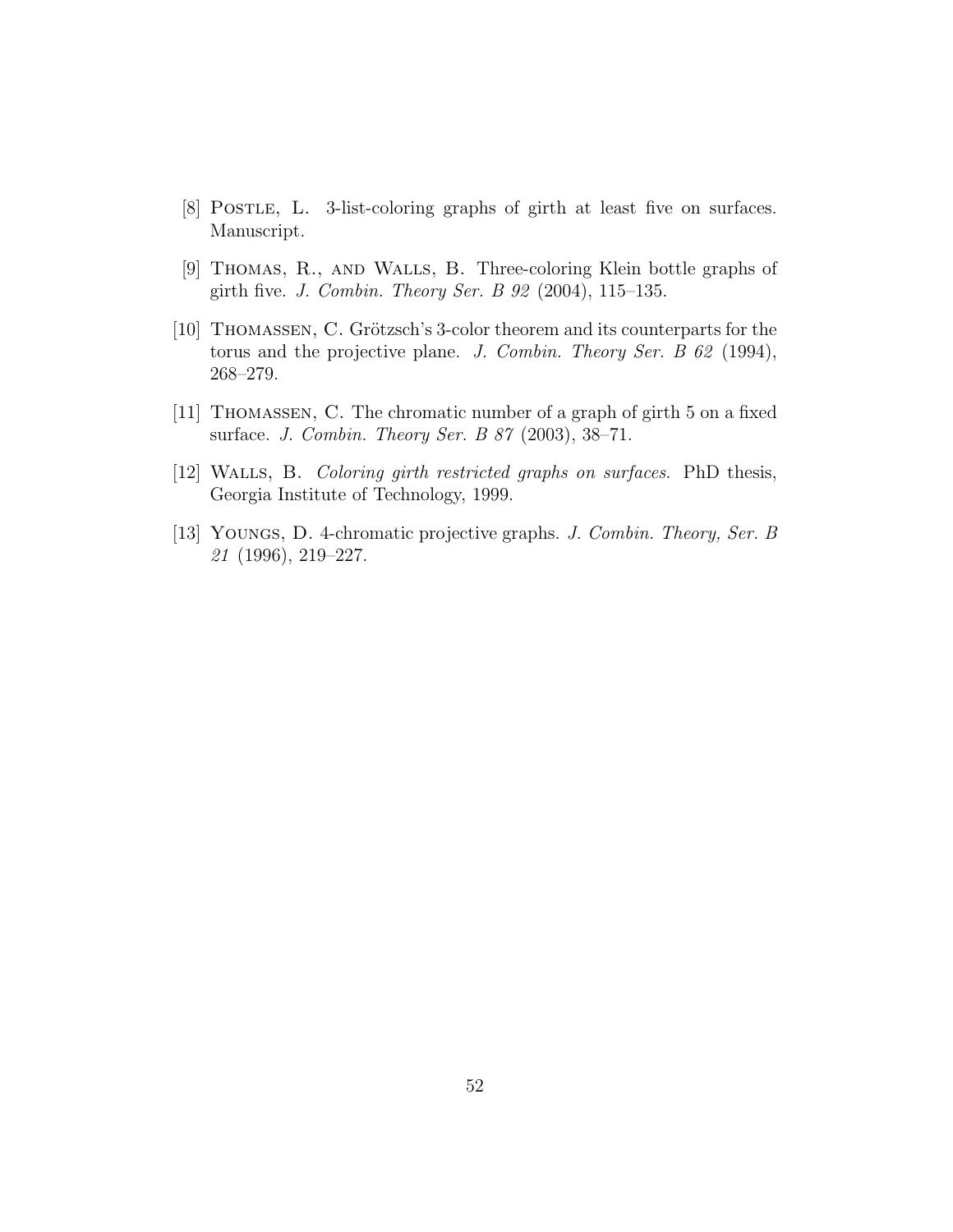[8] Postle, L. 3-list-coloring graphs of girth at least five on surfaces. Manuscript.

[9] Thomas, R., and Walls, B. Three-coloring Klein bottle graphs of girth five. *J. Combin. Theory Ser. B 92* (2004), 115–135.

[10] Thomassen, C. Grötzsch's 3-color theorem and its counterparts for the torus and the projective plane. *J. Combin. Theory Ser. B 62* (1994), 268–279.

[11] Thomassen, C. The chromatic number of a graph of girth 5 on a fixed surface. *J. Combin. Theory Ser. B 87* (2003), 38–71.

[12] Walls, B. *Coloring girth restricted graphs on surfaces.* PhD thesis, Georgia Institute of Technology, 1999.

[13] Youngs, D. 4-chromatic projective graphs. *J. Combin. Theory, Ser. B 21* (1996), 219–227.